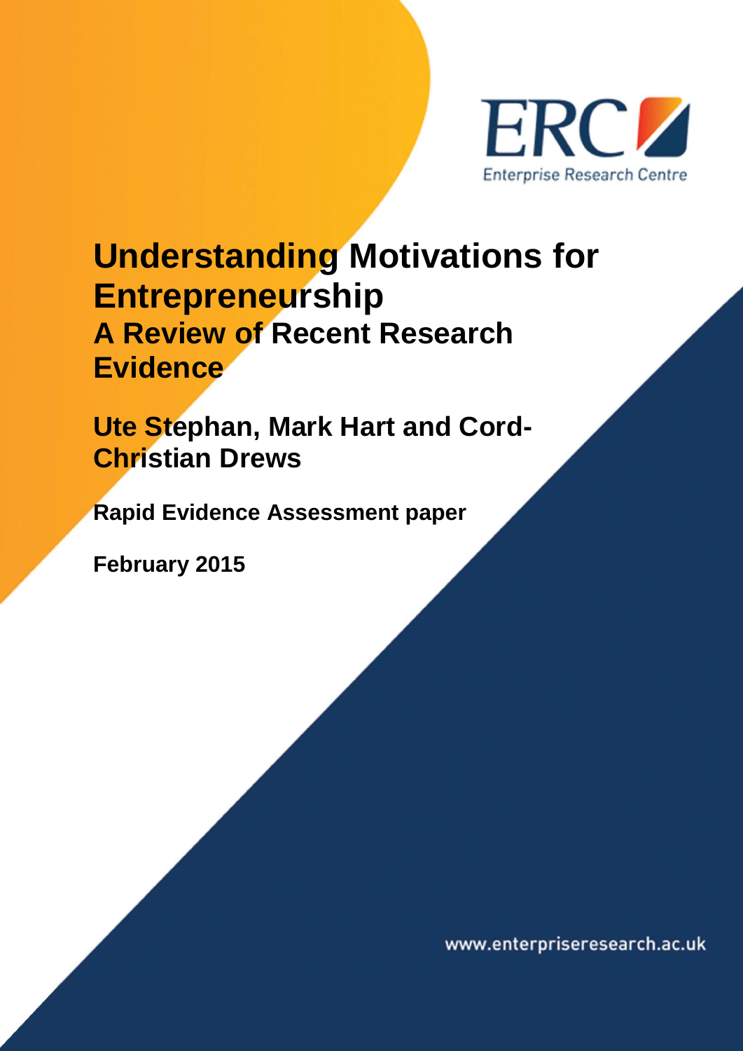ERC Enterprise Research Centre

# Understanding Motivations for Entrepreneurship

## A Review of Recent Research Evidence

**Ute Stephan, Mark Hart and Cord-Christian Drews**

**Rapid Evidence Assessment paper**

**February 2015**

www.enterpriseresearch.ac.uk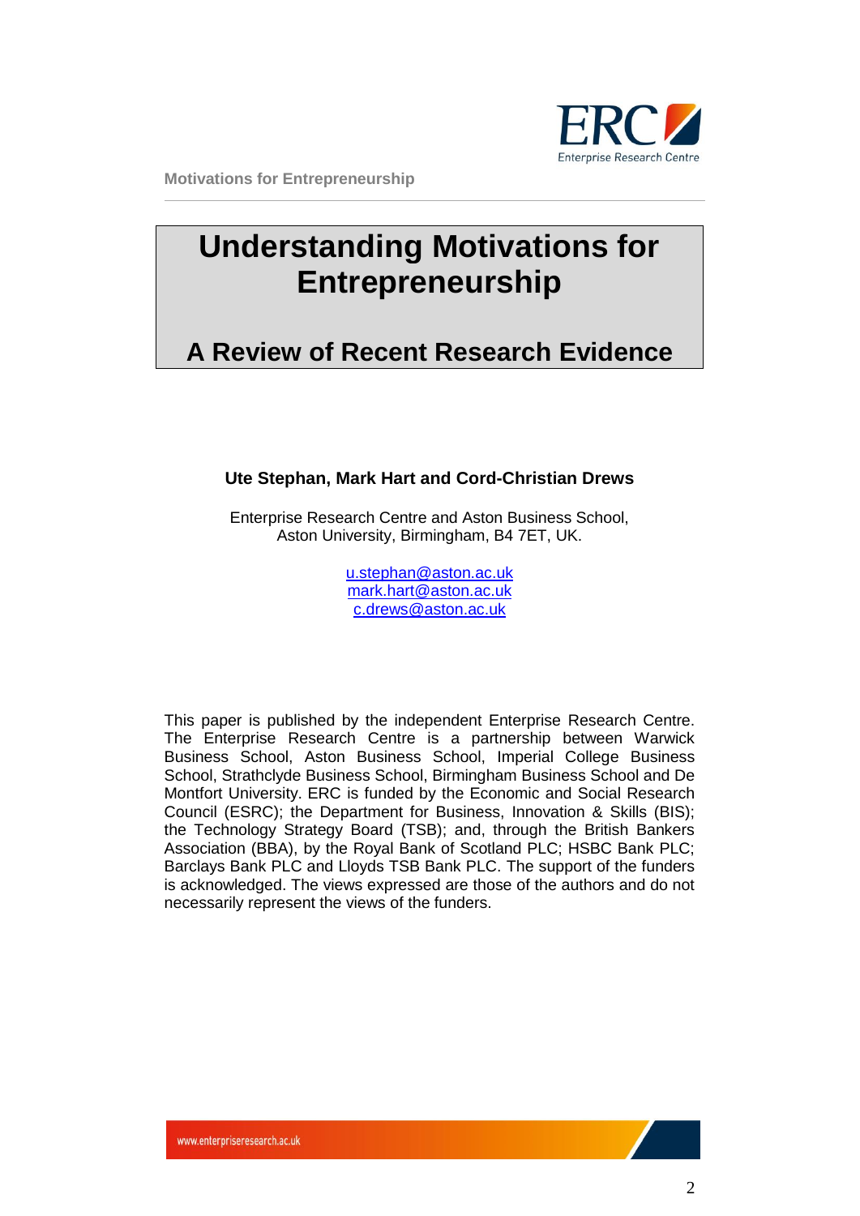# Understanding Motivations for Entrepreneurship

## A Review of Recent Research Evidence

**Ute Stephan, Mark Hart and Cord-Christian Drews**

Enterprise Research Centre and Aston Business School, Aston University, Birmingham, B4 7ET, UK.

u.stephan@aston.ac.uk
mark.hart@aston.ac.uk
c.drews@aston.ac.uk

This paper is published by the independent Enterprise Research Centre. The Enterprise Research Centre is a partnership between Warwick Business School, Aston Business School, Imperial College Business School, Strathclyde Business School, Birmingham Business School and De Montfort University. ERC is funded by the Economic and Social Research Council (ESRC); the Department for Business, Innovation & Skills (BIS); the Technology Strategy Board (TSB); and, through the British Bankers Association (BBA), by the Royal Bank of Scotland PLC; HSBC Bank PLC; Barclays Bank PLC and Lloyds TSB Bank PLC. The support of the funders is acknowledged. The views expressed are those of the authors and do not necessarily represent the views of the funders.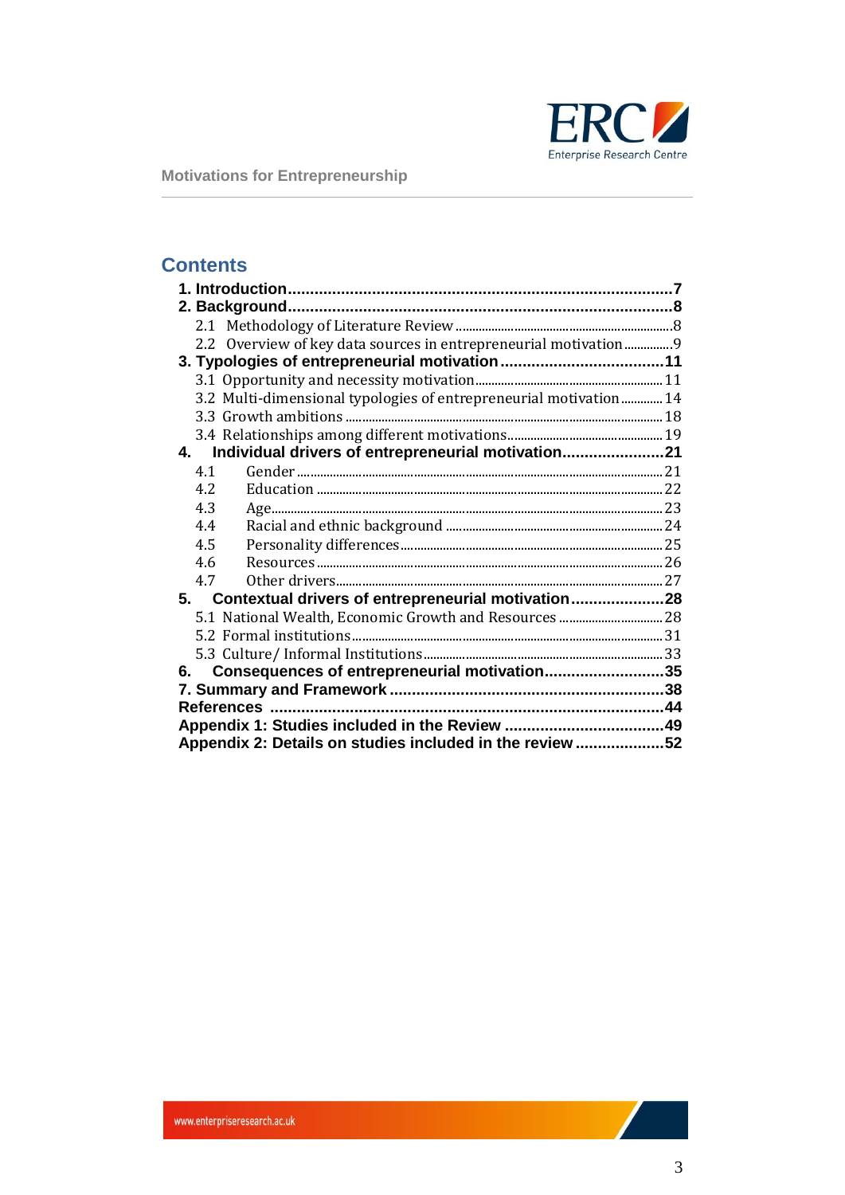## Contents

1. Introduction ..... 7
2. Background ..... 8
   - 2.1 Methodology of Literature Review ..... 8
   - 2.2 Overview of key data sources in entrepreneurial motivation ..... 9
3. Typologies of entrepreneurial motivation ..... 11
   - 3.1 Opportunity and necessity motivation ..... 11
   - 3.2 Multi-dimensional typologies of entrepreneurial motivation ..... 14
   - 3.3 Growth ambitions ..... 18
   - 3.4 Relationships among different motivations ..... 19
4. Individual drivers of entrepreneurial motivation ..... 21
   - 4.1 Gender ..... 21
   - 4.2 Education ..... 22
   - 4.3 Age ..... 23
   - 4.4 Racial and ethnic background ..... 24
   - 4.5 Personality differences ..... 25
   - 4.6 Resources ..... 26
   - 4.7 Other drivers ..... 27
5. Contextual drivers of entrepreneurial motivation ..... 28
   - 5.1 National Wealth, Economic Growth and Resources ..... 28
   - 5.2 Formal institutions ..... 31
   - 5.3 Culture/ Informal Institutions ..... 33
6. Consequences of entrepreneurial motivation ..... 35
7. Summary and Framework ..... 38

References ..... 44

Appendix 1: Studies included in the Review ..... 49

Appendix 2: Details on studies included in the review ..... 52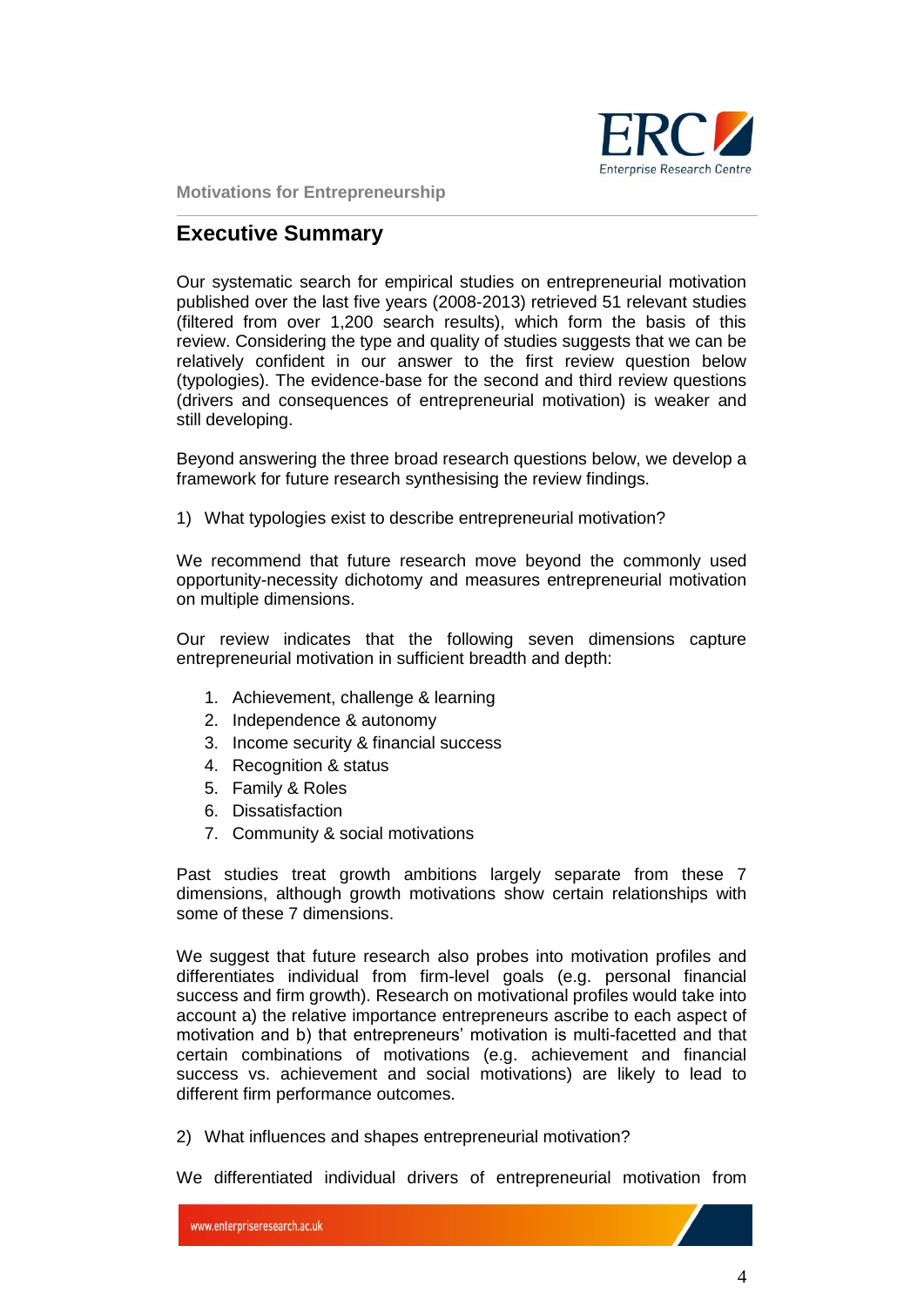## Executive Summary

Our systematic search for empirical studies on entrepreneurial motivation published over the last five years (2008-2013) retrieved 51 relevant studies (filtered from over 1,200 search results), which form the basis of this review. Considering the type and quality of studies suggests that we can be relatively confident in our answer to the first review question below (typologies). The evidence-base for the second and third review questions (drivers and consequences of entrepreneurial motivation) is weaker and still developing.

Beyond answering the three broad research questions below, we develop a framework for future research synthesising the review findings.

1) What typologies exist to describe entrepreneurial motivation?

We recommend that future research move beyond the commonly used opportunity-necessity dichotomy and measures entrepreneurial motivation on multiple dimensions.

Our review indicates that the following seven dimensions capture entrepreneurial motivation in sufficient breadth and depth:

1. Achievement, challenge & learning
2. Independence & autonomy
3. Income security & financial success
4. Recognition & status
5. Family & Roles
6. Dissatisfaction
7. Community & social motivations

Past studies treat growth ambitions largely separate from these 7 dimensions, although growth motivations show certain relationships with some of these 7 dimensions.

We suggest that future research also probes into motivation profiles and differentiates individual from firm-level goals (e.g. personal financial success and firm growth). Research on motivational profiles would take into account a) the relative importance entrepreneurs ascribe to each aspect of motivation and b) that entrepreneurs' motivation is multi-facetted and that certain combinations of motivations (e.g. achievement and financial success vs. achievement and social motivations) are likely to lead to different firm performance outcomes.

2) What influences and shapes entrepreneurial motivation?

We differentiated individual drivers of entrepreneurial motivation from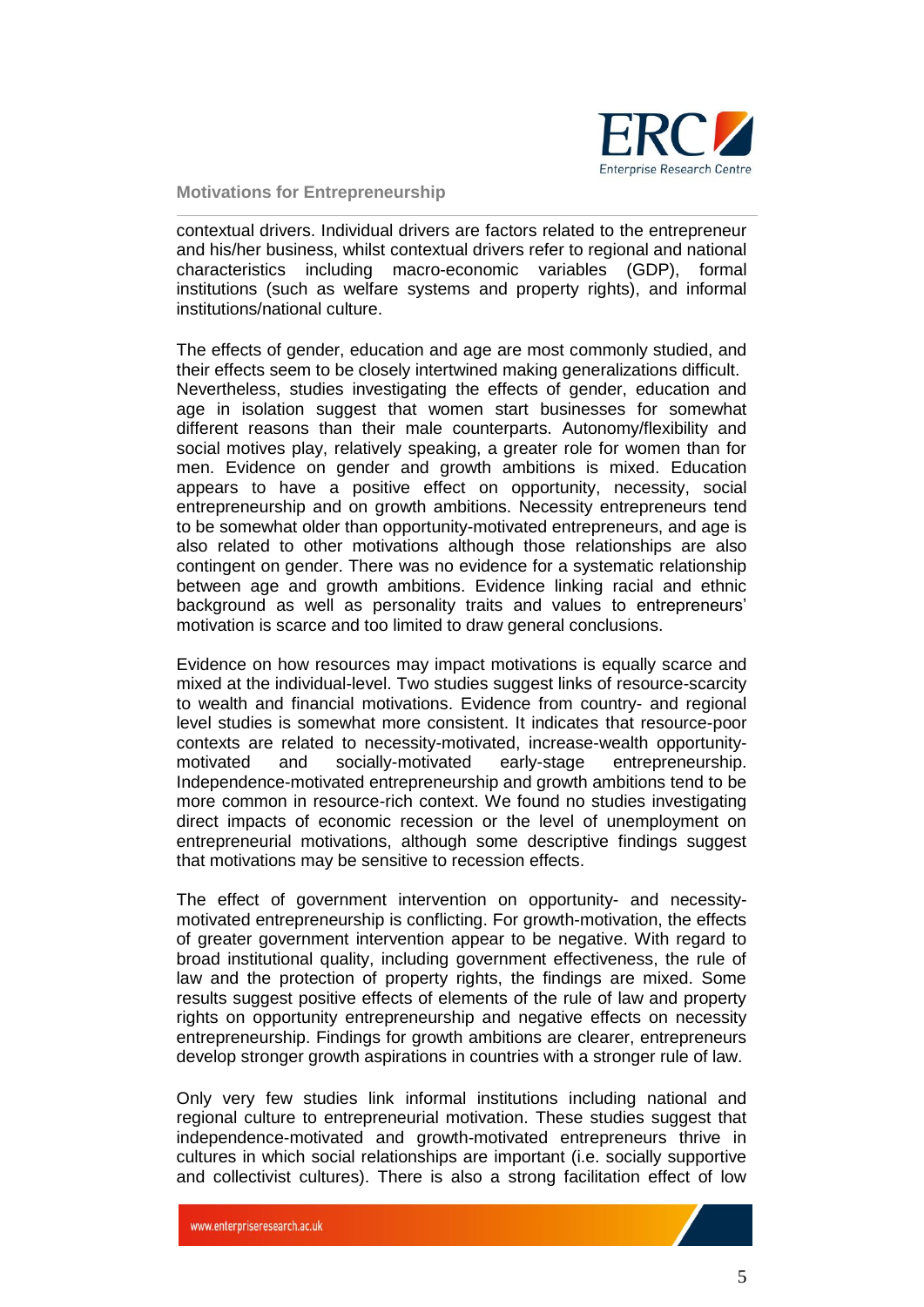contextual drivers. Individual drivers are factors related to the entrepreneur and his/her business, whilst contextual drivers refer to regional and national characteristics including macro-economic variables (GDP), formal institutions (such as welfare systems and property rights), and informal institutions/national culture.

The effects of gender, education and age are most commonly studied, and their effects seem to be closely intertwined making generalizations difficult. Nevertheless, studies investigating the effects of gender, education and age in isolation suggest that women start businesses for somewhat different reasons than their male counterparts. Autonomy/flexibility and social motives play, relatively speaking, a greater role for women than for men. Evidence on gender and growth ambitions is mixed. Education appears to have a positive effect on opportunity, necessity, social entrepreneurship and on growth ambitions. Necessity entrepreneurs tend to be somewhat older than opportunity-motivated entrepreneurs, and age is also related to other motivations although those relationships are also contingent on gender. There was no evidence for a systematic relationship between age and growth ambitions. Evidence linking racial and ethnic background as well as personality traits and values to entrepreneurs' motivation is scarce and too limited to draw general conclusions.

Evidence on how resources may impact motivations is equally scarce and mixed at the individual-level. Two studies suggest links of resource-scarcity to wealth and financial motivations. Evidence from country- and regional level studies is somewhat more consistent. It indicates that resource-poor contexts are related to necessity-motivated, increase-wealth opportunity-motivated and socially-motivated early-stage entrepreneurship. Independence-motivated entrepreneurship and growth ambitions tend to be more common in resource-rich context. We found no studies investigating direct impacts of economic recession or the level of unemployment on entrepreneurial motivations, although some descriptive findings suggest that motivations may be sensitive to recession effects.

The effect of government intervention on opportunity- and necessity-motivated entrepreneurship is conflicting. For growth-motivation, the effects of greater government intervention appear to be negative. With regard to broad institutional quality, including government effectiveness, the rule of law and the protection of property rights, the findings are mixed. Some results suggest positive effects of elements of the rule of law and property rights on opportunity entrepreneurship and negative effects on necessity entrepreneurship. Findings for growth ambitions are clearer, entrepreneurs develop stronger growth aspirations in countries with a stronger rule of law.

Only very few studies link informal institutions including national and regional culture to entrepreneurial motivation. These studies suggest that independence-motivated and growth-motivated entrepreneurs thrive in cultures in which social relationships are important (i.e. socially supportive and collectivist cultures). There is also a strong facilitation effect of low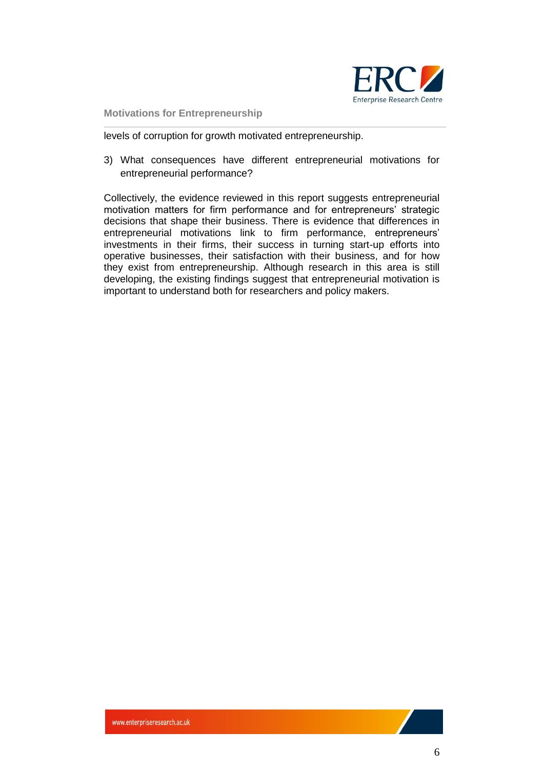levels of corruption for growth motivated entrepreneurship.

3) What consequences have different entrepreneurial motivations for entrepreneurial performance?

Collectively, the evidence reviewed in this report suggests entrepreneurial motivation matters for firm performance and for entrepreneurs' strategic decisions that shape their business. There is evidence that differences in entrepreneurial motivations link to firm performance, entrepreneurs' investments in their firms, their success in turning start-up efforts into operative businesses, their satisfaction with their business, and for how they exist from entrepreneurship. Although research in this area is still developing, the existing findings suggest that entrepreneurial motivation is important to understand both for researchers and policy makers.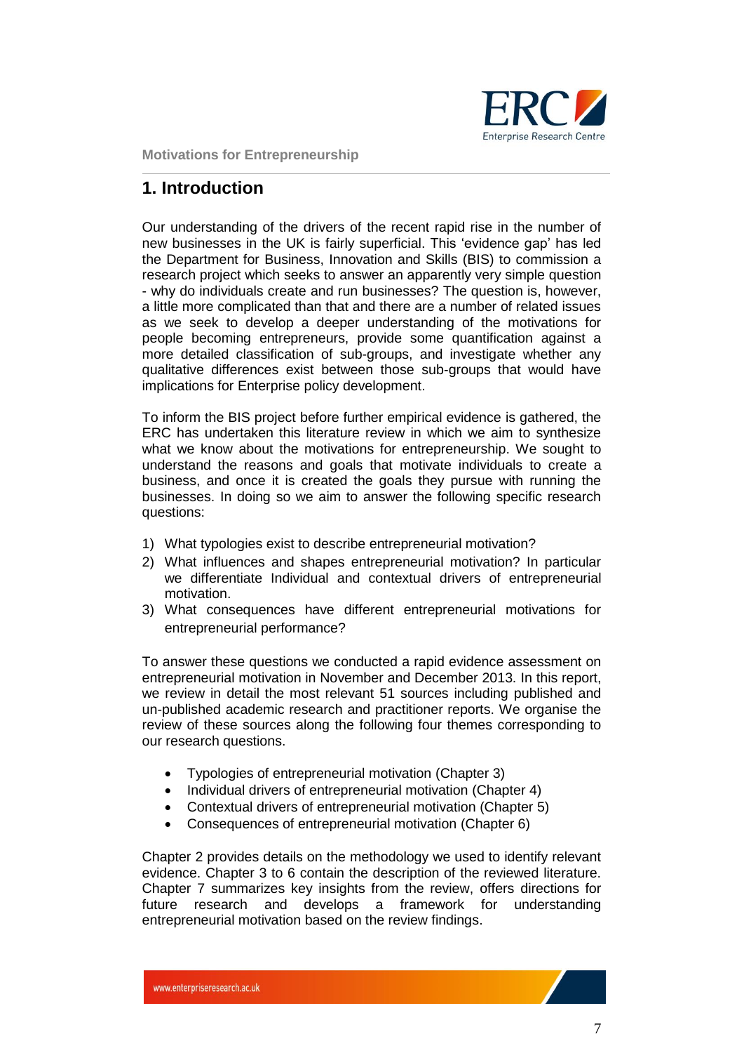## 1. Introduction

Our understanding of the drivers of the recent rapid rise in the number of new businesses in the UK is fairly superficial. This 'evidence gap' has led the Department for Business, Innovation and Skills (BIS) to commission a research project which seeks to answer an apparently very simple question - why do individuals create and run businesses? The question is, however, a little more complicated than that and there are a number of related issues as we seek to develop a deeper understanding of the motivations for people becoming entrepreneurs, provide some quantification against a more detailed classification of sub-groups, and investigate whether any qualitative differences exist between those sub-groups that would have implications for Enterprise policy development.

To inform the BIS project before further empirical evidence is gathered, the ERC has undertaken this literature review in which we aim to synthesize what we know about the motivations for entrepreneurship. We sought to understand the reasons and goals that motivate individuals to create a business, and once it is created the goals they pursue with running the businesses. In doing so we aim to answer the following specific research questions:

1) What typologies exist to describe entrepreneurial motivation?
2) What influences and shapes entrepreneurial motivation? In particular we differentiate Individual and contextual drivers of entrepreneurial motivation.
3) What consequences have different entrepreneurial motivations for entrepreneurial performance?

To answer these questions we conducted a rapid evidence assessment on entrepreneurial motivation in November and December 2013. In this report, we review in detail the most relevant 51 sources including published and un-published academic research and practitioner reports. We organise the review of these sources along the following four themes corresponding to our research questions.

- Typologies of entrepreneurial motivation (Chapter 3)
- Individual drivers of entrepreneurial motivation (Chapter 4)
- Contextual drivers of entrepreneurial motivation (Chapter 5)
- Consequences of entrepreneurial motivation (Chapter 6)

Chapter 2 provides details on the methodology we used to identify relevant evidence. Chapter 3 to 6 contain the description of the reviewed literature. Chapter 7 summarizes key insights from the review, offers directions for future research and develops a framework for understanding entrepreneurial motivation based on the review findings.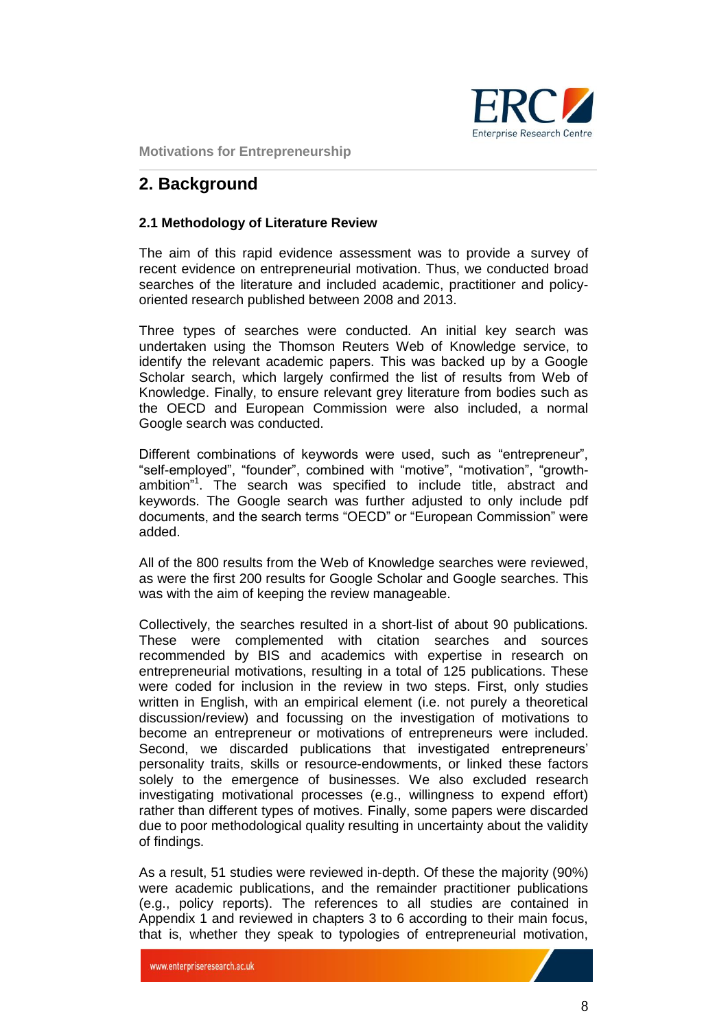## 2. Background

### 2.1 Methodology of Literature Review

The aim of this rapid evidence assessment was to provide a survey of recent evidence on entrepreneurial motivation. Thus, we conducted broad searches of the literature and included academic, practitioner and policy-oriented research published between 2008 and 2013.

Three types of searches were conducted. An initial key search was undertaken using the Thomson Reuters Web of Knowledge service, to identify the relevant academic papers. This was backed up by a Google Scholar search, which largely confirmed the list of results from Web of Knowledge. Finally, to ensure relevant grey literature from bodies such as the OECD and European Commission were also included, a normal Google search was conducted.

Different combinations of keywords were used, such as "entrepreneur", "self-employed", "founder", combined with "motive", "motivation", "growth-ambition"[1]. The search was specified to include title, abstract and keywords. The Google search was further adjusted to only include pdf documents, and the search terms "OECD" or "European Commission" were added.

All of the 800 results from the Web of Knowledge searches were reviewed, as were the first 200 results for Google Scholar and Google searches. This was with the aim of keeping the review manageable.

Collectively, the searches resulted in a short-list of about 90 publications. These were complemented with citation searches and sources recommended by BIS and academics with expertise in research on entrepreneurial motivations, resulting in a total of 125 publications. These were coded for inclusion in the review in two steps. First, only studies written in English, with an empirical element (i.e. not purely a theoretical discussion/review) and focussing on the investigation of motivations to become an entrepreneur or motivations of entrepreneurs were included. Second, we discarded publications that investigated entrepreneurs' personality traits, skills or resource-endowments, or linked these factors solely to the emergence of businesses. We also excluded research investigating motivational processes (e.g., willingness to expend effort) rather than different types of motives. Finally, some papers were discarded due to poor methodological quality resulting in uncertainty about the validity of findings.

As a result, 51 studies were reviewed in-depth. Of these the majority (90%) were academic publications, and the remainder practitioner publications (e.g., policy reports). The references to all studies are contained in Appendix 1 and reviewed in chapters 3 to 6 according to their main focus, that is, whether they speak to typologies of entrepreneurial motivation,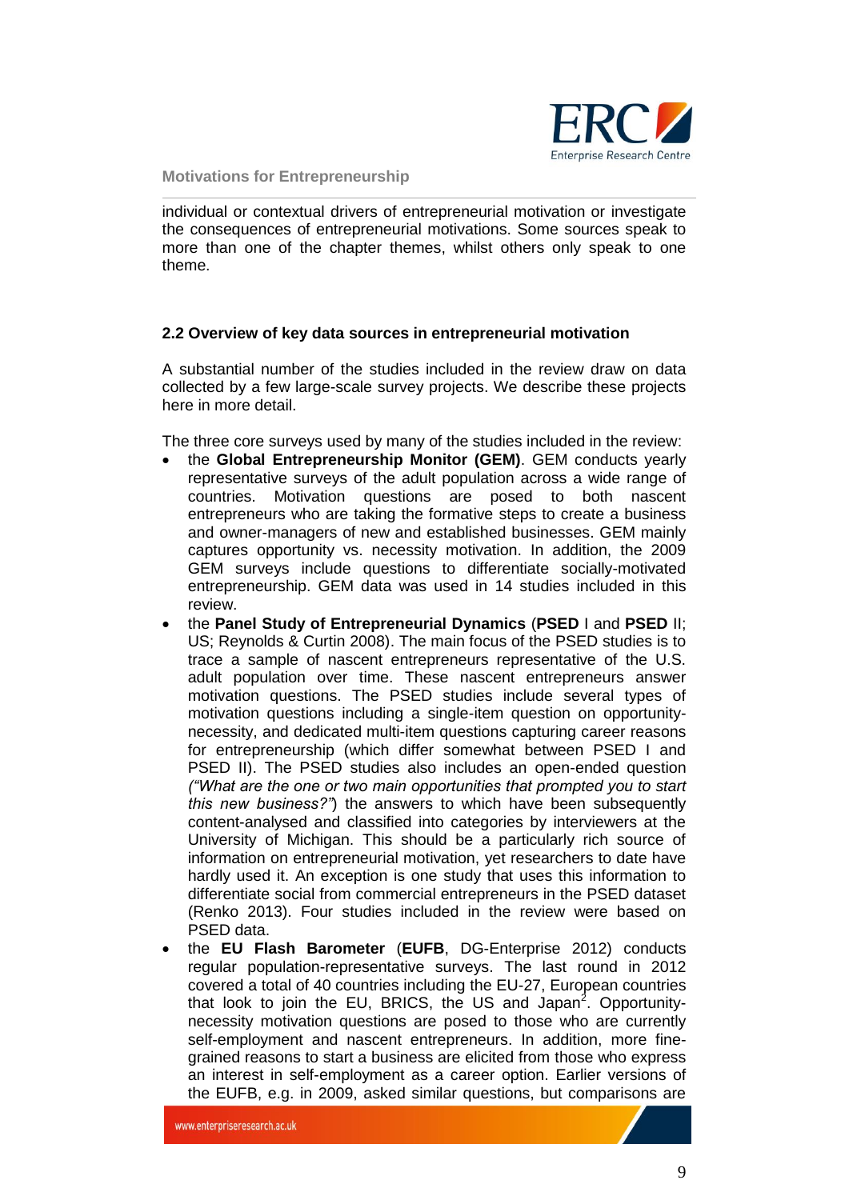individual or contextual drivers of entrepreneurial motivation or investigate the consequences of entrepreneurial motivations. Some sources speak to more than one of the chapter themes, whilst others only speak to one theme.

### 2.2 Overview of key data sources in entrepreneurial motivation

A substantial number of the studies included in the review draw on data collected by a few large-scale survey projects. We describe these projects here in more detail.

The three core surveys used by many of the studies included in the review:

- the **Global Entrepreneurship Monitor (GEM)**. GEM conducts yearly representative surveys of the adult population across a wide range of countries. Motivation questions are posed to both nascent entrepreneurs who are taking the formative steps to create a business and owner-managers of new and established businesses. GEM mainly captures opportunity vs. necessity motivation. In addition, the 2009 GEM surveys include questions to differentiate socially-motivated entrepreneurship. GEM data was used in 14 studies included in this review.
- the **Panel Study of Entrepreneurial Dynamics** (**PSED** I and **PSED** II; US; Reynolds & Curtin 2008). The main focus of the PSED studies is to trace a sample of nascent entrepreneurs representative of the U.S. adult population over time. These nascent entrepreneurs answer motivation questions. The PSED studies include several types of motivation questions including a single-item question on opportunity-necessity, and dedicated multi-item questions capturing career reasons for entrepreneurship (which differ somewhat between PSED I and PSED II). The PSED studies also includes an open-ended question *("What are the one or two main opportunities that prompted you to start this new business?")* the answers to which have been subsequently content-analysed and classified into categories by interviewers at the University of Michigan. This should be a particularly rich source of information on entrepreneurial motivation, yet researchers to date have hardly used it. An exception is one study that uses this information to differentiate social from commercial entrepreneurs in the PSED dataset (Renko 2013). Four studies included in the review were based on PSED data.
- the **EU Flash Barometer** (**EUFB**, DG-Enterprise 2012) conducts regular population-representative surveys. The last round in 2012 covered a total of 40 countries including the EU-27, European countries that look to join the EU, BRICS, the US and Japan[2]. Opportunity-necessity motivation questions are posed to those who are currently self-employment and nascent entrepreneurs. In addition, more fine-grained reasons to start a business are elicited from those who express an interest in self-employment as a career option. Earlier versions of the EUFB, e.g. in 2009, asked similar questions, but comparisons are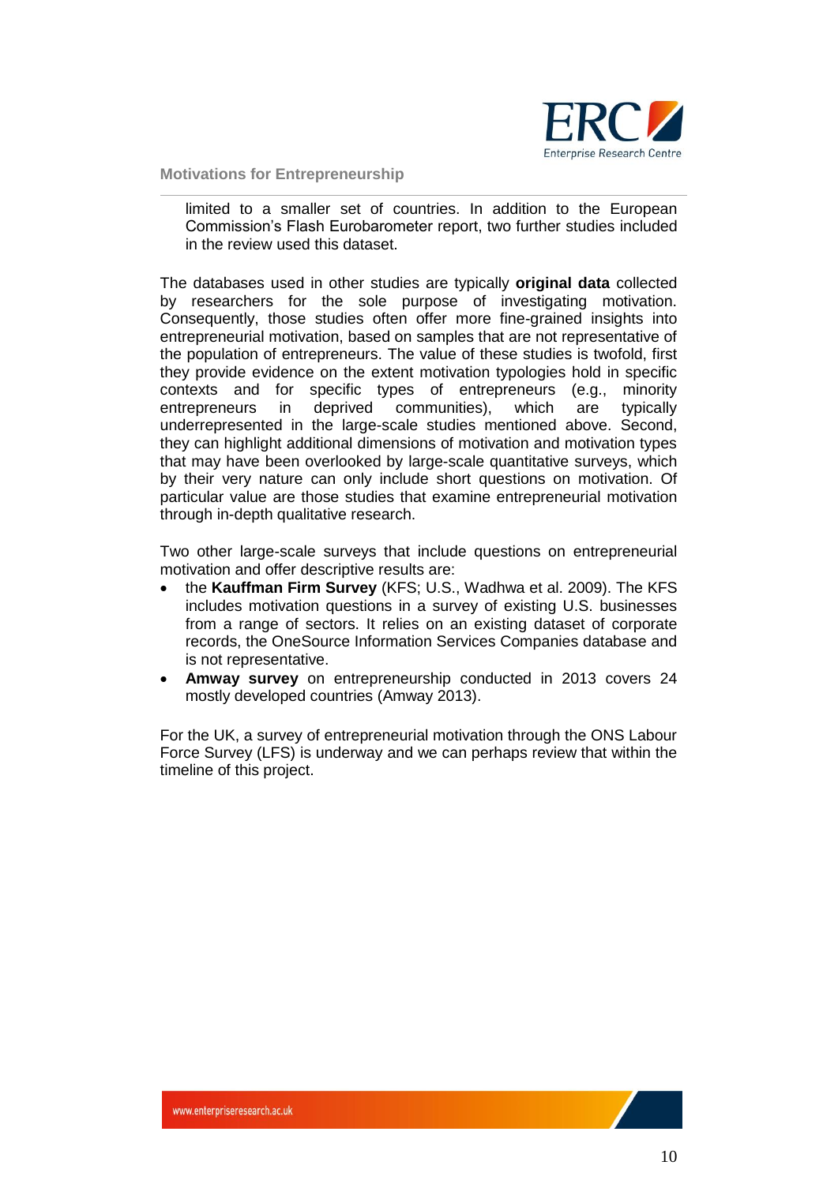limited to a smaller set of countries. In addition to the European Commission's Flash Eurobarometer report, two further studies included in the review used this dataset.

The databases used in other studies are typically **original data** collected by researchers for the sole purpose of investigating motivation. Consequently, those studies often offer more fine-grained insights into entrepreneurial motivation, based on samples that are not representative of the population of entrepreneurs. The value of these studies is twofold, first they provide evidence on the extent motivation typologies hold in specific contexts and for specific types of entrepreneurs (e.g., minority entrepreneurs in deprived communities), which are typically underrepresented in the large-scale studies mentioned above. Second, they can highlight additional dimensions of motivation and motivation types that may have been overlooked by large-scale quantitative surveys, which by their very nature can only include short questions on motivation. Of particular value are those studies that examine entrepreneurial motivation through in-depth qualitative research.

Two other large-scale surveys that include questions on entrepreneurial motivation and offer descriptive results are:

- the **Kauffman Firm Survey** (KFS; U.S., Wadhwa et al. 2009). The KFS includes motivation questions in a survey of existing U.S. businesses from a range of sectors. It relies on an existing dataset of corporate records, the OneSource Information Services Companies database and is not representative.
- **Amway survey** on entrepreneurship conducted in 2013 covers 24 mostly developed countries (Amway 2013).

For the UK, a survey of entrepreneurial motivation through the ONS Labour Force Survey (LFS) is underway and we can perhaps review that within the timeline of this project.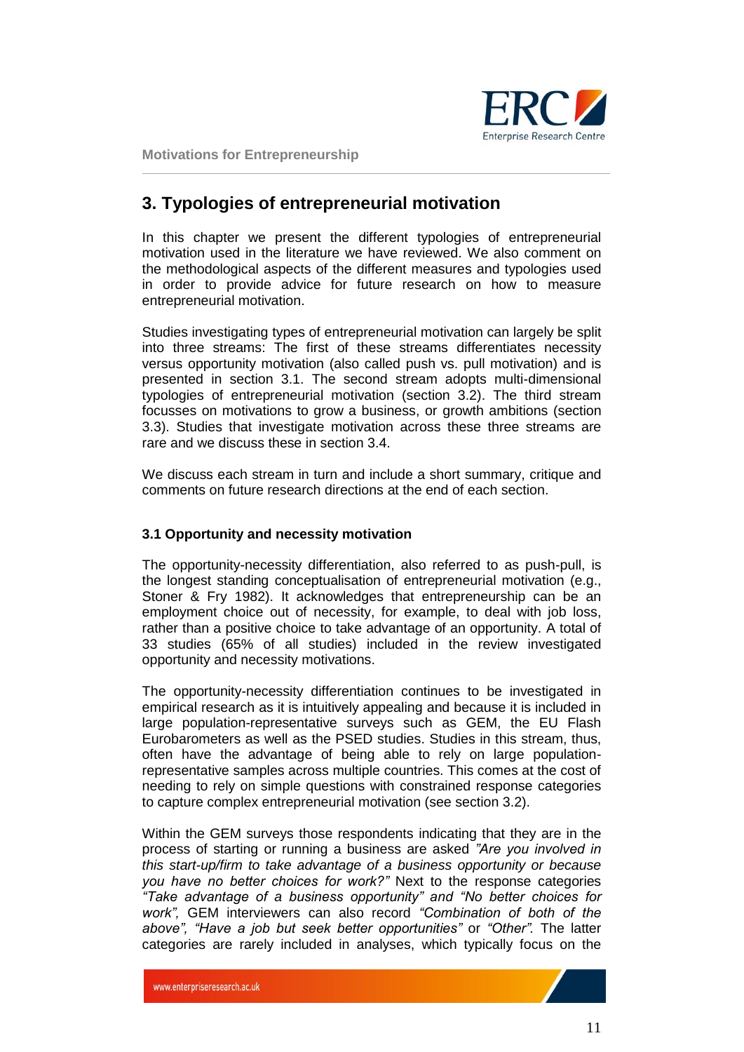## 3. Typologies of entrepreneurial motivation

In this chapter we present the different typologies of entrepreneurial motivation used in the literature we have reviewed. We also comment on the methodological aspects of the different measures and typologies used in order to provide advice for future research on how to measure entrepreneurial motivation.

Studies investigating types of entrepreneurial motivation can largely be split into three streams: The first of these streams differentiates necessity versus opportunity motivation (also called push vs. pull motivation) and is presented in section 3.1. The second stream adopts multi-dimensional typologies of entrepreneurial motivation (section 3.2). The third stream focusses on motivations to grow a business, or growth ambitions (section 3.3). Studies that investigate motivation across these three streams are rare and we discuss these in section 3.4.

We discuss each stream in turn and include a short summary, critique and comments on future research directions at the end of each section.

### 3.1 Opportunity and necessity motivation

The opportunity-necessity differentiation, also referred to as push-pull, is the longest standing conceptualisation of entrepreneurial motivation (e.g., Stoner & Fry 1982). It acknowledges that entrepreneurship can be an employment choice out of necessity, for example, to deal with job loss, rather than a positive choice to take advantage of an opportunity. A total of 33 studies (65% of all studies) included in the review investigated opportunity and necessity motivations.

The opportunity-necessity differentiation continues to be investigated in empirical research as it is intuitively appealing and because it is included in large population-representative surveys such as GEM, the EU Flash Eurobarometers as well as the PSED studies. Studies in this stream, thus, often have the advantage of being able to rely on large population-representative samples across multiple countries. This comes at the cost of needing to rely on simple questions with constrained response categories to capture complex entrepreneurial motivation (see section 3.2).

Within the GEM surveys those respondents indicating that they are in the process of starting or running a business are asked *"Are you involved in this start-up/firm to take advantage of a business opportunity or because you have no better choices for work?"* Next to the response categories *"Take advantage of a business opportunity" and "No better choices for work",* GEM interviewers can also record *"Combination of both of the above", "Have a job but seek better opportunities"* or *"Other".* The latter categories are rarely included in analyses, which typically focus on the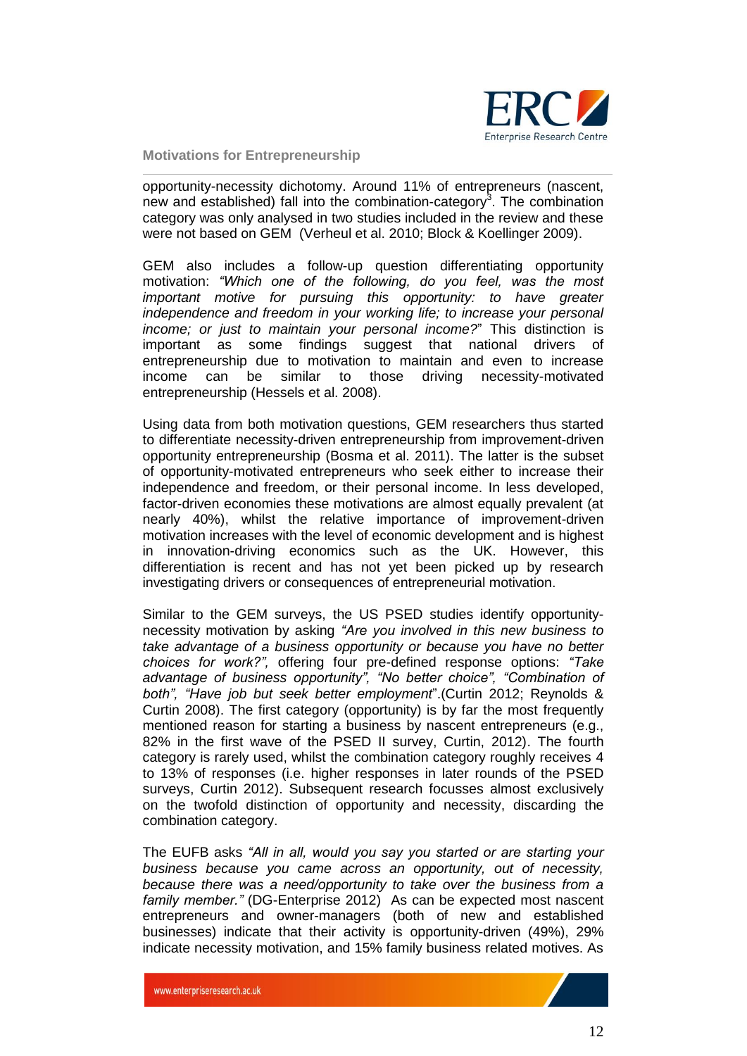opportunity-necessity dichotomy. Around 11% of entrepreneurs (nascent, new and established) fall into the combination-category[3]. The combination category was only analysed in two studies included in the review and these were not based on GEM (Verheul et al. 2010; Block & Koellinger 2009).

GEM also includes a follow-up question differentiating opportunity motivation: *"Which one of the following, do you feel, was the most important motive for pursuing this opportunity: to have greater independence and freedom in your working life; to increase your personal income; or just to maintain your personal income?*" This distinction is important as some findings suggest that national drivers of entrepreneurship due to motivation to maintain and even to increase income can be similar to those driving necessity-motivated entrepreneurship (Hessels et al. 2008).

Using data from both motivation questions, GEM researchers thus started to differentiate necessity-driven entrepreneurship from improvement-driven opportunity entrepreneurship (Bosma et al. 2011). The latter is the subset of opportunity-motivated entrepreneurs who seek either to increase their independence and freedom, or their personal income. In less developed, factor-driven economies these motivations are almost equally prevalent (at nearly 40%), whilst the relative importance of improvement-driven motivation increases with the level of economic development and is highest in innovation-driving economics such as the UK. However, this differentiation is recent and has not yet been picked up by research investigating drivers or consequences of entrepreneurial motivation.

Similar to the GEM surveys, the US PSED studies identify opportunity-necessity motivation by asking *"Are you involved in this new business to take advantage of a business opportunity or because you have no better choices for work?",* offering four pre-defined response options: *"Take advantage of business opportunity", "No better choice", "Combination of both", "Have job but seek better employment*".(Curtin 2012; Reynolds & Curtin 2008). The first category (opportunity) is by far the most frequently mentioned reason for starting a business by nascent entrepreneurs (e.g., 82% in the first wave of the PSED II survey, Curtin, 2012). The fourth category is rarely used, whilst the combination category roughly receives 4 to 13% of responses (i.e. higher responses in later rounds of the PSED surveys, Curtin 2012). Subsequent research focusses almost exclusively on the twofold distinction of opportunity and necessity, discarding the combination category.

The EUFB asks *"All in all, would you say you started or are starting your business because you came across an opportunity, out of necessity, because there was a need/opportunity to take over the business from a family member."* (DG-Enterprise 2012) As can be expected most nascent entrepreneurs and owner-managers (both of new and established businesses) indicate that their activity is opportunity-driven (49%), 29% indicate necessity motivation, and 15% family business related motives. As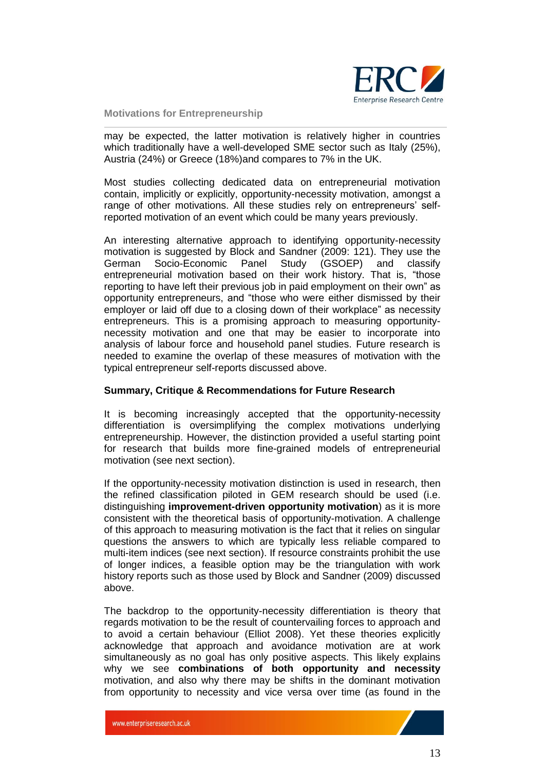may be expected, the latter motivation is relatively higher in countries which traditionally have a well-developed SME sector such as Italy (25%), Austria (24%) or Greece (18%)and compares to 7% in the UK.

Most studies collecting dedicated data on entrepreneurial motivation contain, implicitly or explicitly, opportunity-necessity motivation, amongst a range of other motivations. All these studies rely on entrepreneurs' self-reported motivation of an event which could be many years previously.

An interesting alternative approach to identifying opportunity-necessity motivation is suggested by Block and Sandner (2009: 121). They use the German Socio-Economic Panel Study (GSOEP) and classify entrepreneurial motivation based on their work history. That is, "those reporting to have left their previous job in paid employment on their own" as opportunity entrepreneurs, and "those who were either dismissed by their employer or laid off due to a closing down of their workplace" as necessity entrepreneurs. This is a promising approach to measuring opportunity-necessity motivation and one that may be easier to incorporate into analysis of labour force and household panel studies. Future research is needed to examine the overlap of these measures of motivation with the typical entrepreneur self-reports discussed above.

**Summary, Critique & Recommendations for Future Research**

It is becoming increasingly accepted that the opportunity-necessity differentiation is oversimplifying the complex motivations underlying entrepreneurship. However, the distinction provided a useful starting point for research that builds more fine-grained models of entrepreneurial motivation (see next section).

If the opportunity-necessity motivation distinction is used in research, then the refined classification piloted in GEM research should be used (i.e. distinguishing **improvement-driven opportunity motivation**) as it is more consistent with the theoretical basis of opportunity-motivation. A challenge of this approach to measuring motivation is the fact that it relies on singular questions the answers to which are typically less reliable compared to multi-item indices (see next section). If resource constraints prohibit the use of longer indices, a feasible option may be the triangulation with work history reports such as those used by Block and Sandner (2009) discussed above.

The backdrop to the opportunity-necessity differentiation is theory that regards motivation to be the result of countervailing forces to approach and to avoid a certain behaviour (Elliot 2008). Yet these theories explicitly acknowledge that approach and avoidance motivation are at work simultaneously as no goal has only positive aspects. This likely explains why we see **combinations of both opportunity and necessity** motivation, and also why there may be shifts in the dominant motivation from opportunity to necessity and vice versa over time (as found in the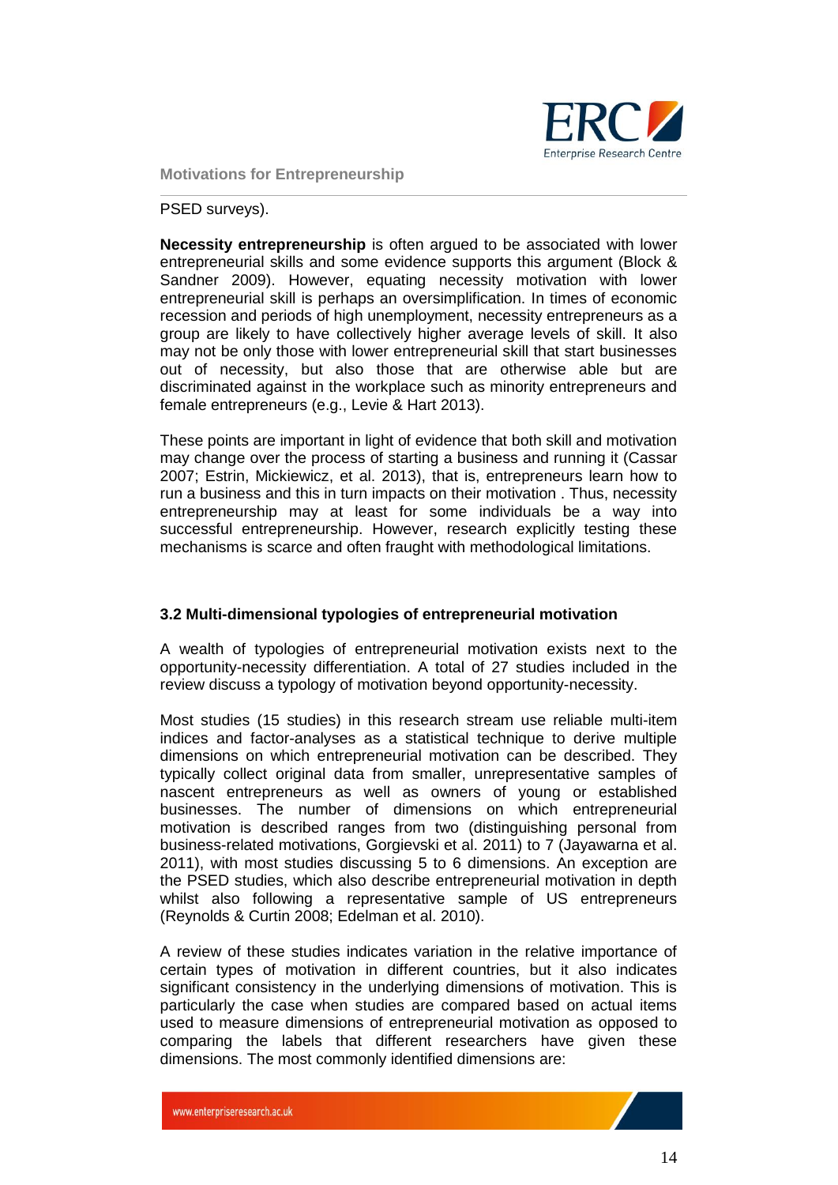PSED surveys).

**Necessity entrepreneurship** is often argued to be associated with lower entrepreneurial skills and some evidence supports this argument (Block & Sandner 2009). However, equating necessity motivation with lower entrepreneurial skill is perhaps an oversimplification. In times of economic recession and periods of high unemployment, necessity entrepreneurs as a group are likely to have collectively higher average levels of skill. It also may not be only those with lower entrepreneurial skill that start businesses out of necessity, but also those that are otherwise able but are discriminated against in the workplace such as minority entrepreneurs and female entrepreneurs (e.g., Levie & Hart 2013).

These points are important in light of evidence that both skill and motivation may change over the process of starting a business and running it (Cassar 2007; Estrin, Mickiewicz, et al. 2013), that is, entrepreneurs learn how to run a business and this in turn impacts on their motivation . Thus, necessity entrepreneurship may at least for some individuals be a way into successful entrepreneurship. However, research explicitly testing these mechanisms is scarce and often fraught with methodological limitations.

### 3.2 Multi-dimensional typologies of entrepreneurial motivation

A wealth of typologies of entrepreneurial motivation exists next to the opportunity-necessity differentiation. A total of 27 studies included in the review discuss a typology of motivation beyond opportunity-necessity.

Most studies (15 studies) in this research stream use reliable multi-item indices and factor-analyses as a statistical technique to derive multiple dimensions on which entrepreneurial motivation can be described. They typically collect original data from smaller, unrepresentative samples of nascent entrepreneurs as well as owners of young or established businesses. The number of dimensions on which entrepreneurial motivation is described ranges from two (distinguishing personal from business-related motivations, Gorgievski et al. 2011) to 7 (Jayawarna et al. 2011), with most studies discussing 5 to 6 dimensions. An exception are the PSED studies, which also describe entrepreneurial motivation in depth whilst also following a representative sample of US entrepreneurs (Reynolds & Curtin 2008; Edelman et al. 2010).

A review of these studies indicates variation in the relative importance of certain types of motivation in different countries, but it also indicates significant consistency in the underlying dimensions of motivation. This is particularly the case when studies are compared based on actual items used to measure dimensions of entrepreneurial motivation as opposed to comparing the labels that different researchers have given these dimensions. The most commonly identified dimensions are: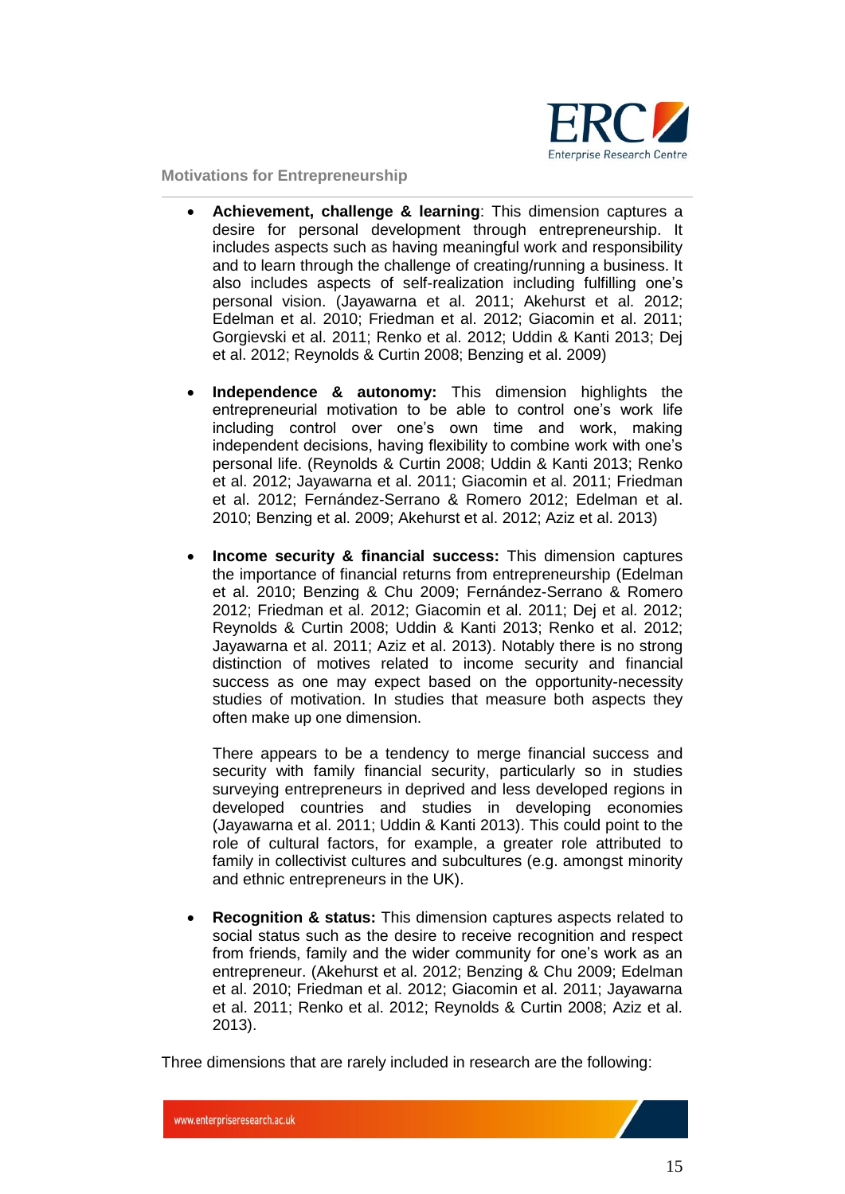- **Achievement, challenge & learning**: This dimension captures a desire for personal development through entrepreneurship. It includes aspects such as having meaningful work and responsibility and to learn through the challenge of creating/running a business. It also includes aspects of self-realization including fulfilling one's personal vision. (Jayawarna et al. 2011; Akehurst et al. 2012; Edelman et al. 2010; Friedman et al. 2012; Giacomin et al. 2011; Gorgievski et al. 2011; Renko et al. 2012; Uddin & Kanti 2013; Dej et al. 2012; Reynolds & Curtin 2008; Benzing et al. 2009)

- **Independence & autonomy:** This dimension highlights the entrepreneurial motivation to be able to control one's work life including control over one's own time and work, making independent decisions, having flexibility to combine work with one's personal life. (Reynolds & Curtin 2008; Uddin & Kanti 2013; Renko et al. 2012; Jayawarna et al. 2011; Giacomin et al. 2011; Friedman et al. 2012; Fernández-Serrano & Romero 2012; Edelman et al. 2010; Benzing et al. 2009; Akehurst et al. 2012; Aziz et al. 2013)

- **Income security & financial success:** This dimension captures the importance of financial returns from entrepreneurship (Edelman et al. 2010; Benzing & Chu 2009; Fernández-Serrano & Romero 2012; Friedman et al. 2012; Giacomin et al. 2011; Dej et al. 2012; Reynolds & Curtin 2008; Uddin & Kanti 2013; Renko et al. 2012; Jayawarna et al. 2011; Aziz et al. 2013). Notably there is no strong distinction of motives related to income security and financial success as one may expect based on the opportunity-necessity studies of motivation. In studies that measure both aspects they often make up one dimension.

  There appears to be a tendency to merge financial success and security with family financial security, particularly so in studies surveying entrepreneurs in deprived and less developed regions in developed countries and studies in developing economies (Jayawarna et al. 2011; Uddin & Kanti 2013). This could point to the role of cultural factors, for example, a greater role attributed to family in collectivist cultures and subcultures (e.g. amongst minority and ethnic entrepreneurs in the UK).

- **Recognition & status:** This dimension captures aspects related to social status such as the desire to receive recognition and respect from friends, family and the wider community for one's work as an entrepreneur. (Akehurst et al. 2012; Benzing & Chu 2009; Edelman et al. 2010; Friedman et al. 2012; Giacomin et al. 2011; Jayawarna et al. 2011; Renko et al. 2012; Reynolds & Curtin 2008; Aziz et al. 2013).

Three dimensions that are rarely included in research are the following: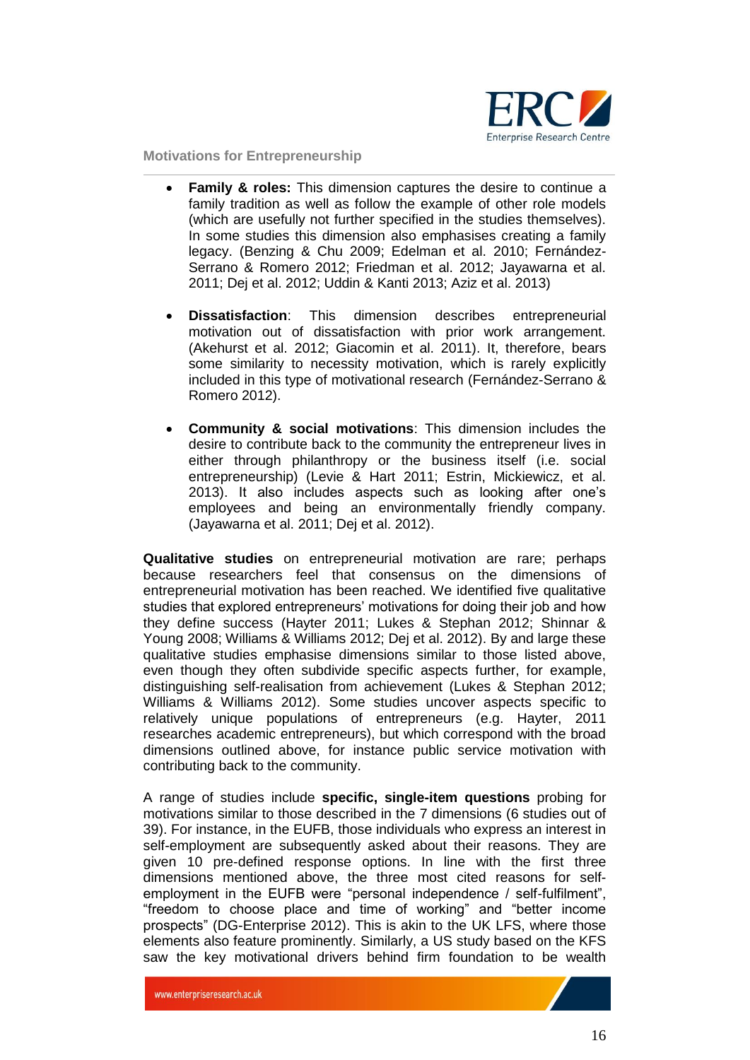- **Family & roles:** This dimension captures the desire to continue a family tradition as well as follow the example of other role models (which are usefully not further specified in the studies themselves). In some studies this dimension also emphasises creating a family legacy. (Benzing & Chu 2009; Edelman et al. 2010; Fernández-Serrano & Romero 2012; Friedman et al. 2012; Jayawarna et al. 2011; Dej et al. 2012; Uddin & Kanti 2013; Aziz et al. 2013)

- **Dissatisfaction**: This dimension describes entrepreneurial motivation out of dissatisfaction with prior work arrangement. (Akehurst et al. 2012; Giacomin et al. 2011). It, therefore, bears some similarity to necessity motivation, which is rarely explicitly included in this type of motivational research (Fernández-Serrano & Romero 2012).

- **Community & social motivations**: This dimension includes the desire to contribute back to the community the entrepreneur lives in either through philanthropy or the business itself (i.e. social entrepreneurship) (Levie & Hart 2011; Estrin, Mickiewicz, et al. 2013). It also includes aspects such as looking after one's employees and being an environmentally friendly company. (Jayawarna et al. 2011; Dej et al. 2012).

**Qualitative studies** on entrepreneurial motivation are rare; perhaps because researchers feel that consensus on the dimensions of entrepreneurial motivation has been reached. We identified five qualitative studies that explored entrepreneurs' motivations for doing their job and how they define success (Hayter 2011; Lukes & Stephan 2012; Shinnar & Young 2008; Williams & Williams 2012; Dej et al. 2012). By and large these qualitative studies emphasise dimensions similar to those listed above, even though they often subdivide specific aspects further, for example, distinguishing self-realisation from achievement (Lukes & Stephan 2012; Williams & Williams 2012). Some studies uncover aspects specific to relatively unique populations of entrepreneurs (e.g. Hayter, 2011 researches academic entrepreneurs), but which correspond with the broad dimensions outlined above, for instance public service motivation with contributing back to the community.

A range of studies include **specific, single-item questions** probing for motivations similar to those described in the 7 dimensions (6 studies out of 39). For instance, in the EUFB, those individuals who express an interest in self-employment are subsequently asked about their reasons. They are given 10 pre-defined response options. In line with the first three dimensions mentioned above, the three most cited reasons for self-employment in the EUFB were "personal independence / self-fulfilment", "freedom to choose place and time of working" and "better income prospects" (DG-Enterprise 2012). This is akin to the UK LFS, where those elements also feature prominently. Similarly, a US study based on the KFS saw the key motivational drivers behind firm foundation to be wealth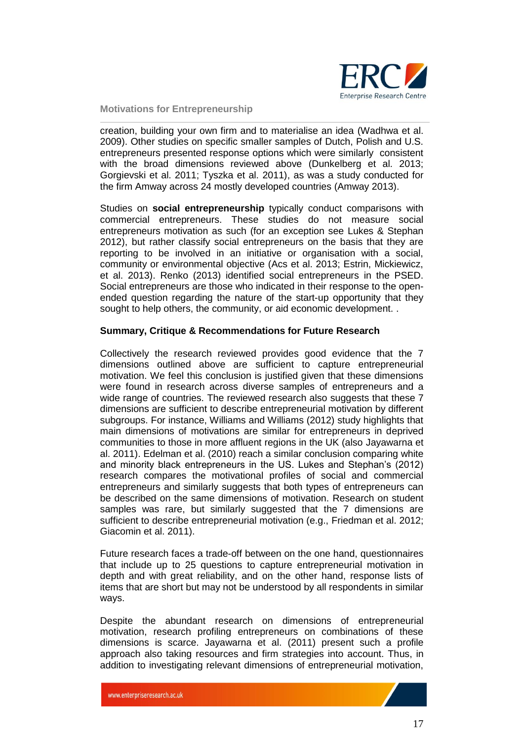creation, building your own firm and to materialise an idea (Wadhwa et al. 2009). Other studies on specific smaller samples of Dutch, Polish and U.S. entrepreneurs presented response options which were similarly consistent with the broad dimensions reviewed above (Dunkelberg et al. 2013; Gorgievski et al. 2011; Tyszka et al. 2011), as was a study conducted for the firm Amway across 24 mostly developed countries (Amway 2013).

Studies on **social entrepreneurship** typically conduct comparisons with commercial entrepreneurs. These studies do not measure social entrepreneurs motivation as such (for an exception see Lukes & Stephan 2012), but rather classify social entrepreneurs on the basis that they are reporting to be involved in an initiative or organisation with a social, community or environmental objective (Acs et al. 2013; Estrin, Mickiewicz, et al. 2013). Renko (2013) identified social entrepreneurs in the PSED. Social entrepreneurs are those who indicated in their response to the open-ended question regarding the nature of the start-up opportunity that they sought to help others, the community, or aid economic development. .

### Summary, Critique & Recommendations for Future Research

Collectively the research reviewed provides good evidence that the 7 dimensions outlined above are sufficient to capture entrepreneurial motivation. We feel this conclusion is justified given that these dimensions were found in research across diverse samples of entrepreneurs and a wide range of countries. The reviewed research also suggests that these 7 dimensions are sufficient to describe entrepreneurial motivation by different subgroups. For instance, Williams and Williams (2012) study highlights that main dimensions of motivations are similar for entrepreneurs in deprived communities to those in more affluent regions in the UK (also Jayawarna et al. 2011). Edelman et al. (2010) reach a similar conclusion comparing white and minority black entrepreneurs in the US. Lukes and Stephan's (2012) research compares the motivational profiles of social and commercial entrepreneurs and similarly suggests that both types of entrepreneurs can be described on the same dimensions of motivation. Research on student samples was rare, but similarly suggested that the 7 dimensions are sufficient to describe entrepreneurial motivation (e.g., Friedman et al. 2012; Giacomin et al. 2011).

Future research faces a trade-off between on the one hand, questionnaires that include up to 25 questions to capture entrepreneurial motivation in depth and with great reliability, and on the other hand, response lists of items that are short but may not be understood by all respondents in similar ways.

Despite the abundant research on dimensions of entrepreneurial motivation, research profiling entrepreneurs on combinations of these dimensions is scarce. Jayawarna et al. (2011) present such a profile approach also taking resources and firm strategies into account. Thus, in addition to investigating relevant dimensions of entrepreneurial motivation,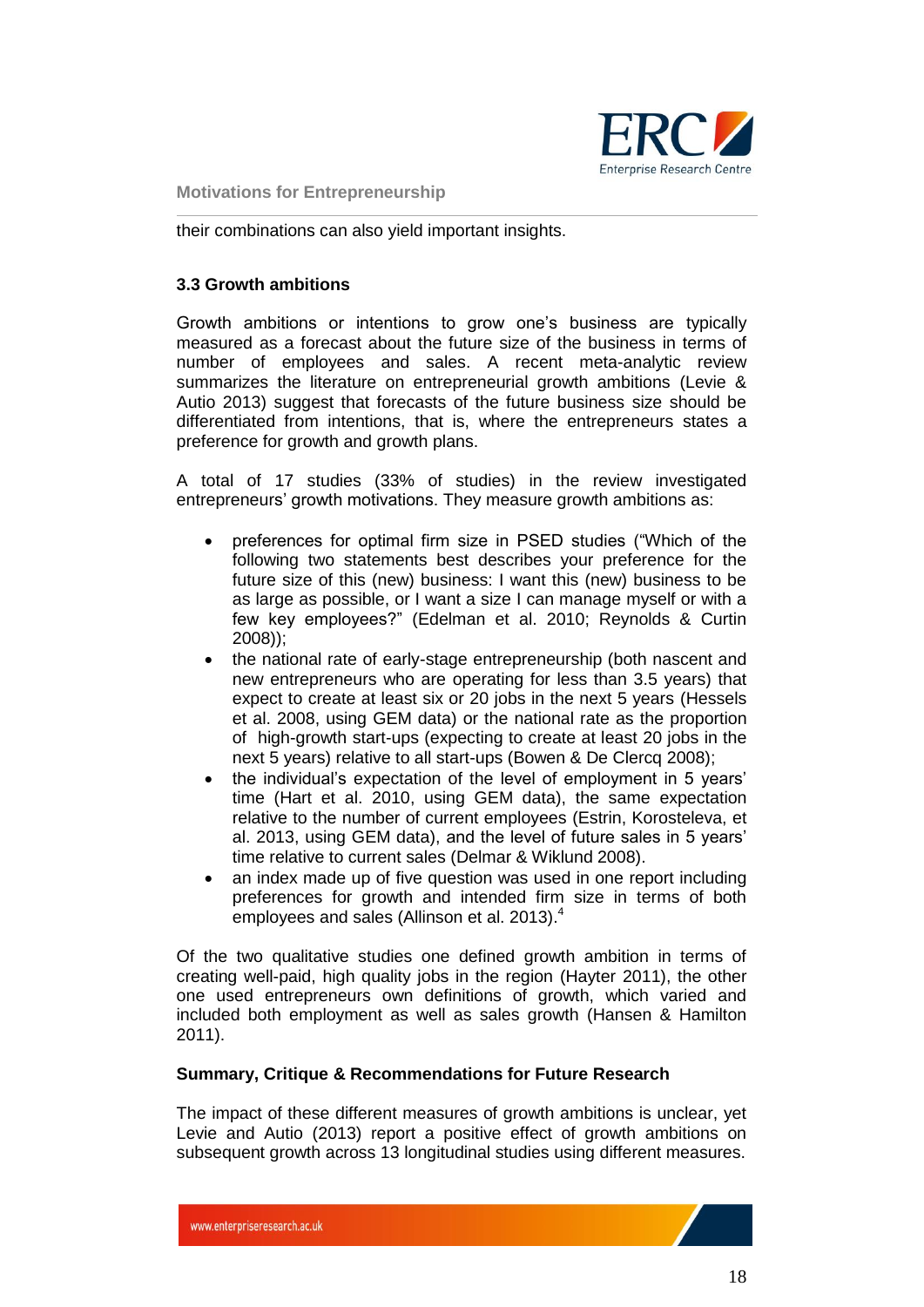their combinations can also yield important insights.

### 3.3 Growth ambitions

Growth ambitions or intentions to grow one's business are typically measured as a forecast about the future size of the business in terms of number of employees and sales. A recent meta-analytic review summarizes the literature on entrepreneurial growth ambitions (Levie & Autio 2013) suggest that forecasts of the future business size should be differentiated from intentions, that is, where the entrepreneurs states a preference for growth and growth plans.

A total of 17 studies (33% of studies) in the review investigated entrepreneurs' growth motivations. They measure growth ambitions as:

- preferences for optimal firm size in PSED studies ("Which of the following two statements best describes your preference for the future size of this (new) business: I want this (new) business to be as large as possible, or I want a size I can manage myself or with a few key employees?" (Edelman et al. 2010; Reynolds & Curtin 2008));
- the national rate of early-stage entrepreneurship (both nascent and new entrepreneurs who are operating for less than 3.5 years) that expect to create at least six or 20 jobs in the next 5 years (Hessels et al. 2008, using GEM data) or the national rate as the proportion of high-growth start-ups (expecting to create at least 20 jobs in the next 5 years) relative to all start-ups (Bowen & De Clercq 2008);
- the individual's expectation of the level of employment in 5 years' time (Hart et al. 2010, using GEM data), the same expectation relative to the number of current employees (Estrin, Korosteleva, et al. 2013, using GEM data), and the level of future sales in 5 years' time relative to current sales (Delmar & Wiklund 2008).
- an index made up of five question was used in one report including preferences for growth and intended firm size in terms of both employees and sales (Allinson et al. 2013).[4]

Of the two qualitative studies one defined growth ambition in terms of creating well-paid, high quality jobs in the region (Hayter 2011), the other one used entrepreneurs own definitions of growth, which varied and included both employment as well as sales growth (Hansen & Hamilton 2011).

**Summary, Critique & Recommendations for Future Research**

The impact of these different measures of growth ambitions is unclear, yet Levie and Autio (2013) report a positive effect of growth ambitions on subsequent growth across 13 longitudinal studies using different measures.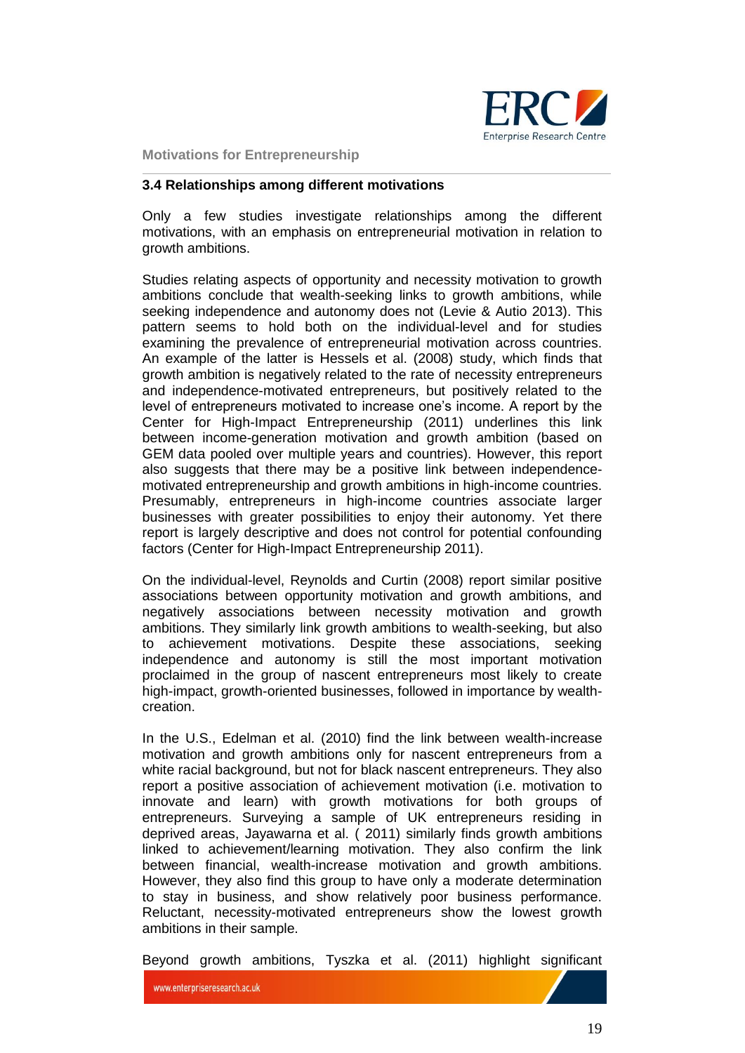### 3.4 Relationships among different motivations

Only a few studies investigate relationships among the different motivations, with an emphasis on entrepreneurial motivation in relation to growth ambitions.

Studies relating aspects of opportunity and necessity motivation to growth ambitions conclude that wealth-seeking links to growth ambitions, while seeking independence and autonomy does not (Levie & Autio 2013). This pattern seems to hold both on the individual-level and for studies examining the prevalence of entrepreneurial motivation across countries. An example of the latter is Hessels et al. (2008) study, which finds that growth ambition is negatively related to the rate of necessity entrepreneurs and independence-motivated entrepreneurs, but positively related to the level of entrepreneurs motivated to increase one's income. A report by the Center for High-Impact Entrepreneurship (2011) underlines this link between income-generation motivation and growth ambition (based on GEM data pooled over multiple years and countries). However, this report also suggests that there may be a positive link between independence-motivated entrepreneurship and growth ambitions in high-income countries. Presumably, entrepreneurs in high-income countries associate larger businesses with greater possibilities to enjoy their autonomy. Yet there report is largely descriptive and does not control for potential confounding factors (Center for High-Impact Entrepreneurship 2011).

On the individual-level, Reynolds and Curtin (2008) report similar positive associations between opportunity motivation and growth ambitions, and negatively associations between necessity motivation and growth ambitions. They similarly link growth ambitions to wealth-seeking, but also to achievement motivations. Despite these associations, seeking independence and autonomy is still the most important motivation proclaimed in the group of nascent entrepreneurs most likely to create high-impact, growth-oriented businesses, followed in importance by wealth-creation.

In the U.S., Edelman et al. (2010) find the link between wealth-increase motivation and growth ambitions only for nascent entrepreneurs from a white racial background, but not for black nascent entrepreneurs. They also report a positive association of achievement motivation (i.e. motivation to innovate and learn) with growth motivations for both groups of entrepreneurs. Surveying a sample of UK entrepreneurs residing in deprived areas, Jayawarna et al. ( 2011) similarly finds growth ambitions linked to achievement/learning motivation. They also confirm the link between financial, wealth-increase motivation and growth ambitions. However, they also find this group to have only a moderate determination to stay in business, and show relatively poor business performance. Reluctant, necessity-motivated entrepreneurs show the lowest growth ambitions in their sample.

Beyond growth ambitions, Tyszka et al. (2011) highlight significant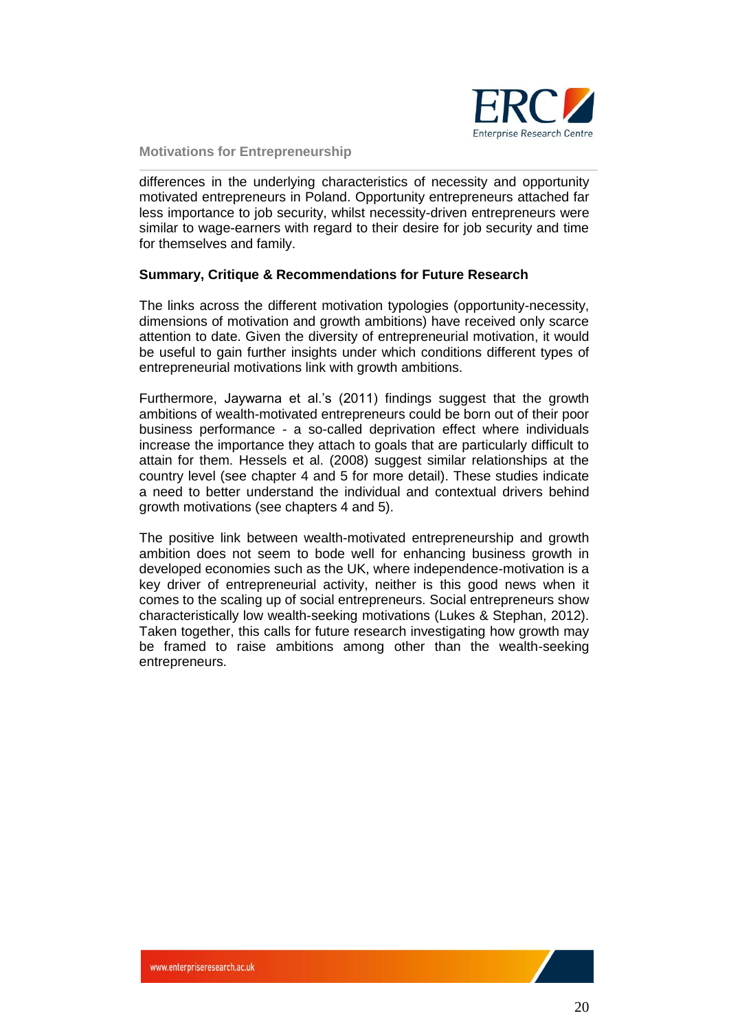differences in the underlying characteristics of necessity and opportunity motivated entrepreneurs in Poland. Opportunity entrepreneurs attached far less importance to job security, whilst necessity-driven entrepreneurs were similar to wage-earners with regard to their desire for job security and time for themselves and family.

**Summary, Critique & Recommendations for Future Research**

The links across the different motivation typologies (opportunity-necessity, dimensions of motivation and growth ambitions) have received only scarce attention to date. Given the diversity of entrepreneurial motivation, it would be useful to gain further insights under which conditions different types of entrepreneurial motivations link with growth ambitions.

Furthermore, Jaywarna et al.'s (2011) findings suggest that the growth ambitions of wealth-motivated entrepreneurs could be born out of their poor business performance - a so-called deprivation effect where individuals increase the importance they attach to goals that are particularly difficult to attain for them. Hessels et al. (2008) suggest similar relationships at the country level (see chapter 4 and 5 for more detail). These studies indicate a need to better understand the individual and contextual drivers behind growth motivations (see chapters 4 and 5).

The positive link between wealth-motivated entrepreneurship and growth ambition does not seem to bode well for enhancing business growth in developed economies such as the UK, where independence-motivation is a key driver of entrepreneurial activity, neither is this good news when it comes to the scaling up of social entrepreneurs. Social entrepreneurs show characteristically low wealth-seeking motivations (Lukes & Stephan, 2012). Taken together, this calls for future research investigating how growth may be framed to raise ambitions among other than the wealth-seeking entrepreneurs.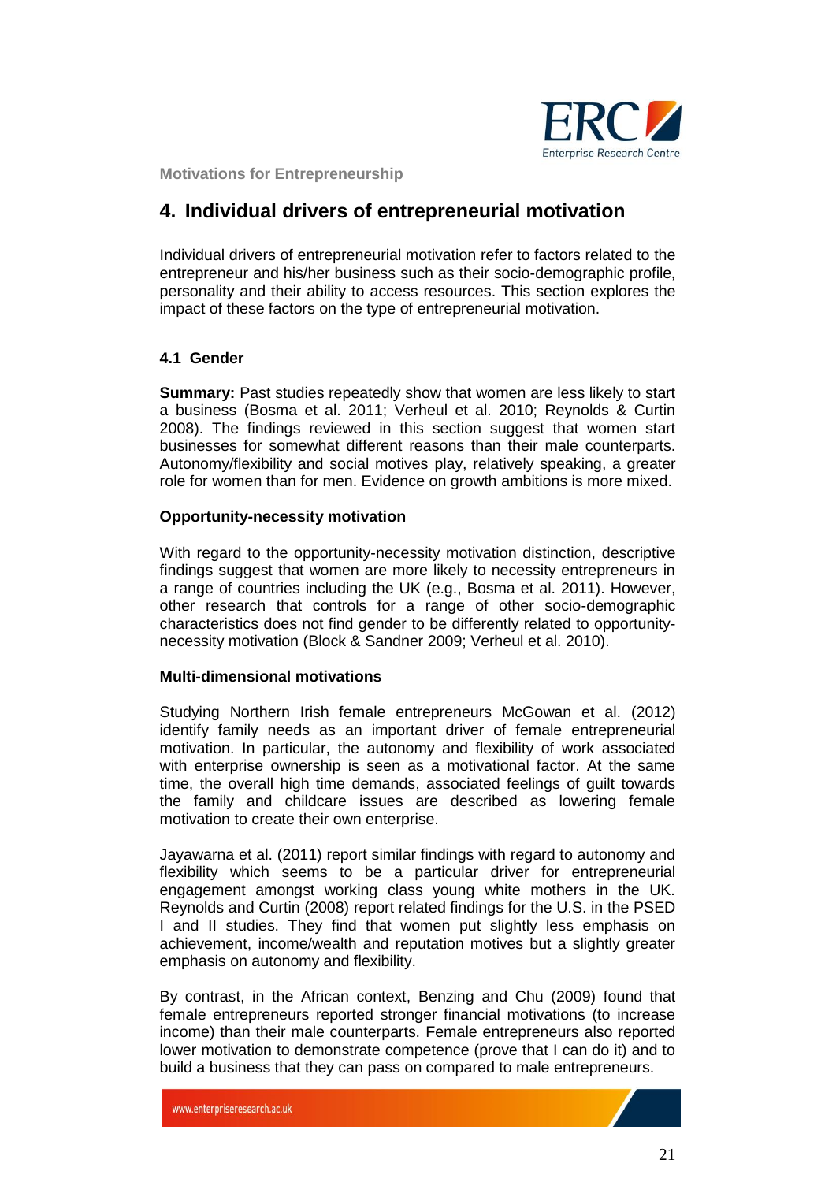## 4. Individual drivers of entrepreneurial motivation

Individual drivers of entrepreneurial motivation refer to factors related to the entrepreneur and his/her business such as their socio-demographic profile, personality and their ability to access resources. This section explores the impact of these factors on the type of entrepreneurial motivation.

### 4.1 Gender

**Summary:** Past studies repeatedly show that women are less likely to start a business (Bosma et al. 2011; Verheul et al. 2010; Reynolds & Curtin 2008). The findings reviewed in this section suggest that women start businesses for somewhat different reasons than their male counterparts. Autonomy/flexibility and social motives play, relatively speaking, a greater role for women than for men. Evidence on growth ambitions is more mixed.

**Opportunity-necessity motivation**

With regard to the opportunity-necessity motivation distinction, descriptive findings suggest that women are more likely to necessity entrepreneurs in a range of countries including the UK (e.g., Bosma et al. 2011). However, other research that controls for a range of other socio-demographic characteristics does not find gender to be differently related to opportunity-necessity motivation (Block & Sandner 2009; Verheul et al. 2010).

**Multi-dimensional motivations**

Studying Northern Irish female entrepreneurs McGowan et al. (2012) identify family needs as an important driver of female entrepreneurial motivation. In particular, the autonomy and flexibility of work associated with enterprise ownership is seen as a motivational factor. At the same time, the overall high time demands, associated feelings of guilt towards the family and childcare issues are described as lowering female motivation to create their own enterprise.

Jayawarna et al. (2011) report similar findings with regard to autonomy and flexibility which seems to be a particular driver for entrepreneurial engagement amongst working class young white mothers in the UK. Reynolds and Curtin (2008) report related findings for the U.S. in the PSED I and II studies. They find that women put slightly less emphasis on achievement, income/wealth and reputation motives but a slightly greater emphasis on autonomy and flexibility.

By contrast, in the African context, Benzing and Chu (2009) found that female entrepreneurs reported stronger financial motivations (to increase income) than their male counterparts. Female entrepreneurs also reported lower motivation to demonstrate competence (prove that I can do it) and to build a business that they can pass on compared to male entrepreneurs.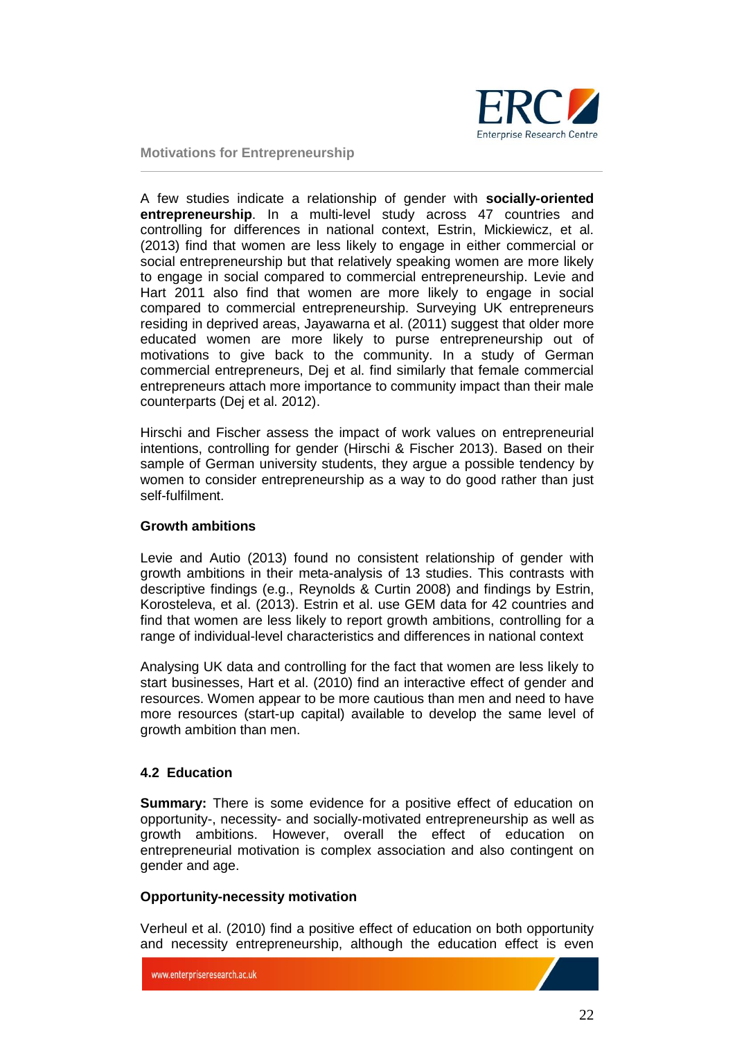A few studies indicate a relationship of gender with **socially-oriented entrepreneurship**. In a multi-level study across 47 countries and controlling for differences in national context, Estrin, Mickiewicz, et al. (2013) find that women are less likely to engage in either commercial or social entrepreneurship but that relatively speaking women are more likely to engage in social compared to commercial entrepreneurship. Levie and Hart 2011 also find that women are more likely to engage in social compared to commercial entrepreneurship. Surveying UK entrepreneurs residing in deprived areas, Jayawarna et al. (2011) suggest that older more educated women are more likely to purse entrepreneurship out of motivations to give back to the community. In a study of German commercial entrepreneurs, Dej et al. find similarly that female commercial entrepreneurs attach more importance to community impact than their male counterparts (Dej et al. 2012).

Hirschi and Fischer assess the impact of work values on entrepreneurial intentions, controlling for gender (Hirschi & Fischer 2013). Based on their sample of German university students, they argue a possible tendency by women to consider entrepreneurship as a way to do good rather than just self-fulfilment.

**Growth ambitions**

Levie and Autio (2013) found no consistent relationship of gender with growth ambitions in their meta-analysis of 13 studies. This contrasts with descriptive findings (e.g., Reynolds & Curtin 2008) and findings by Estrin, Korosteleva, et al. (2013). Estrin et al. use GEM data for 42 countries and find that women are less likely to report growth ambitions, controlling for a range of individual-level characteristics and differences in national context

Analysing UK data and controlling for the fact that women are less likely to start businesses, Hart et al. (2010) find an interactive effect of gender and resources. Women appear to be more cautious than men and need to have more resources (start-up capital) available to develop the same level of growth ambition than men.

### 4.2 Education

**Summary:** There is some evidence for a positive effect of education on opportunity-, necessity- and socially-motivated entrepreneurship as well as growth ambitions. However, overall the effect of education on entrepreneurial motivation is complex association and also contingent on gender and age.

**Opportunity-necessity motivation**

Verheul et al. (2010) find a positive effect of education on both opportunity and necessity entrepreneurship, although the education effect is even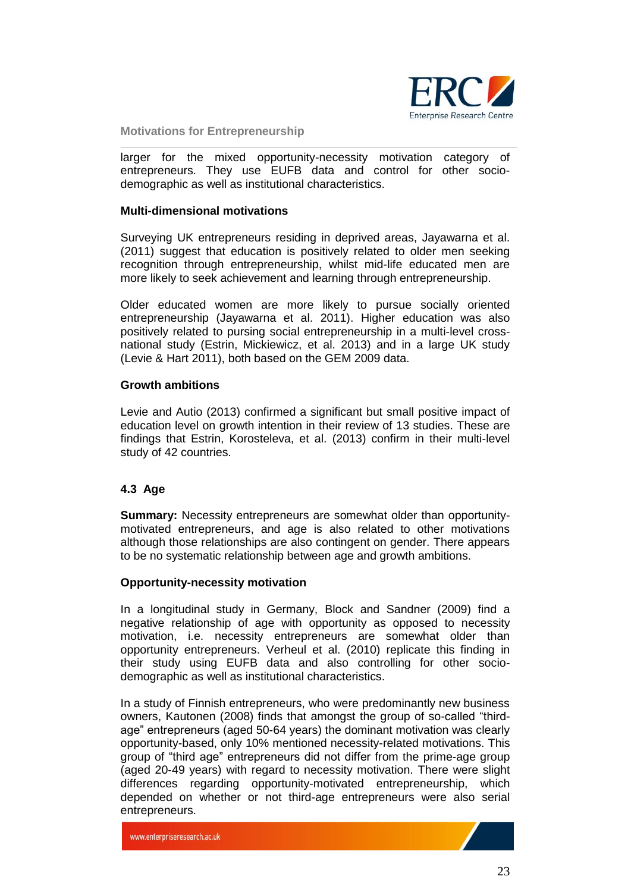larger for the mixed opportunity-necessity motivation category of entrepreneurs. They use EUFB data and control for other socio-demographic as well as institutional characteristics.

**Multi-dimensional motivations**

Surveying UK entrepreneurs residing in deprived areas, Jayawarna et al. (2011) suggest that education is positively related to older men seeking recognition through entrepreneurship, whilst mid-life educated men are more likely to seek achievement and learning through entrepreneurship.

Older educated women are more likely to pursue socially oriented entrepreneurship (Jayawarna et al. 2011). Higher education was also positively related to pursing social entrepreneurship in a multi-level cross-national study (Estrin, Mickiewicz, et al. 2013) and in a large UK study (Levie & Hart 2011), both based on the GEM 2009 data.

**Growth ambitions**

Levie and Autio (2013) confirmed a significant but small positive impact of education level on growth intention in their review of 13 studies. These are findings that Estrin, Korosteleva, et al. (2013) confirm in their multi-level study of 42 countries.

### 4.3 Age

**Summary:** Necessity entrepreneurs are somewhat older than opportunity-motivated entrepreneurs, and age is also related to other motivations although those relationships are also contingent on gender. There appears to be no systematic relationship between age and growth ambitions.

**Opportunity-necessity motivation**

In a longitudinal study in Germany, Block and Sandner (2009) find a negative relationship of age with opportunity as opposed to necessity motivation, i.e. necessity entrepreneurs are somewhat older than opportunity entrepreneurs. Verheul et al. (2010) replicate this finding in their study using EUFB data and also controlling for other socio-demographic as well as institutional characteristics.

In a study of Finnish entrepreneurs, who were predominantly new business owners, Kautonen (2008) finds that amongst the group of so-called "third-age" entrepreneurs (aged 50-64 years) the dominant motivation was clearly opportunity-based, only 10% mentioned necessity-related motivations. This group of "third age" entrepreneurs did not differ from the prime-age group (aged 20-49 years) with regard to necessity motivation. There were slight differences regarding opportunity-motivated entrepreneurship, which depended on whether or not third-age entrepreneurs were also serial entrepreneurs.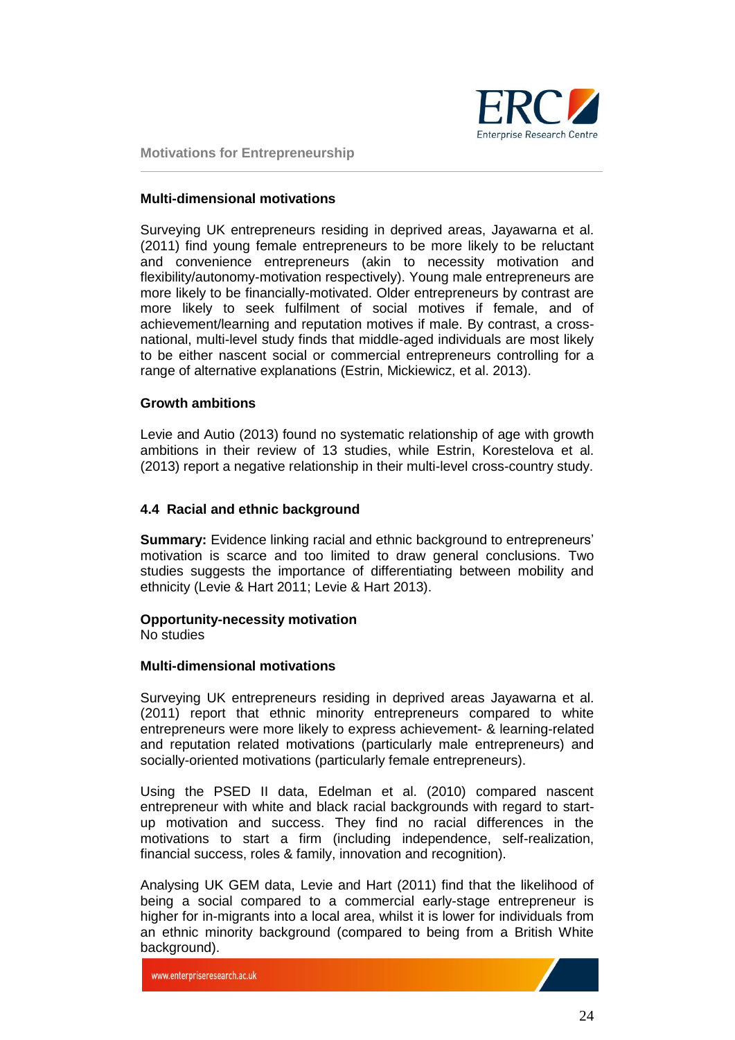### Multi-dimensional motivations

Surveying UK entrepreneurs residing in deprived areas, Jayawarna et al. (2011) find young female entrepreneurs to be more likely to be reluctant and convenience entrepreneurs (akin to necessity motivation and flexibility/autonomy-motivation respectively). Young male entrepreneurs are more likely to be financially-motivated. Older entrepreneurs by contrast are more likely to seek fulfilment of social motives if female, and of achievement/learning and reputation motives if male. By contrast, a cross-national, multi-level study finds that middle-aged individuals are most likely to be either nascent social or commercial entrepreneurs controlling for a range of alternative explanations (Estrin, Mickiewicz, et al. 2013).

### Growth ambitions

Levie and Autio (2013) found no systematic relationship of age with growth ambitions in their review of 13 studies, while Estrin, Korestelova et al. (2013) report a negative relationship in their multi-level cross-country study.

## 4.4 Racial and ethnic background

**Summary:** Evidence linking racial and ethnic background to entrepreneurs' motivation is scarce and too limited to draw general conclusions. Two studies suggests the importance of differentiating between mobility and ethnicity (Levie & Hart 2011; Levie & Hart 2013).

### Opportunity-necessity motivation

No studies

### Multi-dimensional motivations

Surveying UK entrepreneurs residing in deprived areas Jayawarna et al. (2011) report that ethnic minority entrepreneurs compared to white entrepreneurs were more likely to express achievement- & learning-related and reputation related motivations (particularly male entrepreneurs) and socially-oriented motivations (particularly female entrepreneurs).

Using the PSED II data, Edelman et al. (2010) compared nascent entrepreneur with white and black racial backgrounds with regard to start-up motivation and success. They find no racial differences in the motivations to start a firm (including independence, self-realization, financial success, roles & family, innovation and recognition).

Analysing UK GEM data, Levie and Hart (2011) find that the likelihood of being a social compared to a commercial early-stage entrepreneur is higher for in-migrants into a local area, whilst it is lower for individuals from an ethnic minority background (compared to being from a British White background).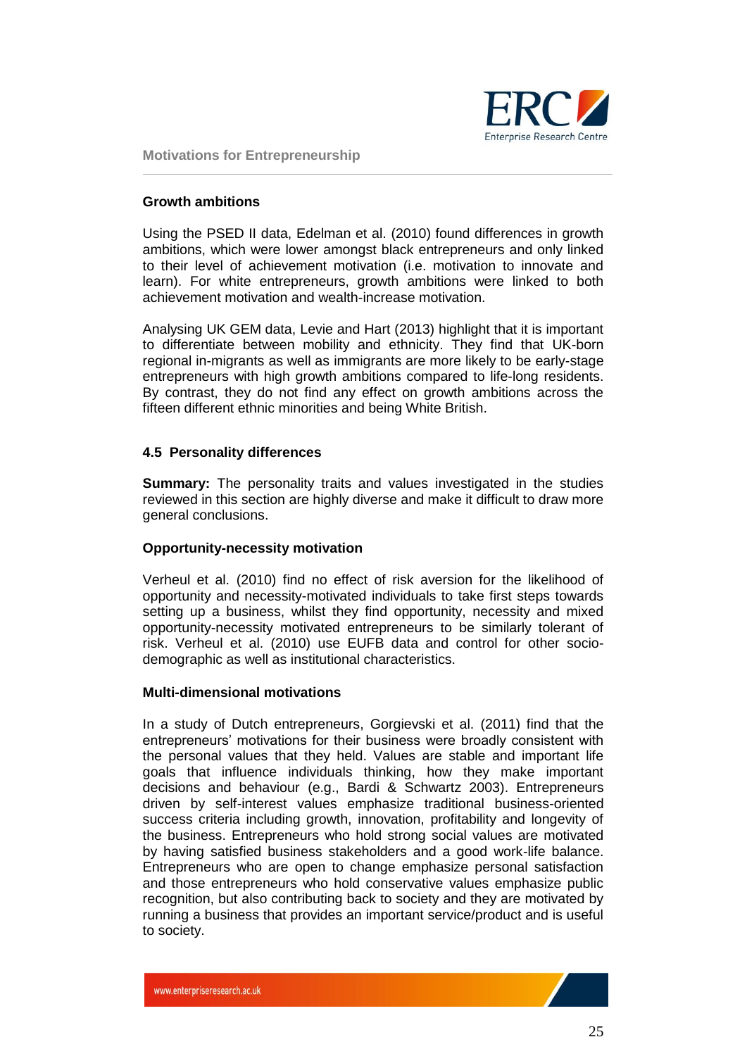### Growth ambitions

Using the PSED II data, Edelman et al. (2010) found differences in growth ambitions, which were lower amongst black entrepreneurs and only linked to their level of achievement motivation (i.e. motivation to innovate and learn). For white entrepreneurs, growth ambitions were linked to both achievement motivation and wealth-increase motivation.

Analysing UK GEM data, Levie and Hart (2013) highlight that it is important to differentiate between mobility and ethnicity. They find that UK-born regional in-migrants as well as immigrants are more likely to be early-stage entrepreneurs with high growth ambitions compared to life-long residents. By contrast, they do not find any effect on growth ambitions across the fifteen different ethnic minorities and being White British.

## 4.5 Personality differences

**Summary:** The personality traits and values investigated in the studies reviewed in this section are highly diverse and make it difficult to draw more general conclusions.

### Opportunity-necessity motivation

Verheul et al. (2010) find no effect of risk aversion for the likelihood of opportunity and necessity-motivated individuals to take first steps towards setting up a business, whilst they find opportunity, necessity and mixed opportunity-necessity motivated entrepreneurs to be similarly tolerant of risk. Verheul et al. (2010) use EUFB data and control for other socio-demographic as well as institutional characteristics.

### Multi-dimensional motivations

In a study of Dutch entrepreneurs, Gorgievski et al. (2011) find that the entrepreneurs' motivations for their business were broadly consistent with the personal values that they held. Values are stable and important life goals that influence individuals thinking, how they make important decisions and behaviour (e.g., Bardi & Schwartz 2003). Entrepreneurs driven by self-interest values emphasize traditional business-oriented success criteria including growth, innovation, profitability and longevity of the business. Entrepreneurs who hold strong social values are motivated by having satisfied business stakeholders and a good work-life balance. Entrepreneurs who are open to change emphasize personal satisfaction and those entrepreneurs who hold conservative values emphasize public recognition, but also contributing back to society and they are motivated by running a business that provides an important service/product and is useful to society.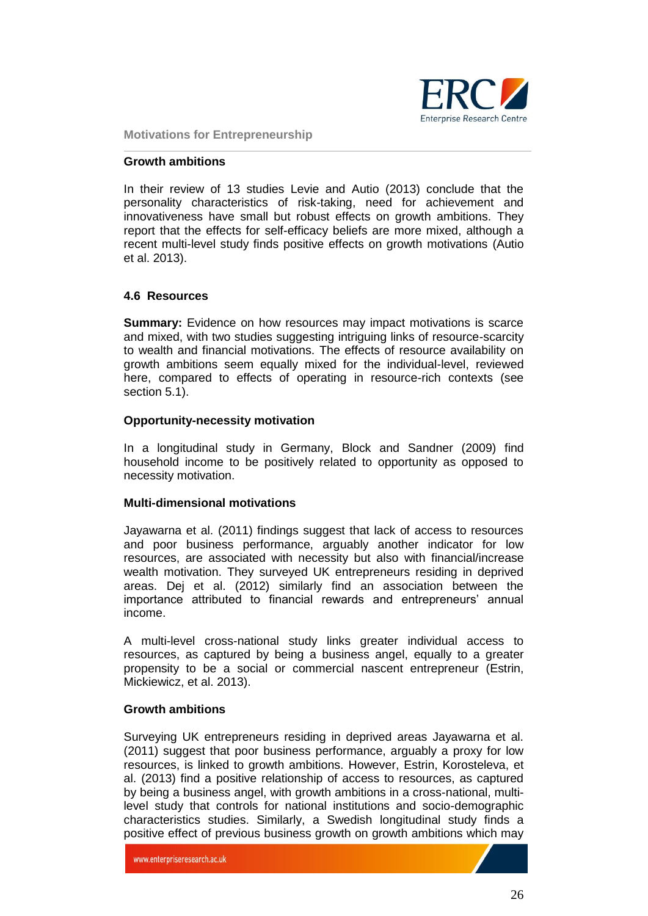#### Growth ambitions

In their review of 13 studies Levie and Autio (2013) conclude that the personality characteristics of risk-taking, need for achievement and innovativeness have small but robust effects on growth ambitions. They report that the effects for self-efficacy beliefs are more mixed, although a recent multi-level study finds positive effects on growth motivations (Autio et al. 2013).

### 4.6 Resources

**Summary:** Evidence on how resources may impact motivations is scarce and mixed, with two studies suggesting intriguing links of resource-scarcity to wealth and financial motivations. The effects of resource availability on growth ambitions seem equally mixed for the individual-level, reviewed here, compared to effects of operating in resource-rich contexts (see section 5.1).

#### Opportunity-necessity motivation

In a longitudinal study in Germany, Block and Sandner (2009) find household income to be positively related to opportunity as opposed to necessity motivation.

#### Multi-dimensional motivations

Jayawarna et al. (2011) findings suggest that lack of access to resources and poor business performance, arguably another indicator for low resources, are associated with necessity but also with financial/increase wealth motivation. They surveyed UK entrepreneurs residing in deprived areas. Dej et al. (2012) similarly find an association between the importance attributed to financial rewards and entrepreneurs' annual income.

A multi-level cross-national study links greater individual access to resources, as captured by being a business angel, equally to a greater propensity to be a social or commercial nascent entrepreneur (Estrin, Mickiewicz, et al. 2013).

#### Growth ambitions

Surveying UK entrepreneurs residing in deprived areas Jayawarna et al. (2011) suggest that poor business performance, arguably a proxy for low resources, is linked to growth ambitions. However, Estrin, Korosteleva, et al. (2013) find a positive relationship of access to resources, as captured by being a business angel, with growth ambitions in a cross-national, multi-level study that controls for national institutions and socio-demographic characteristics studies. Similarly, a Swedish longitudinal study finds a positive effect of previous business growth on growth ambitions which may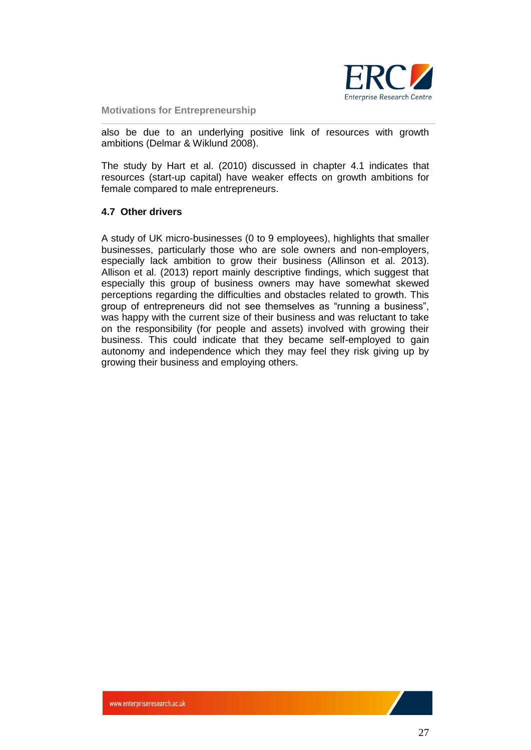also be due to an underlying positive link of resources with growth ambitions (Delmar & Wiklund 2008).

The study by Hart et al. (2010) discussed in chapter 4.1 indicates that resources (start-up capital) have weaker effects on growth ambitions for female compared to male entrepreneurs.

### 4.7 Other drivers

A study of UK micro-businesses (0 to 9 employees), highlights that smaller businesses, particularly those who are sole owners and non-employers, especially lack ambition to grow their business (Allinson et al. 2013). Allison et al. (2013) report mainly descriptive findings, which suggest that especially this group of business owners may have somewhat skewed perceptions regarding the difficulties and obstacles related to growth. This group of entrepreneurs did not see themselves as "running a business", was happy with the current size of their business and was reluctant to take on the responsibility (for people and assets) involved with growing their business. This could indicate that they became self-employed to gain autonomy and independence which they may feel they risk giving up by growing their business and employing others.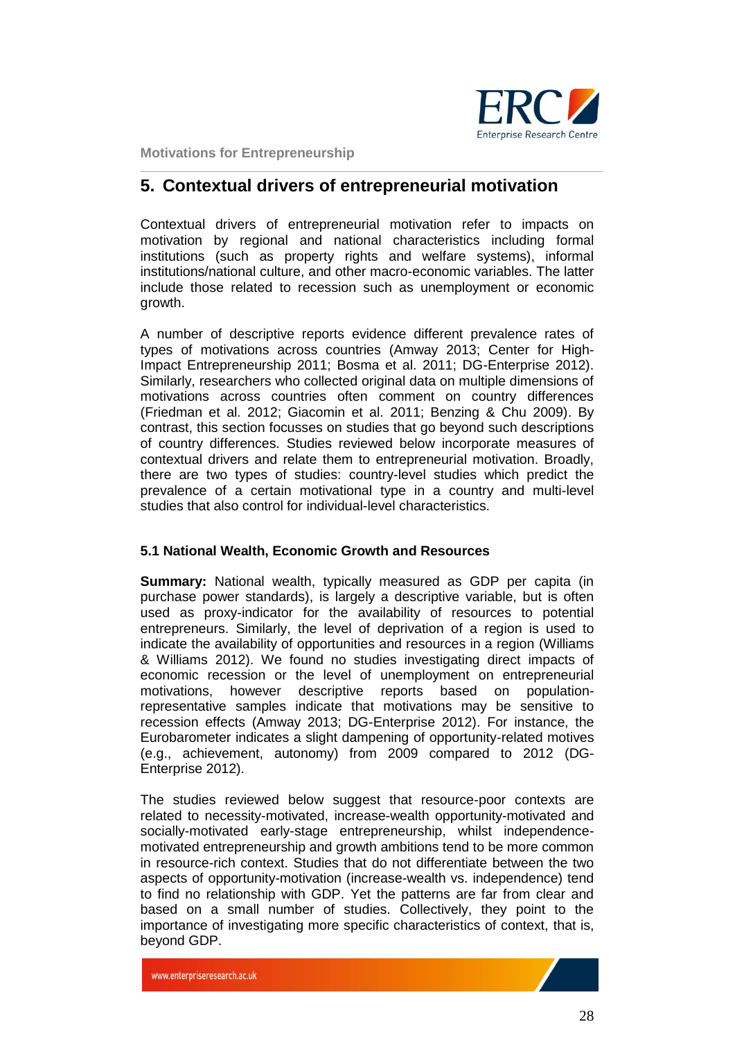## 5. Contextual drivers of entrepreneurial motivation

Contextual drivers of entrepreneurial motivation refer to impacts on motivation by regional and national characteristics including formal institutions (such as property rights and welfare systems), informal institutions/national culture, and other macro-economic variables. The latter include those related to recession such as unemployment or economic growth.

A number of descriptive reports evidence different prevalence rates of types of motivations across countries (Amway 2013; Center for High-Impact Entrepreneurship 2011; Bosma et al. 2011; DG-Enterprise 2012). Similarly, researchers who collected original data on multiple dimensions of motivations across countries often comment on country differences (Friedman et al. 2012; Giacomin et al. 2011; Benzing & Chu 2009). By contrast, this section focusses on studies that go beyond such descriptions of country differences. Studies reviewed below incorporate measures of contextual drivers and relate them to entrepreneurial motivation. Broadly, there are two types of studies: country-level studies which predict the prevalence of a certain motivational type in a country and multi-level studies that also control for individual-level characteristics.

### 5.1 National Wealth, Economic Growth and Resources

**Summary:** National wealth, typically measured as GDP per capita (in purchase power standards), is largely a descriptive variable, but is often used as proxy-indicator for the availability of resources to potential entrepreneurs. Similarly, the level of deprivation of a region is used to indicate the availability of opportunities and resources in a region (Williams & Williams 2012). We found no studies investigating direct impacts of economic recession or the level of unemployment on entrepreneurial motivations, however descriptive reports based on population-representative samples indicate that motivations may be sensitive to recession effects (Amway 2013; DG-Enterprise 2012). For instance, the Eurobarometer indicates a slight dampening of opportunity-related motives (e.g., achievement, autonomy) from 2009 compared to 2012 (DG-Enterprise 2012).

The studies reviewed below suggest that resource-poor contexts are related to necessity-motivated, increase-wealth opportunity-motivated and socially-motivated early-stage entrepreneurship, whilst independence-motivated entrepreneurship and growth ambitions tend to be more common in resource-rich context. Studies that do not differentiate between the two aspects of opportunity-motivation (increase-wealth vs. independence) tend to find no relationship with GDP. Yet the patterns are far from clear and based on a small number of studies. Collectively, they point to the importance of investigating more specific characteristics of context, that is, beyond GDP.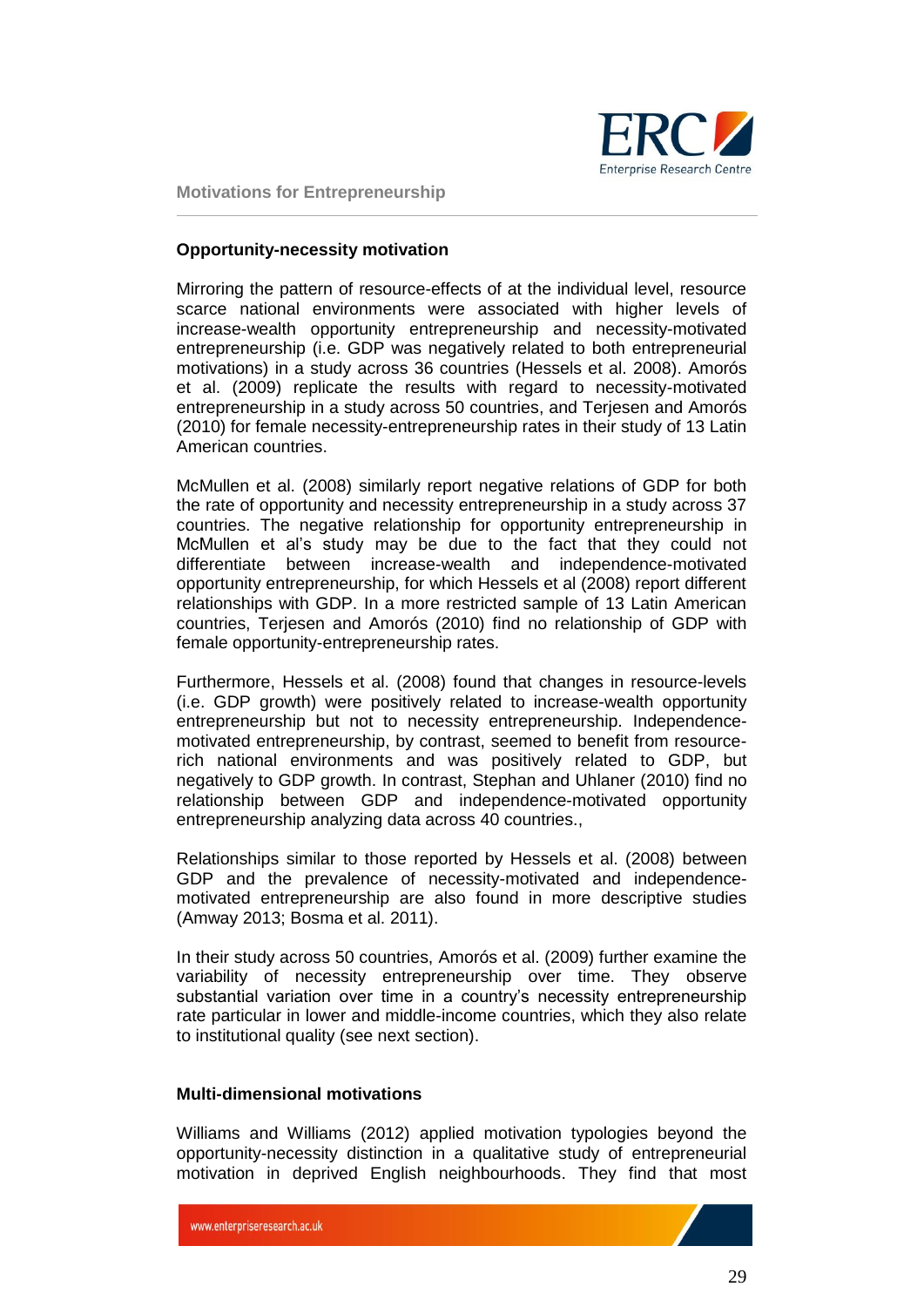**Opportunity-necessity motivation**

Mirroring the pattern of resource-effects of at the individual level, resource scarce national environments were associated with higher levels of increase-wealth opportunity entrepreneurship and necessity-motivated entrepreneurship (i.e. GDP was negatively related to both entrepreneurial motivations) in a study across 36 countries (Hessels et al. 2008). Amorós et al. (2009) replicate the results with regard to necessity-motivated entrepreneurship in a study across 50 countries, and Terjesen and Amorós (2010) for female necessity-entrepreneurship rates in their study of 13 Latin American countries.

McMullen et al. (2008) similarly report negative relations of GDP for both the rate of opportunity and necessity entrepreneurship in a study across 37 countries. The negative relationship for opportunity entrepreneurship in McMullen et al's study may be due to the fact that they could not differentiate between increase-wealth and independence-motivated opportunity entrepreneurship, for which Hessels et al (2008) report different relationships with GDP. In a more restricted sample of 13 Latin American countries, Terjesen and Amorós (2010) find no relationship of GDP with female opportunity-entrepreneurship rates.

Furthermore, Hessels et al. (2008) found that changes in resource-levels (i.e. GDP growth) were positively related to increase-wealth opportunity entrepreneurship but not to necessity entrepreneurship. Independence-motivated entrepreneurship, by contrast, seemed to benefit from resource-rich national environments and was positively related to GDP, but negatively to GDP growth. In contrast, Stephan and Uhlaner (2010) find no relationship between GDP and independence-motivated opportunity entrepreneurship analyzing data across 40 countries.,

Relationships similar to those reported by Hessels et al. (2008) between GDP and the prevalence of necessity-motivated and independence-motivated entrepreneurship are also found in more descriptive studies (Amway 2013; Bosma et al. 2011).

In their study across 50 countries, Amorós et al. (2009) further examine the variability of necessity entrepreneurship over time. They observe substantial variation over time in a country's necessity entrepreneurship rate particular in lower and middle-income countries, which they also relate to institutional quality (see next section).

**Multi-dimensional motivations**

Williams and Williams (2012) applied motivation typologies beyond the opportunity-necessity distinction in a qualitative study of entrepreneurial motivation in deprived English neighbourhoods. They find that most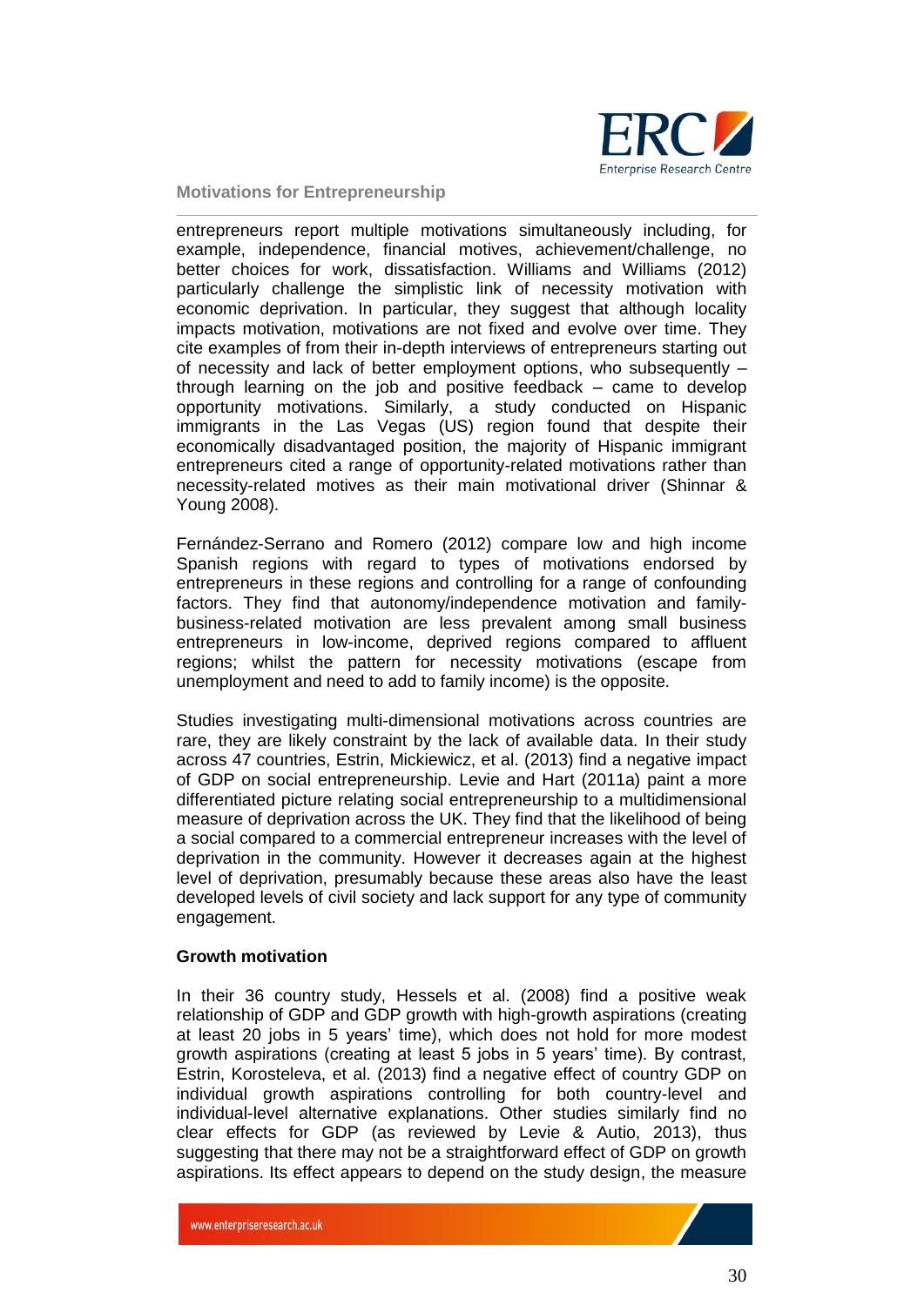entrepreneurs report multiple motivations simultaneously including, for example, independence, financial motives, achievement/challenge, no better choices for work, dissatisfaction. Williams and Williams (2012) particularly challenge the simplistic link of necessity motivation with economic deprivation. In particular, they suggest that although locality impacts motivation, motivations are not fixed and evolve over time. They cite examples of from their in-depth interviews of entrepreneurs starting out of necessity and lack of better employment options, who subsequently – through learning on the job and positive feedback – came to develop opportunity motivations. Similarly, a study conducted on Hispanic immigrants in the Las Vegas (US) region found that despite their economically disadvantaged position, the majority of Hispanic immigrant entrepreneurs cited a range of opportunity-related motivations rather than necessity-related motives as their main motivational driver (Shinnar & Young 2008).

Fernández-Serrano and Romero (2012) compare low and high income Spanish regions with regard to types of motivations endorsed by entrepreneurs in these regions and controlling for a range of confounding factors. They find that autonomy/independence motivation and family-business-related motivation are less prevalent among small business entrepreneurs in low-income, deprived regions compared to affluent regions; whilst the pattern for necessity motivations (escape from unemployment and need to add to family income) is the opposite.

Studies investigating multi-dimensional motivations across countries are rare, they are likely constraint by the lack of available data. In their study across 47 countries, Estrin, Mickiewicz, et al. (2013) find a negative impact of GDP on social entrepreneurship. Levie and Hart (2011a) paint a more differentiated picture relating social entrepreneurship to a multidimensional measure of deprivation across the UK. They find that the likelihood of being a social compared to a commercial entrepreneur increases with the level of deprivation in the community. However it decreases again at the highest level of deprivation, presumably because these areas also have the least developed levels of civil society and lack support for any type of community engagement.

**Growth motivation**

In their 36 country study, Hessels et al. (2008) find a positive weak relationship of GDP and GDP growth with high-growth aspirations (creating at least 20 jobs in 5 years' time), which does not hold for more modest growth aspirations (creating at least 5 jobs in 5 years' time). By contrast, Estrin, Korosteleva, et al. (2013) find a negative effect of country GDP on individual growth aspirations controlling for both country-level and individual-level alternative explanations. Other studies similarly find no clear effects for GDP (as reviewed by Levie & Autio, 2013), thus suggesting that there may not be a straightforward effect of GDP on growth aspirations. Its effect appears to depend on the study design, the measure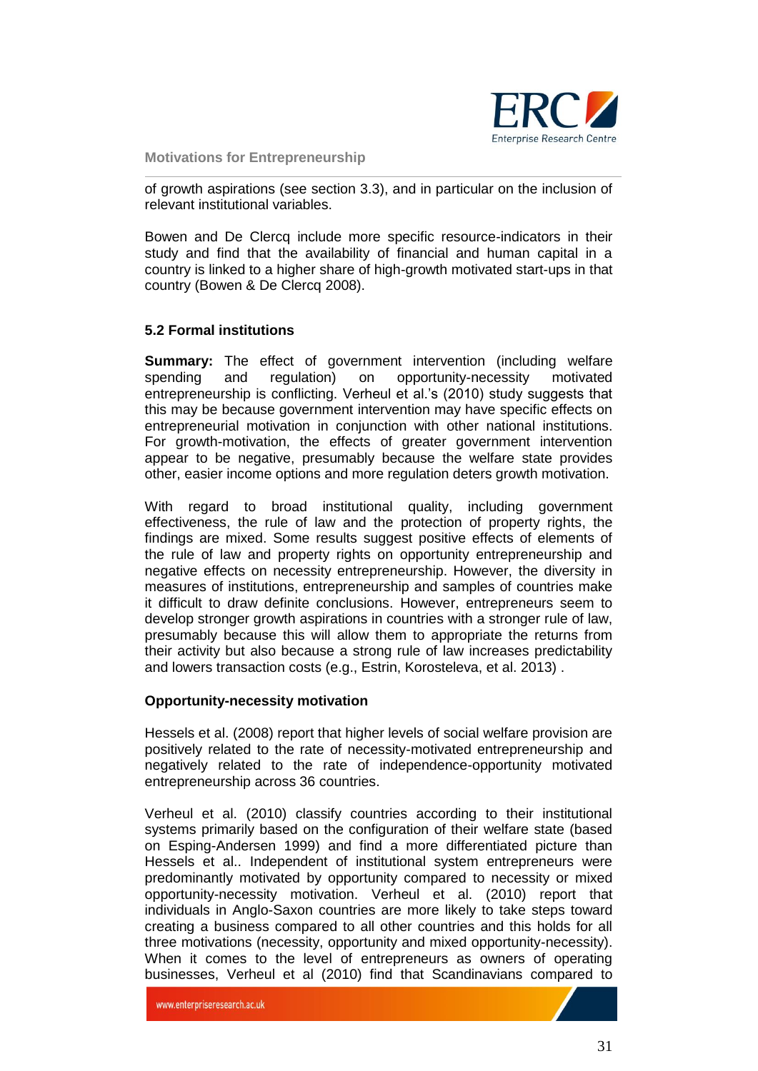of growth aspirations (see section 3.3), and in particular on the inclusion of relevant institutional variables.

Bowen and De Clercq include more specific resource-indicators in their study and find that the availability of financial and human capital in a country is linked to a higher share of high-growth motivated start-ups in that country (Bowen & De Clercq 2008).

## 5.2 Formal institutions

**Summary:** The effect of government intervention (including welfare spending and regulation) on opportunity-necessity motivated entrepreneurship is conflicting. Verheul et al.'s (2010) study suggests that this may be because government intervention may have specific effects on entrepreneurial motivation in conjunction with other national institutions. For growth-motivation, the effects of greater government intervention appear to be negative, presumably because the welfare state provides other, easier income options and more regulation deters growth motivation.

With regard to broad institutional quality, including government effectiveness, the rule of law and the protection of property rights, the findings are mixed. Some results suggest positive effects of elements of the rule of law and property rights on opportunity entrepreneurship and negative effects on necessity entrepreneurship. However, the diversity in measures of institutions, entrepreneurship and samples of countries make it difficult to draw definite conclusions. However, entrepreneurs seem to develop stronger growth aspirations in countries with a stronger rule of law, presumably because this will allow them to appropriate the returns from their activity but also because a strong rule of law increases predictability and lowers transaction costs (e.g., Estrin, Korosteleva, et al. 2013) .

### Opportunity-necessity motivation

Hessels et al. (2008) report that higher levels of social welfare provision are positively related to the rate of necessity-motivated entrepreneurship and negatively related to the rate of independence-opportunity motivated entrepreneurship across 36 countries.

Verheul et al. (2010) classify countries according to their institutional systems primarily based on the configuration of their welfare state (based on Esping-Andersen 1999) and find a more differentiated picture than Hessels et al.. Independent of institutional system entrepreneurs were predominantly motivated by opportunity compared to necessity or mixed opportunity-necessity motivation. Verheul et al. (2010) report that individuals in Anglo-Saxon countries are more likely to take steps toward creating a business compared to all other countries and this holds for all three motivations (necessity, opportunity and mixed opportunity-necessity). When it comes to the level of entrepreneurs as owners of operating businesses, Verheul et al (2010) find that Scandinavians compared to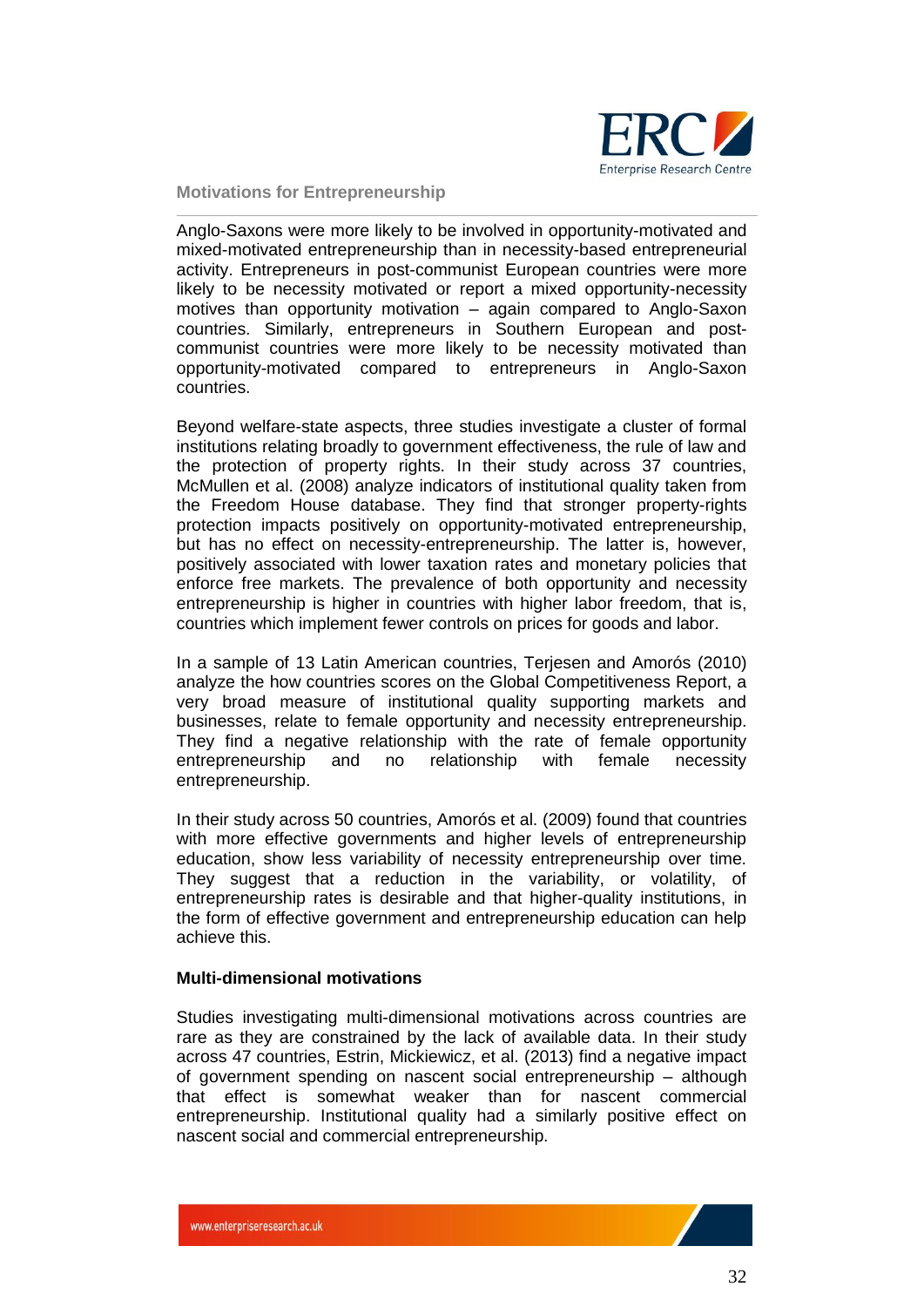Anglo-Saxons were more likely to be involved in opportunity-motivated and mixed-motivated entrepreneurship than in necessity-based entrepreneurial activity. Entrepreneurs in post-communist European countries were more likely to be necessity motivated or report a mixed opportunity-necessity motives than opportunity motivation – again compared to Anglo-Saxon countries. Similarly, entrepreneurs in Southern European and post-communist countries were more likely to be necessity motivated than opportunity-motivated compared to entrepreneurs in Anglo-Saxon countries.

Beyond welfare-state aspects, three studies investigate a cluster of formal institutions relating broadly to government effectiveness, the rule of law and the protection of property rights. In their study across 37 countries, McMullen et al. (2008) analyze indicators of institutional quality taken from the Freedom House database. They find that stronger property-rights protection impacts positively on opportunity-motivated entrepreneurship, but has no effect on necessity-entrepreneurship. The latter is, however, positively associated with lower taxation rates and monetary policies that enforce free markets. The prevalence of both opportunity and necessity entrepreneurship is higher in countries with higher labor freedom, that is, countries which implement fewer controls on prices for goods and labor.

In a sample of 13 Latin American countries, Terjesen and Amorós (2010) analyze the how countries scores on the Global Competitiveness Report, a very broad measure of institutional quality supporting markets and businesses, relate to female opportunity and necessity entrepreneurship. They find a negative relationship with the rate of female opportunity entrepreneurship and no relationship with female necessity entrepreneurship.

In their study across 50 countries, Amorós et al. (2009) found that countries with more effective governments and higher levels of entrepreneurship education, show less variability of necessity entrepreneurship over time. They suggest that a reduction in the variability, or volatility, of entrepreneurship rates is desirable and that higher-quality institutions, in the form of effective government and entrepreneurship education can help achieve this.

### Multi-dimensional motivations

Studies investigating multi-dimensional motivations across countries are rare as they are constrained by the lack of available data. In their study across 47 countries, Estrin, Mickiewicz, et al. (2013) find a negative impact of government spending on nascent social entrepreneurship – although that effect is somewhat weaker than for nascent commercial entrepreneurship. Institutional quality had a similarly positive effect on nascent social and commercial entrepreneurship.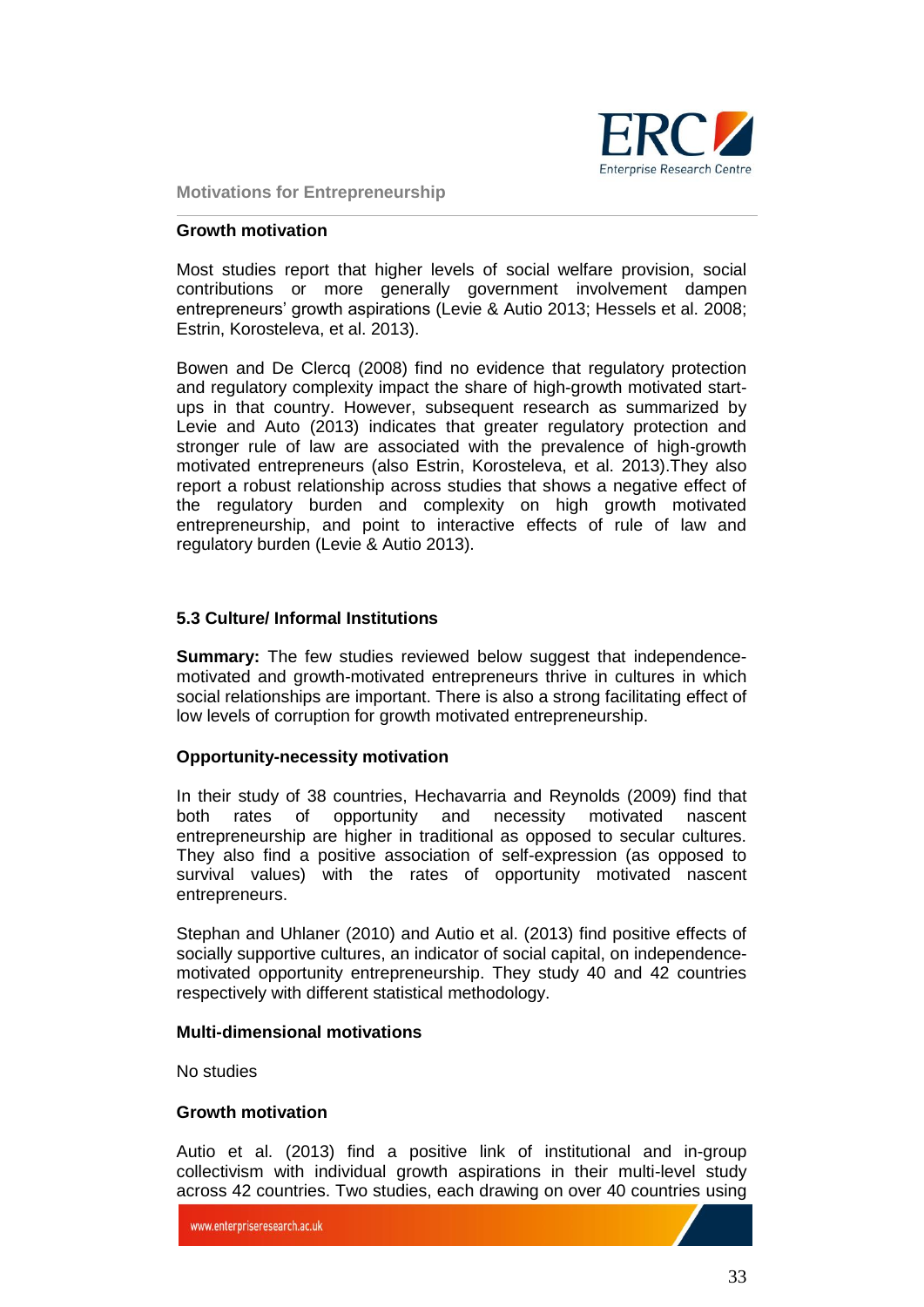### Growth motivation

Most studies report that higher levels of social welfare provision, social contributions or more generally government involvement dampen entrepreneurs' growth aspirations (Levie & Autio 2013; Hessels et al. 2008; Estrin, Korosteleva, et al. 2013).

Bowen and De Clercq (2008) find no evidence that regulatory protection and regulatory complexity impact the share of high-growth motivated start-ups in that country. However, subsequent research as summarized by Levie and Auto (2013) indicates that greater regulatory protection and stronger rule of law are associated with the prevalence of high-growth motivated entrepreneurs (also Estrin, Korosteleva, et al. 2013).They also report a robust relationship across studies that shows a negative effect of the regulatory burden and complexity on high growth motivated entrepreneurship, and point to interactive effects of rule of law and regulatory burden (Levie & Autio 2013).

## 5.3 Culture/ Informal Institutions

**Summary:** The few studies reviewed below suggest that independence-motivated and growth-motivated entrepreneurs thrive in cultures in which social relationships are important. There is also a strong facilitating effect of low levels of corruption for growth motivated entrepreneurship.

### Opportunity-necessity motivation

In their study of 38 countries, Hechavarria and Reynolds (2009) find that both rates of opportunity and necessity motivated nascent entrepreneurship are higher in traditional as opposed to secular cultures. They also find a positive association of self-expression (as opposed to survival values) with the rates of opportunity motivated nascent entrepreneurs.

Stephan and Uhlaner (2010) and Autio et al. (2013) find positive effects of socially supportive cultures, an indicator of social capital, on independence-motivated opportunity entrepreneurship. They study 40 and 42 countries respectively with different statistical methodology.

### Multi-dimensional motivations

No studies

### Growth motivation

Autio et al. (2013) find a positive link of institutional and in-group collectivism with individual growth aspirations in their multi-level study across 42 countries. Two studies, each drawing on over 40 countries using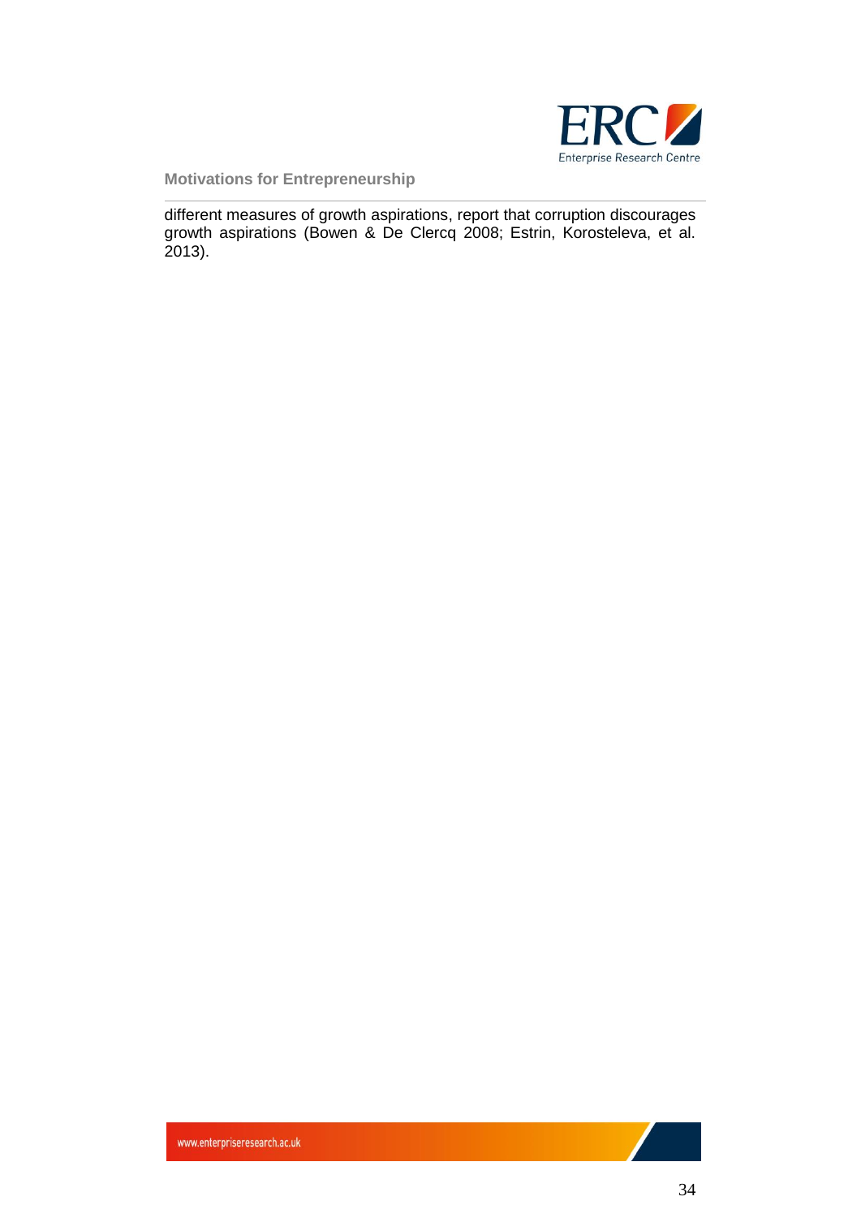different measures of growth aspirations, report that corruption discourages growth aspirations (Bowen & De Clercq 2008; Estrin, Korosteleva, et al. 2013).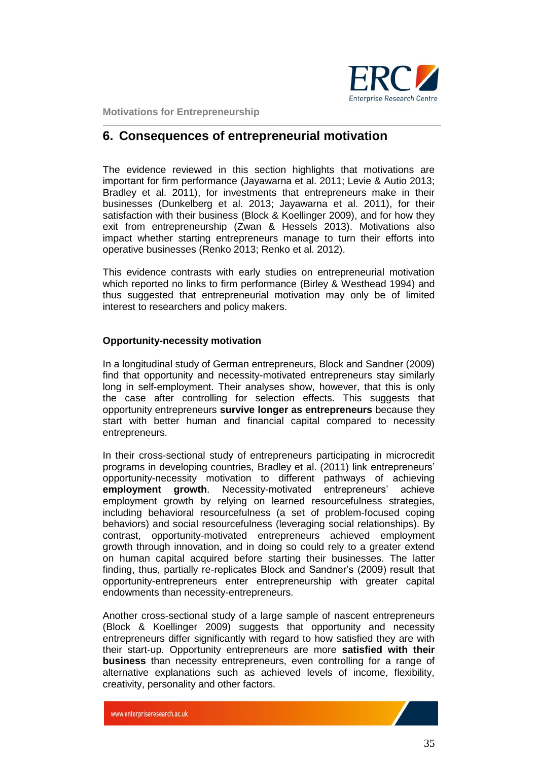## 6. Consequences of entrepreneurial motivation

The evidence reviewed in this section highlights that motivations are important for firm performance (Jayawarna et al. 2011; Levie & Autio 2013; Bradley et al. 2011), for investments that entrepreneurs make in their businesses (Dunkelberg et al. 2013; Jayawarna et al. 2011), for their satisfaction with their business (Block & Koellinger 2009), and for how they exit from entrepreneurship (Zwan & Hessels 2013). Motivations also impact whether starting entrepreneurs manage to turn their efforts into operative businesses (Renko 2013; Renko et al. 2012).

This evidence contrasts with early studies on entrepreneurial motivation which reported no links to firm performance (Birley & Westhead 1994) and thus suggested that entrepreneurial motivation may only be of limited interest to researchers and policy makers.

### Opportunity-necessity motivation

In a longitudinal study of German entrepreneurs, Block and Sandner (2009) find that opportunity and necessity-motivated entrepreneurs stay similarly long in self-employment. Their analyses show, however, that this is only the case after controlling for selection effects. This suggests that opportunity entrepreneurs **survive longer as entrepreneurs** because they start with better human and financial capital compared to necessity entrepreneurs.

In their cross-sectional study of entrepreneurs participating in microcredit programs in developing countries, Bradley et al. (2011) link entrepreneurs' opportunity-necessity motivation to different pathways of achieving **employment growth**. Necessity-motivated entrepreneurs' achieve employment growth by relying on learned resourcefulness strategies, including behavioral resourcefulness (a set of problem-focused coping behaviors) and social resourcefulness (leveraging social relationships). By contrast, opportunity-motivated entrepreneurs achieved employment growth through innovation, and in doing so could rely to a greater extend on human capital acquired before starting their businesses. The latter finding, thus, partially re-replicates Block and Sandner's (2009) result that opportunity-entrepreneurs enter entrepreneurship with greater capital endowments than necessity-entrepreneurs.

Another cross-sectional study of a large sample of nascent entrepreneurs (Block & Koellinger 2009) suggests that opportunity and necessity entrepreneurs differ significantly with regard to how satisfied they are with their start-up. Opportunity entrepreneurs are more **satisfied with their business** than necessity entrepreneurs, even controlling for a range of alternative explanations such as achieved levels of income, flexibility, creativity, personality and other factors.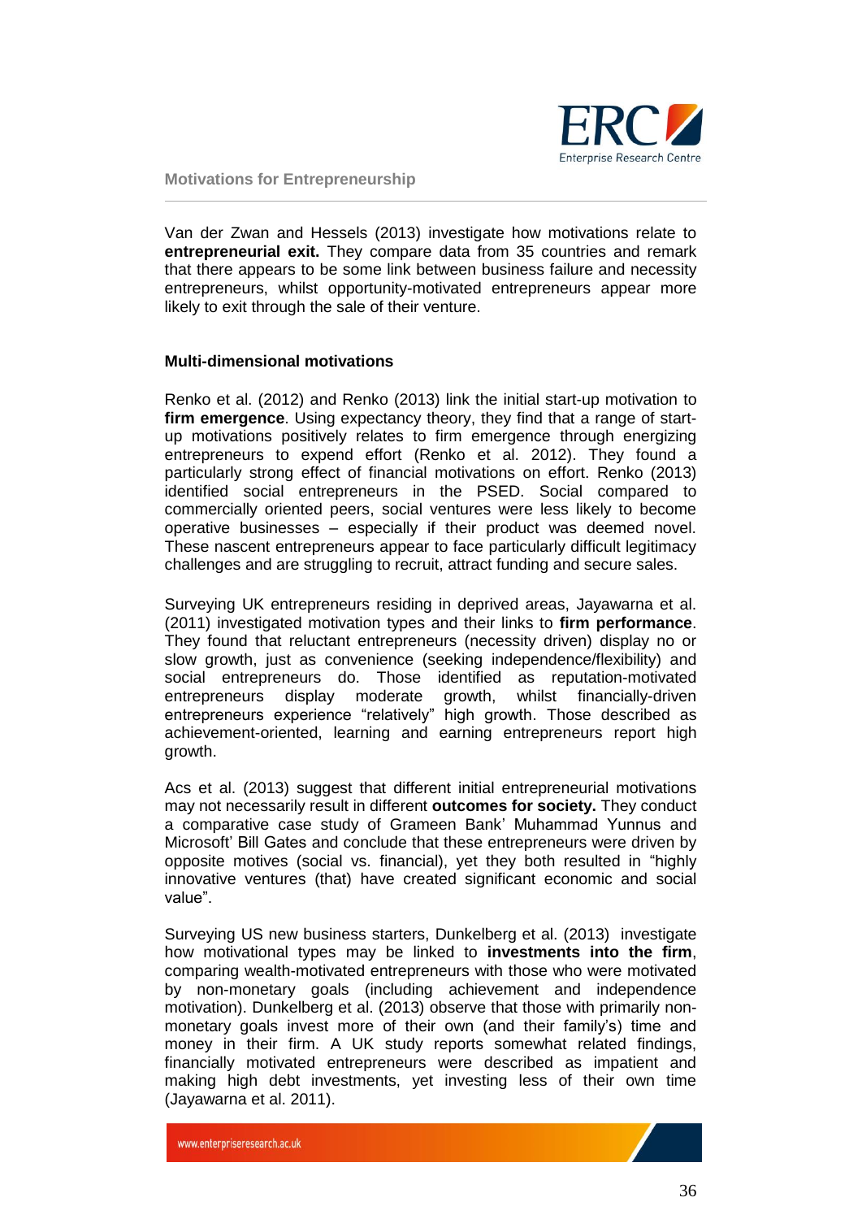Van der Zwan and Hessels (2013) investigate how motivations relate to **entrepreneurial exit.** They compare data from 35 countries and remark that there appears to be some link between business failure and necessity entrepreneurs, whilst opportunity-motivated entrepreneurs appear more likely to exit through the sale of their venture.

### Multi-dimensional motivations

Renko et al. (2012) and Renko (2013) link the initial start-up motivation to **firm emergence**. Using expectancy theory, they find that a range of start-up motivations positively relates to firm emergence through energizing entrepreneurs to expend effort (Renko et al. 2012). They found a particularly strong effect of financial motivations on effort. Renko (2013) identified social entrepreneurs in the PSED. Social compared to commercially oriented peers, social ventures were less likely to become operative businesses – especially if their product was deemed novel. These nascent entrepreneurs appear to face particularly difficult legitimacy challenges and are struggling to recruit, attract funding and secure sales.

Surveying UK entrepreneurs residing in deprived areas, Jayawarna et al. (2011) investigated motivation types and their links to **firm performance**. They found that reluctant entrepreneurs (necessity driven) display no or slow growth, just as convenience (seeking independence/flexibility) and social entrepreneurs do. Those identified as reputation-motivated entrepreneurs display moderate growth, whilst financially-driven entrepreneurs experience "relatively" high growth. Those described as achievement-oriented, learning and earning entrepreneurs report high growth.

Acs et al. (2013) suggest that different initial entrepreneurial motivations may not necessarily result in different **outcomes for society.** They conduct a comparative case study of Grameen Bank' Muhammad Yunnus and Microsoft' Bill Gates and conclude that these entrepreneurs were driven by opposite motives (social vs. financial), yet they both resulted in "highly innovative ventures (that) have created significant economic and social value".

Surveying US new business starters, Dunkelberg et al. (2013) investigate how motivational types may be linked to **investments into the firm**, comparing wealth-motivated entrepreneurs with those who were motivated by non-monetary goals (including achievement and independence motivation). Dunkelberg et al. (2013) observe that those with primarily non-monetary goals invest more of their own (and their family's) time and money in their firm. A UK study reports somewhat related findings, financially motivated entrepreneurs were described as impatient and making high debt investments, yet investing less of their own time (Jayawarna et al. 2011).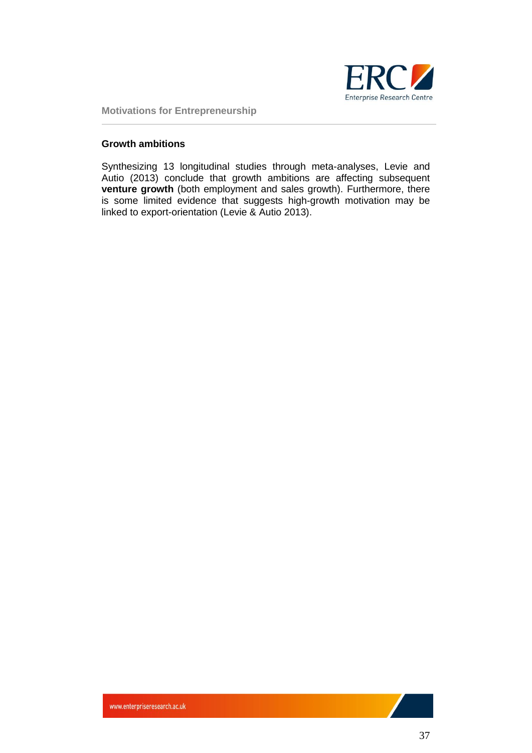## Growth ambitions

Synthesizing 13 longitudinal studies through meta-analyses, Levie and Autio (2013) conclude that growth ambitions are affecting subsequent **venture growth** (both employment and sales growth). Furthermore, there is some limited evidence that suggests high-growth motivation may be linked to export-orientation (Levie & Autio 2013).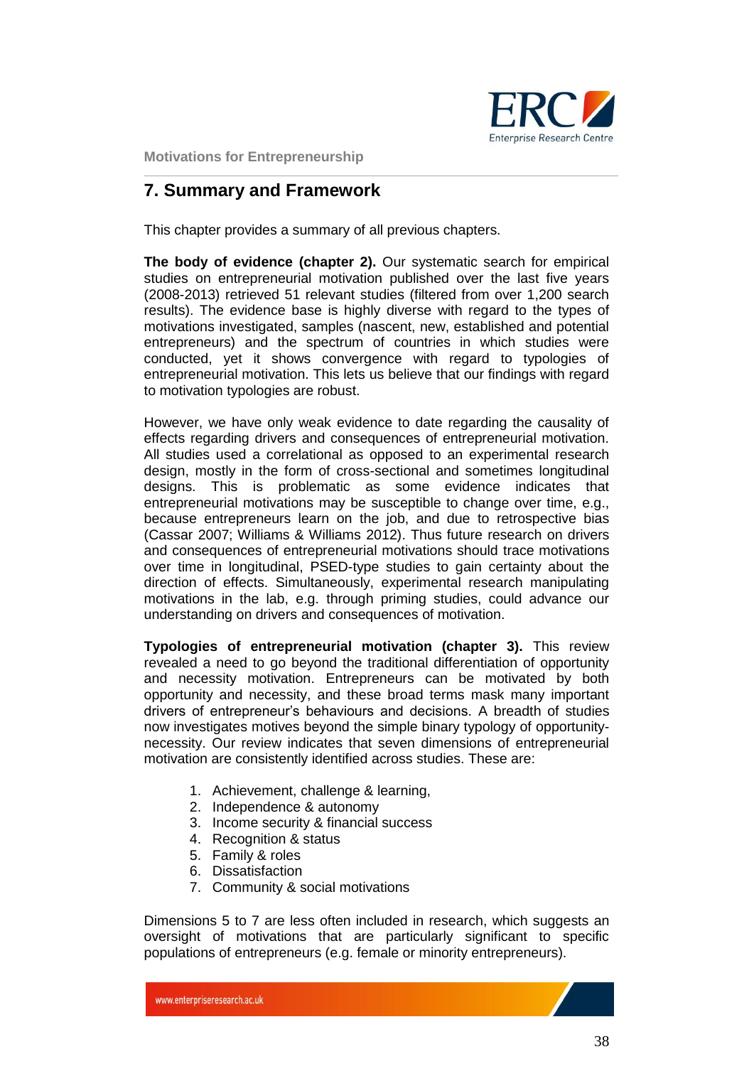## 7. Summary and Framework

This chapter provides a summary of all previous chapters.

**The body of evidence (chapter 2).** Our systematic search for empirical studies on entrepreneurial motivation published over the last five years (2008-2013) retrieved 51 relevant studies (filtered from over 1,200 search results). The evidence base is highly diverse with regard to the types of motivations investigated, samples (nascent, new, established and potential entrepreneurs) and the spectrum of countries in which studies were conducted, yet it shows convergence with regard to typologies of entrepreneurial motivation. This lets us believe that our findings with regard to motivation typologies are robust.

However, we have only weak evidence to date regarding the causality of effects regarding drivers and consequences of entrepreneurial motivation. All studies used a correlational as opposed to an experimental research design, mostly in the form of cross-sectional and sometimes longitudinal designs. This is problematic as some evidence indicates that entrepreneurial motivations may be susceptible to change over time, e.g., because entrepreneurs learn on the job, and due to retrospective bias (Cassar 2007; Williams & Williams 2012). Thus future research on drivers and consequences of entrepreneurial motivations should trace motivations over time in longitudinal, PSED-type studies to gain certainty about the direction of effects. Simultaneously, experimental research manipulating motivations in the lab, e.g. through priming studies, could advance our understanding on drivers and consequences of motivation.

**Typologies of entrepreneurial motivation (chapter 3).** This review revealed a need to go beyond the traditional differentiation of opportunity and necessity motivation. Entrepreneurs can be motivated by both opportunity and necessity, and these broad terms mask many important drivers of entrepreneur's behaviours and decisions. A breadth of studies now investigates motives beyond the simple binary typology of opportunity-necessity. Our review indicates that seven dimensions of entrepreneurial motivation are consistently identified across studies. These are:

1. Achievement, challenge & learning,
2. Independence & autonomy
3. Income security & financial success
4. Recognition & status
5. Family & roles
6. Dissatisfaction
7. Community & social motivations

Dimensions 5 to 7 are less often included in research, which suggests an oversight of motivations that are particularly significant to specific populations of entrepreneurs (e.g. female or minority entrepreneurs).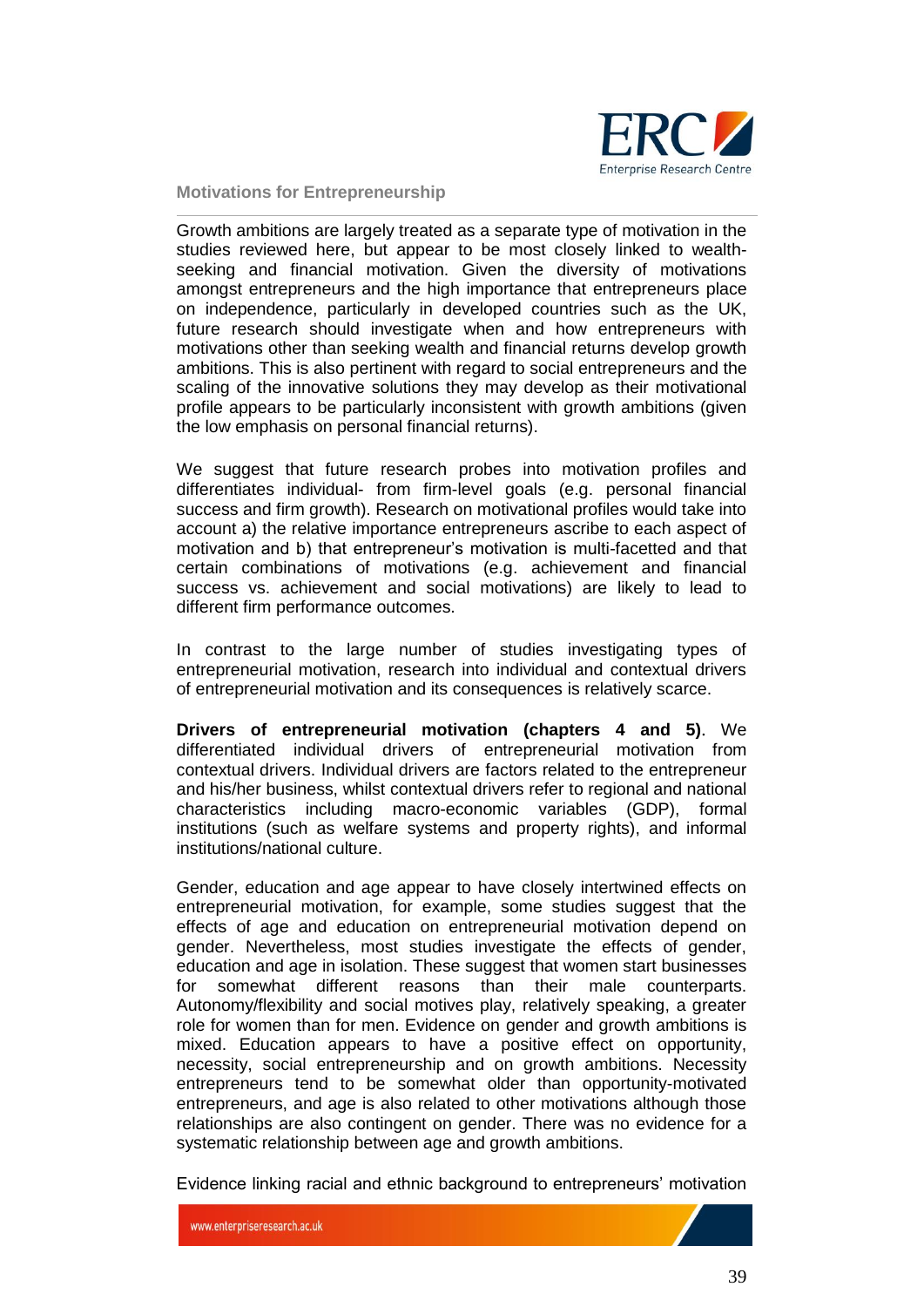Growth ambitions are largely treated as a separate type of motivation in the studies reviewed here, but appear to be most closely linked to wealth-seeking and financial motivation. Given the diversity of motivations amongst entrepreneurs and the high importance that entrepreneurs place on independence, particularly in developed countries such as the UK, future research should investigate when and how entrepreneurs with motivations other than seeking wealth and financial returns develop growth ambitions. This is also pertinent with regard to social entrepreneurs and the scaling of the innovative solutions they may develop as their motivational profile appears to be particularly inconsistent with growth ambitions (given the low emphasis on personal financial returns).

We suggest that future research probes into motivation profiles and differentiates individual- from firm-level goals (e.g. personal financial success and firm growth). Research on motivational profiles would take into account a) the relative importance entrepreneurs ascribe to each aspect of motivation and b) that entrepreneur's motivation is multi-facetted and that certain combinations of motivations (e.g. achievement and financial success vs. achievement and social motivations) are likely to lead to different firm performance outcomes.

In contrast to the large number of studies investigating types of entrepreneurial motivation, research into individual and contextual drivers of entrepreneurial motivation and its consequences is relatively scarce.

**Drivers of entrepreneurial motivation (chapters 4 and 5)**. We differentiated individual drivers of entrepreneurial motivation from contextual drivers. Individual drivers are factors related to the entrepreneur and his/her business, whilst contextual drivers refer to regional and national characteristics including macro-economic variables (GDP), formal institutions (such as welfare systems and property rights), and informal institutions/national culture.

Gender, education and age appear to have closely intertwined effects on entrepreneurial motivation, for example, some studies suggest that the effects of age and education on entrepreneurial motivation depend on gender. Nevertheless, most studies investigate the effects of gender, education and age in isolation. These suggest that women start businesses for somewhat different reasons than their male counterparts. Autonomy/flexibility and social motives play, relatively speaking, a greater role for women than for men. Evidence on gender and growth ambitions is mixed. Education appears to have a positive effect on opportunity, necessity, social entrepreneurship and on growth ambitions. Necessity entrepreneurs tend to be somewhat older than opportunity-motivated entrepreneurs, and age is also related to other motivations although those relationships are also contingent on gender. There was no evidence for a systematic relationship between age and growth ambitions.

Evidence linking racial and ethnic background to entrepreneurs' motivation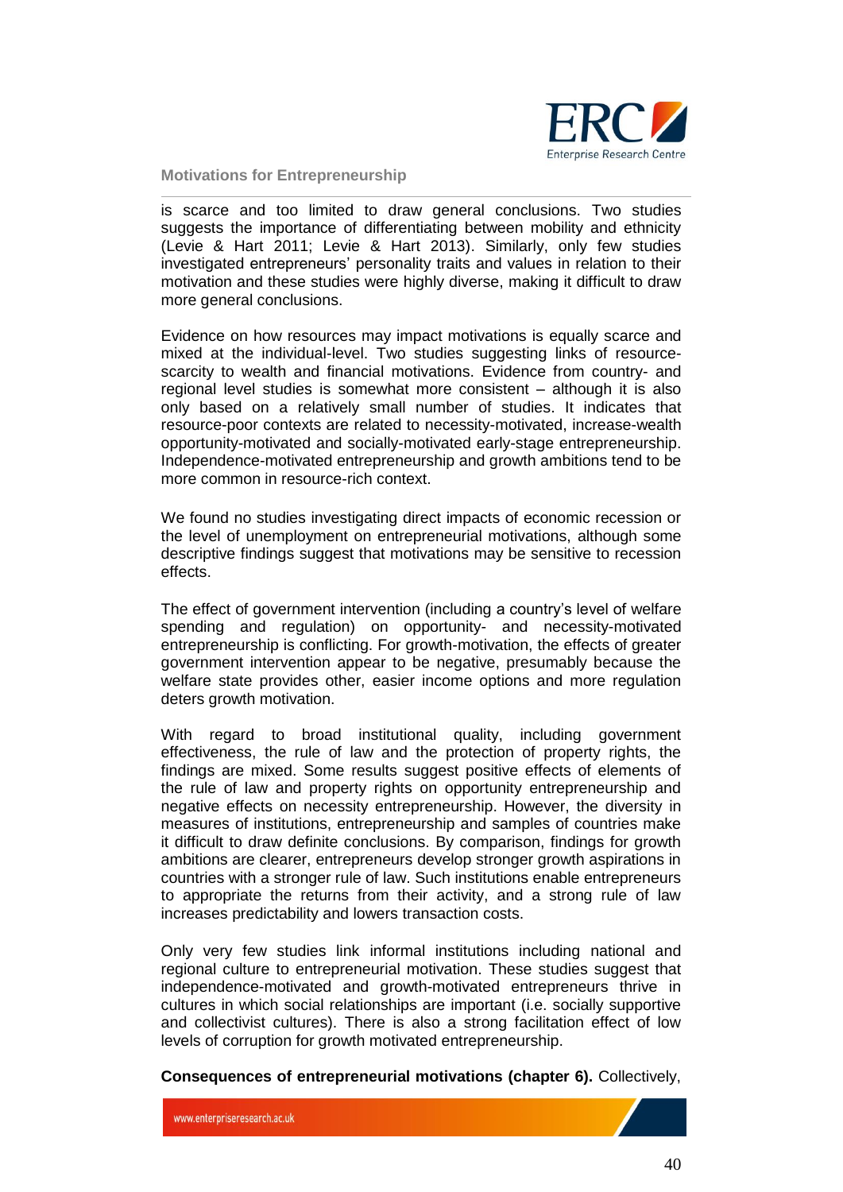is scarce and too limited to draw general conclusions. Two studies suggests the importance of differentiating between mobility and ethnicity (Levie & Hart 2011; Levie & Hart 2013). Similarly, only few studies investigated entrepreneurs' personality traits and values in relation to their motivation and these studies were highly diverse, making it difficult to draw more general conclusions.

Evidence on how resources may impact motivations is equally scarce and mixed at the individual-level. Two studies suggesting links of resource-scarcity to wealth and financial motivations. Evidence from country- and regional level studies is somewhat more consistent – although it is also only based on a relatively small number of studies. It indicates that resource-poor contexts are related to necessity-motivated, increase-wealth opportunity-motivated and socially-motivated early-stage entrepreneurship. Independence-motivated entrepreneurship and growth ambitions tend to be more common in resource-rich context.

We found no studies investigating direct impacts of economic recession or the level of unemployment on entrepreneurial motivations, although some descriptive findings suggest that motivations may be sensitive to recession effects.

The effect of government intervention (including a country's level of welfare spending and regulation) on opportunity- and necessity-motivated entrepreneurship is conflicting. For growth-motivation, the effects of greater government intervention appear to be negative, presumably because the welfare state provides other, easier income options and more regulation deters growth motivation.

With regard to broad institutional quality, including government effectiveness, the rule of law and the protection of property rights, the findings are mixed. Some results suggest positive effects of elements of the rule of law and property rights on opportunity entrepreneurship and negative effects on necessity entrepreneurship. However, the diversity in measures of institutions, entrepreneurship and samples of countries make it difficult to draw definite conclusions. By comparison, findings for growth ambitions are clearer, entrepreneurs develop stronger growth aspirations in countries with a stronger rule of law. Such institutions enable entrepreneurs to appropriate the returns from their activity, and a strong rule of law increases predictability and lowers transaction costs.

Only very few studies link informal institutions including national and regional culture to entrepreneurial motivation. These studies suggest that independence-motivated and growth-motivated entrepreneurs thrive in cultures in which social relationships are important (i.e. socially supportive and collectivist cultures). There is also a strong facilitation effect of low levels of corruption for growth motivated entrepreneurship.

**Consequences of entrepreneurial motivations (chapter 6).** Collectively,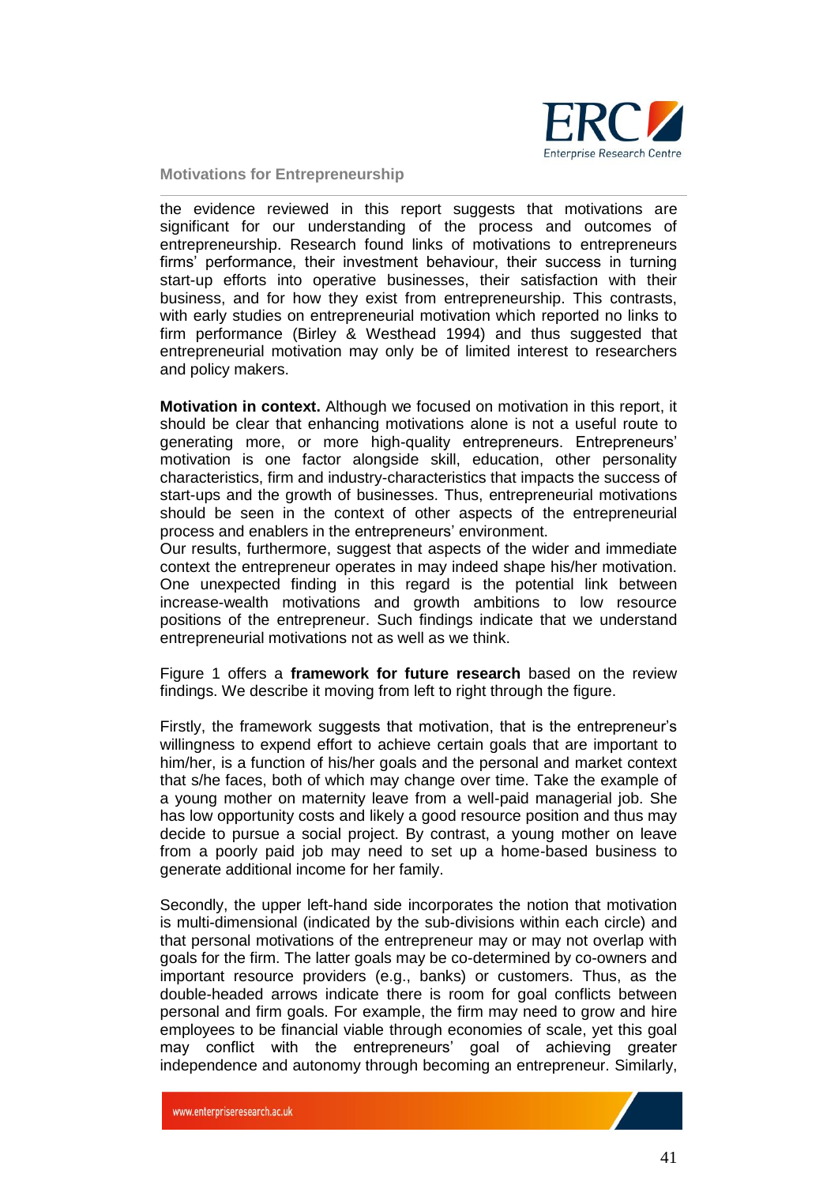the evidence reviewed in this report suggests that motivations are significant for our understanding of the process and outcomes of entrepreneurship. Research found links of motivations to entrepreneurs firms' performance, their investment behaviour, their success in turning start-up efforts into operative businesses, their satisfaction with their business, and for how they exist from entrepreneurship. This contrasts, with early studies on entrepreneurial motivation which reported no links to firm performance (Birley & Westhead 1994) and thus suggested that entrepreneurial motivation may only be of limited interest to researchers and policy makers.

**Motivation in context.** Although we focused on motivation in this report, it should be clear that enhancing motivations alone is not a useful route to generating more, or more high-quality entrepreneurs. Entrepreneurs' motivation is one factor alongside skill, education, other personality characteristics, firm and industry-characteristics that impacts the success of start-ups and the growth of businesses. Thus, entrepreneurial motivations should be seen in the context of other aspects of the entrepreneurial process and enablers in the entrepreneurs' environment.
Our results, furthermore, suggest that aspects of the wider and immediate context the entrepreneur operates in may indeed shape his/her motivation. One unexpected finding in this regard is the potential link between increase-wealth motivations and growth ambitions to low resource positions of the entrepreneur. Such findings indicate that we understand entrepreneurial motivations not as well as we think.

Figure 1 offers a **framework for future research** based on the review findings. We describe it moving from left to right through the figure.

Firstly, the framework suggests that motivation, that is the entrepreneur's willingness to expend effort to achieve certain goals that are important to him/her, is a function of his/her goals and the personal and market context that s/he faces, both of which may change over time. Take the example of a young mother on maternity leave from a well-paid managerial job. She has low opportunity costs and likely a good resource position and thus may decide to pursue a social project. By contrast, a young mother on leave from a poorly paid job may need to set up a home-based business to generate additional income for her family.

Secondly, the upper left-hand side incorporates the notion that motivation is multi-dimensional (indicated by the sub-divisions within each circle) and that personal motivations of the entrepreneur may or may not overlap with goals for the firm. The latter goals may be co-determined by co-owners and important resource providers (e.g., banks) or customers. Thus, as the double-headed arrows indicate there is room for goal conflicts between personal and firm goals. For example, the firm may need to grow and hire employees to be financial viable through economies of scale, yet this goal may conflict with the entrepreneurs' goal of achieving greater independence and autonomy through becoming an entrepreneur. Similarly,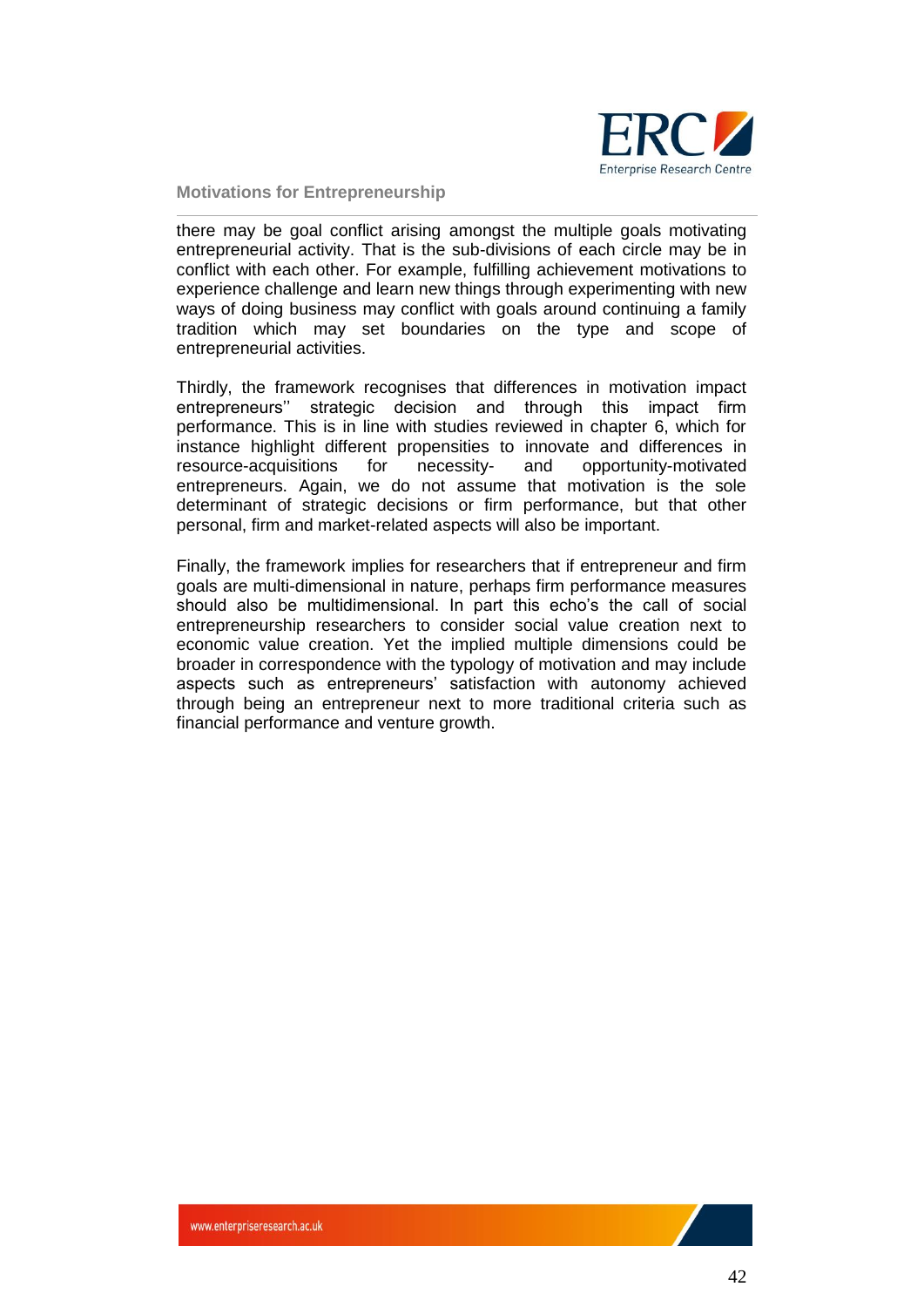there may be goal conflict arising amongst the multiple goals motivating entrepreneurial activity. That is the sub-divisions of each circle may be in conflict with each other. For example, fulfilling achievement motivations to experience challenge and learn new things through experimenting with new ways of doing business may conflict with goals around continuing a family tradition which may set boundaries on the type and scope of entrepreneurial activities.

Thirdly, the framework recognises that differences in motivation impact entrepreneurs'' strategic decision and through this impact firm performance. This is in line with studies reviewed in chapter 6, which for instance highlight different propensities to innovate and differences in resource-acquisitions for necessity- and opportunity-motivated entrepreneurs. Again, we do not assume that motivation is the sole determinant of strategic decisions or firm performance, but that other personal, firm and market-related aspects will also be important.

Finally, the framework implies for researchers that if entrepreneur and firm goals are multi-dimensional in nature, perhaps firm performance measures should also be multidimensional. In part this echo's the call of social entrepreneurship researchers to consider social value creation next to economic value creation. Yet the implied multiple dimensions could be broader in correspondence with the typology of motivation and may include aspects such as entrepreneurs' satisfaction with autonomy achieved through being an entrepreneur next to more traditional criteria such as financial performance and venture growth.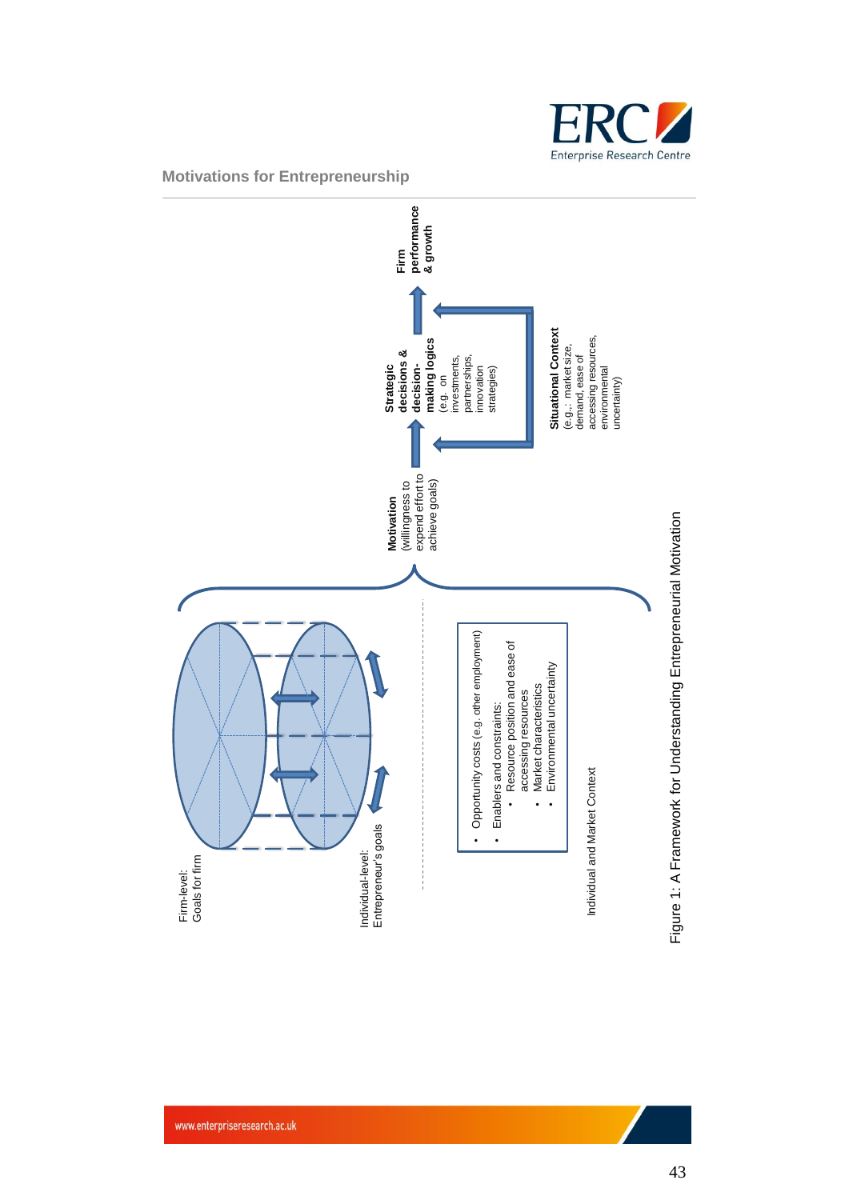Firm-level: Goals for firm

Individual-level: Entrepreneur's goals

- Opportunity costs (e.g. other employment)
- Enablers and constraints:
  - Resource position and ease of accessing resources
  - Market characteristics
  - Environmental uncertainty

Individual and Market Context

**Motivation** (willingness to expend effort to achieve goals)

**Strategic decisions & decision-making logics** (e.g. on investments, partnerships, innovation strategies)

**Firm performance & growth**

**Situational Context** (e.g.: market size, demand, ease of accessing resources, environmental uncertainty)

Figure 1: A Framework for Understanding Entrepreneurial Motivation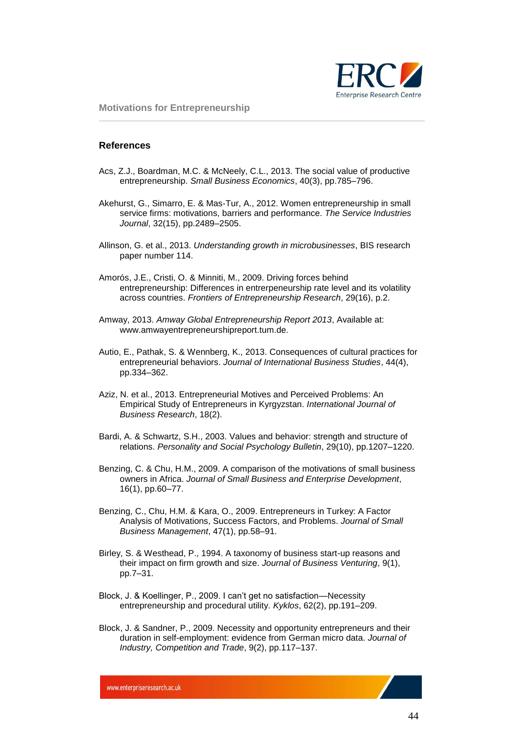## References

Acs, Z.J., Boardman, M.C. & McNeely, C.L., 2013. The social value of productive entrepreneurship. *Small Business Economics*, 40(3), pp.785–796.

Akehurst, G., Simarro, E. & Mas-Tur, A., 2012. Women entrepreneurship in small service firms: motivations, barriers and performance. *The Service Industries Journal*, 32(15), pp.2489–2505.

Allinson, G. et al., 2013. *Understanding growth in microbusinesses*, BIS research paper number 114.

Amorós, J.E., Cristi, O. & Minniti, M., 2009. Driving forces behind entrepreneurship: Differences in entrerpeneurship rate level and its volatility across countries. *Frontiers of Entrepreneurship Research*, 29(16), p.2.

Amway, 2013. *Amway Global Entrepreneurship Report 2013*, Available at: www.amwayentrepreneurshipreport.tum.de.

Autio, E., Pathak, S. & Wennberg, K., 2013. Consequences of cultural practices for entrepreneurial behaviors. *Journal of International Business Studies*, 44(4), pp.334–362.

Aziz, N. et al., 2013. Entrepreneurial Motives and Perceived Problems: An Empirical Study of Entrepreneurs in Kyrgyzstan. *International Journal of Business Research*, 18(2).

Bardi, A. & Schwartz, S.H., 2003. Values and behavior: strength and structure of relations. *Personality and Social Psychology Bulletin*, 29(10), pp.1207–1220.

Benzing, C. & Chu, H.M., 2009. A comparison of the motivations of small business owners in Africa. *Journal of Small Business and Enterprise Development*, 16(1), pp.60–77.

Benzing, C., Chu, H.M. & Kara, O., 2009. Entrepreneurs in Turkey: A Factor Analysis of Motivations, Success Factors, and Problems. *Journal of Small Business Management*, 47(1), pp.58–91.

Birley, S. & Westhead, P., 1994. A taxonomy of business start-up reasons and their impact on firm growth and size. *Journal of Business Venturing*, 9(1), pp.7–31.

Block, J. & Koellinger, P., 2009. I can't get no satisfaction—Necessity entrepreneurship and procedural utility. *Kyklos*, 62(2), pp.191–209.

Block, J. & Sandner, P., 2009. Necessity and opportunity entrepreneurs and their duration in self-employment: evidence from German micro data. *Journal of Industry, Competition and Trade*, 9(2), pp.117–137.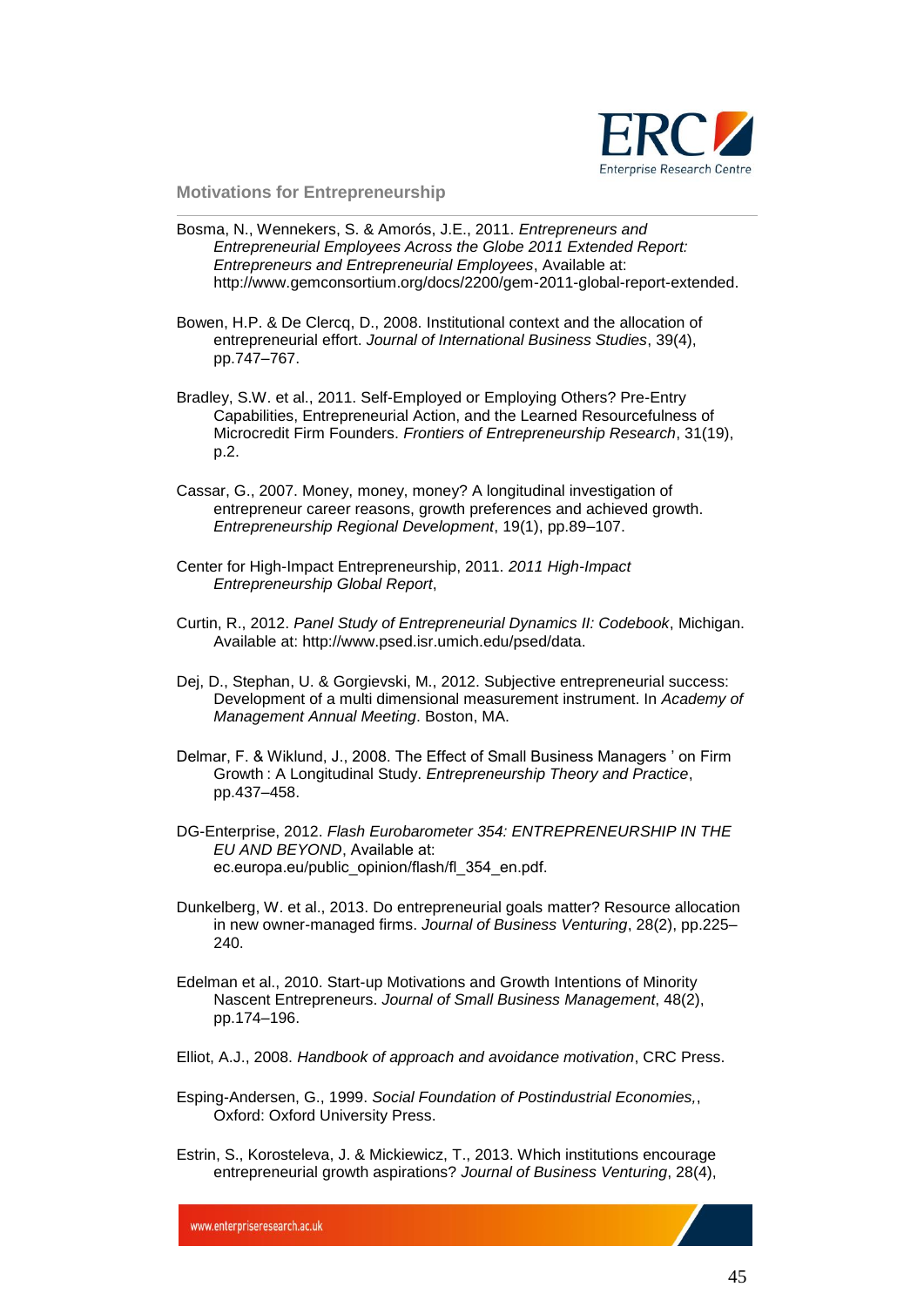Bosma, N., Wennekers, S. & Amorós, J.E., 2011. *Entrepreneurs and Entrepreneurial Employees Across the Globe 2011 Extended Report: Entrepreneurs and Entrepreneurial Employees*, Available at: http://www.gemconsortium.org/docs/2200/gem-2011-global-report-extended.

Bowen, H.P. & De Clercq, D., 2008. Institutional context and the allocation of entrepreneurial effort. *Journal of International Business Studies*, 39(4), pp.747–767.

Bradley, S.W. et al., 2011. Self-Employed or Employing Others? Pre-Entry Capabilities, Entrepreneurial Action, and the Learned Resourcefulness of Microcredit Firm Founders. *Frontiers of Entrepreneurship Research*, 31(19), p.2.

Cassar, G., 2007. Money, money, money? A longitudinal investigation of entrepreneur career reasons, growth preferences and achieved growth. *Entrepreneurship Regional Development*, 19(1), pp.89–107.

Center for High-Impact Entrepreneurship, 2011. *2011 High-Impact Entrepreneurship Global Report*,

Curtin, R., 2012. *Panel Study of Entrepreneurial Dynamics II: Codebook*, Michigan. Available at: http://www.psed.isr.umich.edu/psed/data.

Dej, D., Stephan, U. & Gorgievski, M., 2012. Subjective entrepreneurial success: Development of a multi dimensional measurement instrument. In *Academy of Management Annual Meeting*. Boston, MA.

Delmar, F. & Wiklund, J., 2008. The Effect of Small Business Managers ' on Firm Growth : A Longitudinal Study. *Entrepreneurship Theory and Practice*, pp.437–458.

DG-Enterprise, 2012. *Flash Eurobarometer 354: ENTREPRENEURSHIP IN THE EU AND BEYOND*, Available at: ec.europa.eu/public_opinion/flash/fl_354_en.pdf.

Dunkelberg, W. et al., 2013. Do entrepreneurial goals matter? Resource allocation in new owner-managed firms. *Journal of Business Venturing*, 28(2), pp.225–240.

Edelman et al., 2010. Start-up Motivations and Growth Intentions of Minority Nascent Entrepreneurs. *Journal of Small Business Management*, 48(2), pp.174–196.

Elliot, A.J., 2008. *Handbook of approach and avoidance motivation*, CRC Press.

Esping-Andersen, G., 1999. *Social Foundation of Postindustrial Economies,*, Oxford: Oxford University Press.

Estrin, S., Korosteleva, J. & Mickiewicz, T., 2013. Which institutions encourage entrepreneurial growth aspirations? *Journal of Business Venturing*, 28(4),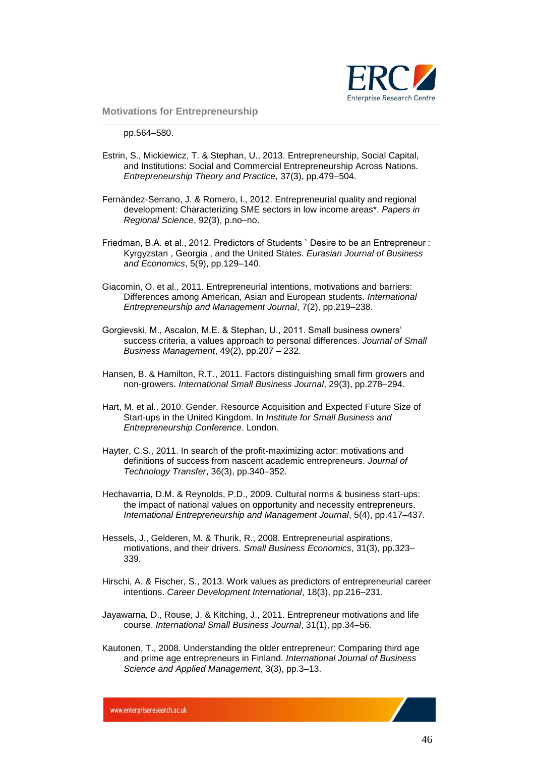pp.564–580.

Estrin, S., Mickiewicz, T. & Stephan, U., 2013. Entrepreneurship, Social Capital, and Institutions: Social and Commercial Entrepreneurship Across Nations. *Entrepreneurship Theory and Practice*, 37(3), pp.479–504.

Fernández-Serrano, J. & Romero, I., 2012. Entrepreneurial quality and regional development: Characterizing SME sectors in low income areas*. *Papers in Regional Science*, 92(3), p.no–no.

Friedman, B.A. et al., 2012. Predictors of Students ` Desire to be an Entrepreneur : Kyrgyzstan , Georgia , and the United States. *Eurasian Journal of Business and Economics*, 5(9), pp.129–140.

Giacomin, O. et al., 2011. Entrepreneurial intentions, motivations and barriers: Differences among American, Asian and European students. *International Entrepreneurship and Management Journal*, 7(2), pp.219–238.

Gorgievski, M., Ascalon, M.E. & Stephan, U., 2011. Small business owners' success criteria, a values approach to personal differences. *Journal of Small Business Management*, 49(2), pp.207 – 232.

Hansen, B. & Hamilton, R.T., 2011. Factors distinguishing small firm growers and non-growers. *International Small Business Journal*, 29(3), pp.278–294.

Hart, M. et al., 2010. Gender, Resource Acquisition and Expected Future Size of Start-ups in the United Kingdom. In *Institute for Small Business and Entrepreneurship Conference*. London.

Hayter, C.S., 2011. In search of the profit-maximizing actor: motivations and definitions of success from nascent academic entrepreneurs. *Journal of Technology Transfer*, 36(3), pp.340–352.

Hechavarria, D.M. & Reynolds, P.D., 2009. Cultural norms & business start-ups: the impact of national values on opportunity and necessity entrepreneurs. *International Entrepreneurship and Management Journal*, 5(4), pp.417–437.

Hessels, J., Gelderen, M. & Thurik, R., 2008. Entrepreneurial aspirations, motivations, and their drivers. *Small Business Economics*, 31(3), pp.323–339.

Hirschi, A. & Fischer, S., 2013. Work values as predictors of entrepreneurial career intentions. *Career Development International*, 18(3), pp.216–231.

Jayawarna, D., Rouse, J. & Kitching, J., 2011. Entrepreneur motivations and life course. *International Small Business Journal*, 31(1), pp.34–56.

Kautonen, T., 2008. Understanding the older entrepreneur: Comparing third age and prime age entrepreneurs in Finland. *International Journal of Business Science and Applied Management*, 3(3), pp.3–13.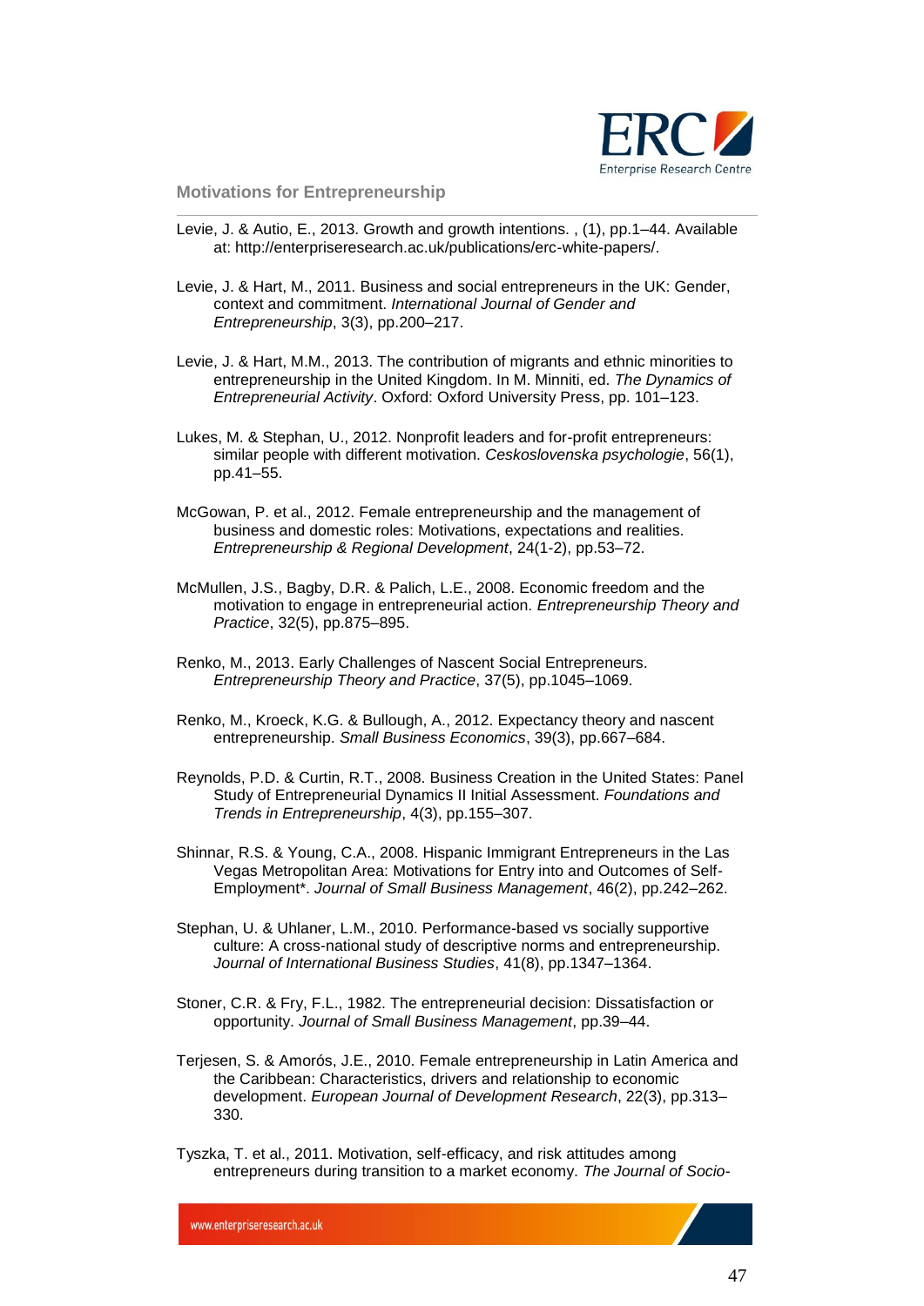Levie, J. & Autio, E., 2013. Growth and growth intentions. , (1), pp.1–44. Available at: http://enterpriseresearch.ac.uk/publications/erc-white-papers/.

Levie, J. & Hart, M., 2011. Business and social entrepreneurs in the UK: Gender, context and commitment. *International Journal of Gender and Entrepreneurship*, 3(3), pp.200–217.

Levie, J. & Hart, M.M., 2013. The contribution of migrants and ethnic minorities to entrepreneurship in the United Kingdom. In M. Minniti, ed. *The Dynamics of Entrepreneurial Activity*. Oxford: Oxford University Press, pp. 101–123.

Lukes, M. & Stephan, U., 2012. Nonprofit leaders and for-profit entrepreneurs: similar people with different motivation. *Ceskoslovenska psychologie*, 56(1), pp.41–55.

McGowan, P. et al., 2012. Female entrepreneurship and the management of business and domestic roles: Motivations, expectations and realities. *Entrepreneurship & Regional Development*, 24(1-2), pp.53–72.

McMullen, J.S., Bagby, D.R. & Palich, L.E., 2008. Economic freedom and the motivation to engage in entrepreneurial action. *Entrepreneurship Theory and Practice*, 32(5), pp.875–895.

Renko, M., 2013. Early Challenges of Nascent Social Entrepreneurs. *Entrepreneurship Theory and Practice*, 37(5), pp.1045–1069.

Renko, M., Kroeck, K.G. & Bullough, A., 2012. Expectancy theory and nascent entrepreneurship. *Small Business Economics*, 39(3), pp.667–684.

Reynolds, P.D. & Curtin, R.T., 2008. Business Creation in the United States: Panel Study of Entrepreneurial Dynamics II Initial Assessment. *Foundations and Trends in Entrepreneurship*, 4(3), pp.155–307.

Shinnar, R.S. & Young, C.A., 2008. Hispanic Immigrant Entrepreneurs in the Las Vegas Metropolitan Area: Motivations for Entry into and Outcomes of Self-Employment*. *Journal of Small Business Management*, 46(2), pp.242–262.

Stephan, U. & Uhlaner, L.M., 2010. Performance-based vs socially supportive culture: A cross-national study of descriptive norms and entrepreneurship. *Journal of International Business Studies*, 41(8), pp.1347–1364.

Stoner, C.R. & Fry, F.L., 1982. The entrepreneurial decision: Dissatisfaction or opportunity. *Journal of Small Business Management*, pp.39–44.

Terjesen, S. & Amorós, J.E., 2010. Female entrepreneurship in Latin America and the Caribbean: Characteristics, drivers and relationship to economic development. *European Journal of Development Research*, 22(3), pp.313–330.

Tyszka, T. et al., 2011. Motivation, self-efficacy, and risk attitudes among entrepreneurs during transition to a market economy. *The Journal of Socio-*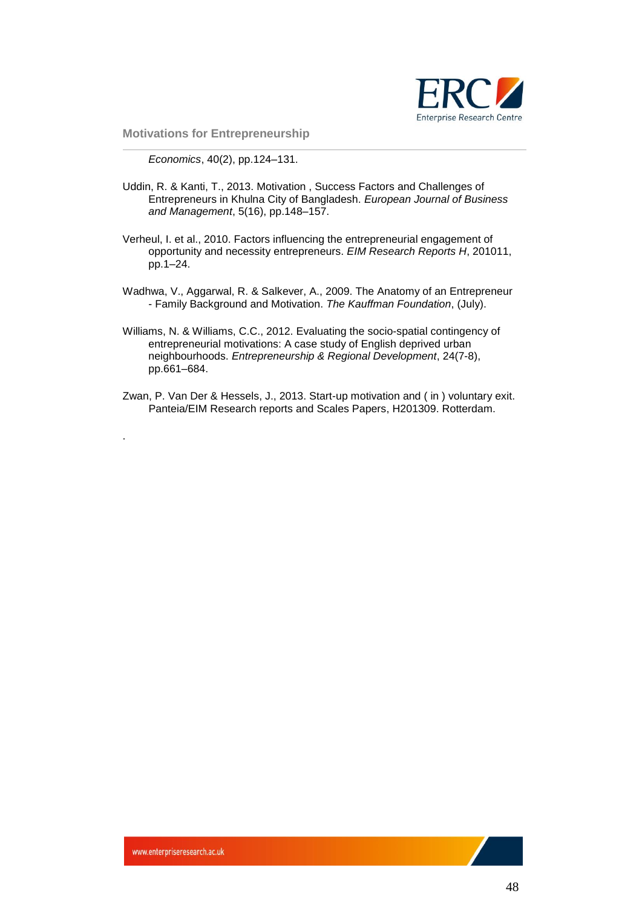*Economics*, 40(2), pp.124–131.

Uddin, R. & Kanti, T., 2013. Motivation , Success Factors and Challenges of Entrepreneurs in Khulna City of Bangladesh. *European Journal of Business and Management*, 5(16), pp.148–157.

Verheul, I. et al., 2010. Factors influencing the entrepreneurial engagement of opportunity and necessity entrepreneurs. *EIM Research Reports H*, 201011, pp.1–24.

Wadhwa, V., Aggarwal, R. & Salkever, A., 2009. The Anatomy of an Entrepreneur - Family Background and Motivation. *The Kauffman Foundation*, (July).

Williams, N. & Williams, C.C., 2012. Evaluating the socio-spatial contingency of entrepreneurial motivations: A case study of English deprived urban neighbourhoods. *Entrepreneurship & Regional Development*, 24(7-8), pp.661–684.

Zwan, P. Van Der & Hessels, J., 2013. Start-up motivation and ( in ) voluntary exit. Panteia/EIM Research reports and Scales Papers, H201309. Rotterdam.

.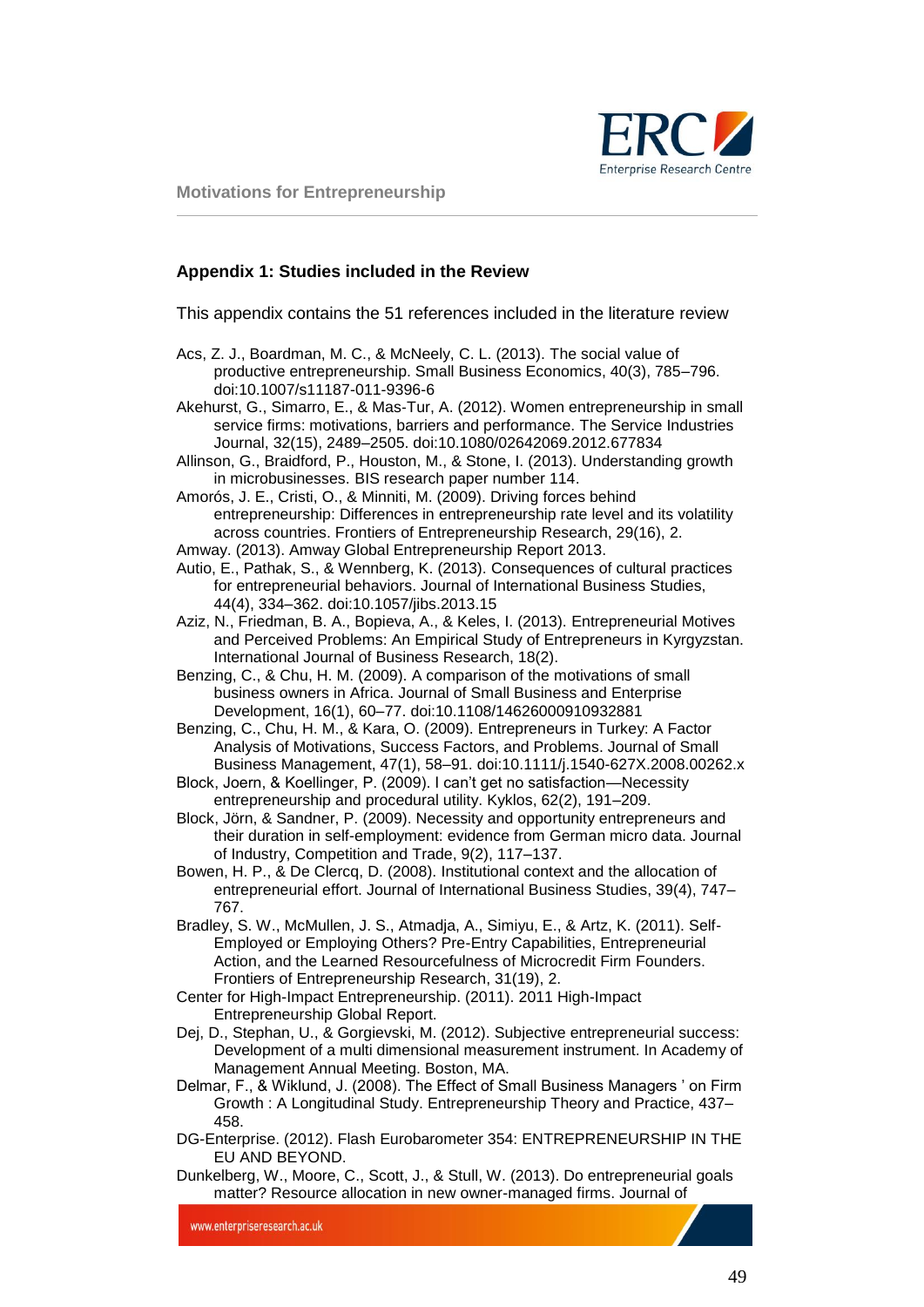## Appendix 1: Studies included in the Review

This appendix contains the 51 references included in the literature review

Acs, Z. J., Boardman, M. C., & McNeely, C. L. (2013). The social value of productive entrepreneurship. Small Business Economics, 40(3), 785–796. doi:10.1007/s11187-011-9396-6

Akehurst, G., Simarro, E., & Mas-Tur, A. (2012). Women entrepreneurship in small service firms: motivations, barriers and performance. The Service Industries Journal, 32(15), 2489–2505. doi:10.1080/02642069.2012.677834

Allinson, G., Braidford, P., Houston, M., & Stone, I. (2013). Understanding growth in microbusinesses. BIS research paper number 114.

Amorós, J. E., Cristi, O., & Minniti, M. (2009). Driving forces behind entrepreneurship: Differences in entrepreneurship rate level and its volatility across countries. Frontiers of Entrepreneurship Research, 29(16), 2.

Amway. (2013). Amway Global Entrepreneurship Report 2013.

Autio, E., Pathak, S., & Wennberg, K. (2013). Consequences of cultural practices for entrepreneurial behaviors. Journal of International Business Studies, 44(4), 334–362. doi:10.1057/jibs.2013.15

Aziz, N., Friedman, B. A., Bopieva, A., & Keles, I. (2013). Entrepreneurial Motives and Perceived Problems: An Empirical Study of Entrepreneurs in Kyrgyzstan. International Journal of Business Research, 18(2).

Benzing, C., & Chu, H. M. (2009). A comparison of the motivations of small business owners in Africa. Journal of Small Business and Enterprise Development, 16(1), 60–77. doi:10.1108/14626000910932881

Benzing, C., Chu, H. M., & Kara, O. (2009). Entrepreneurs in Turkey: A Factor Analysis of Motivations, Success Factors, and Problems. Journal of Small Business Management, 47(1), 58–91. doi:10.1111/j.1540-627X.2008.00262.x

Block, Joern, & Koellinger, P. (2009). I can't get no satisfaction—Necessity entrepreneurship and procedural utility. Kyklos, 62(2), 191–209.

Block, Jörn, & Sandner, P. (2009). Necessity and opportunity entrepreneurs and their duration in self-employment: evidence from German micro data. Journal of Industry, Competition and Trade, 9(2), 117–137.

Bowen, H. P., & De Clercq, D. (2008). Institutional context and the allocation of entrepreneurial effort. Journal of International Business Studies, 39(4), 747–767.

Bradley, S. W., McMullen, J. S., Atmadja, A., Simiyu, E., & Artz, K. (2011). Self-Employed or Employing Others? Pre-Entry Capabilities, Entrepreneurial Action, and the Learned Resourcefulness of Microcredit Firm Founders. Frontiers of Entrepreneurship Research, 31(19), 2.

Center for High-Impact Entrepreneurship. (2011). 2011 High-Impact Entrepreneurship Global Report.

Dej, D., Stephan, U., & Gorgievski, M. (2012). Subjective entrepreneurial success: Development of a multi dimensional measurement instrument. In Academy of Management Annual Meeting. Boston, MA.

Delmar, F., & Wiklund, J. (2008). The Effect of Small Business Managers ' on Firm Growth : A Longitudinal Study. Entrepreneurship Theory and Practice, 437–458.

DG-Enterprise. (2012). Flash Eurobarometer 354: ENTREPRENEURSHIP IN THE EU AND BEYOND.

Dunkelberg, W., Moore, C., Scott, J., & Stull, W. (2013). Do entrepreneurial goals matter? Resource allocation in new owner-managed firms. Journal of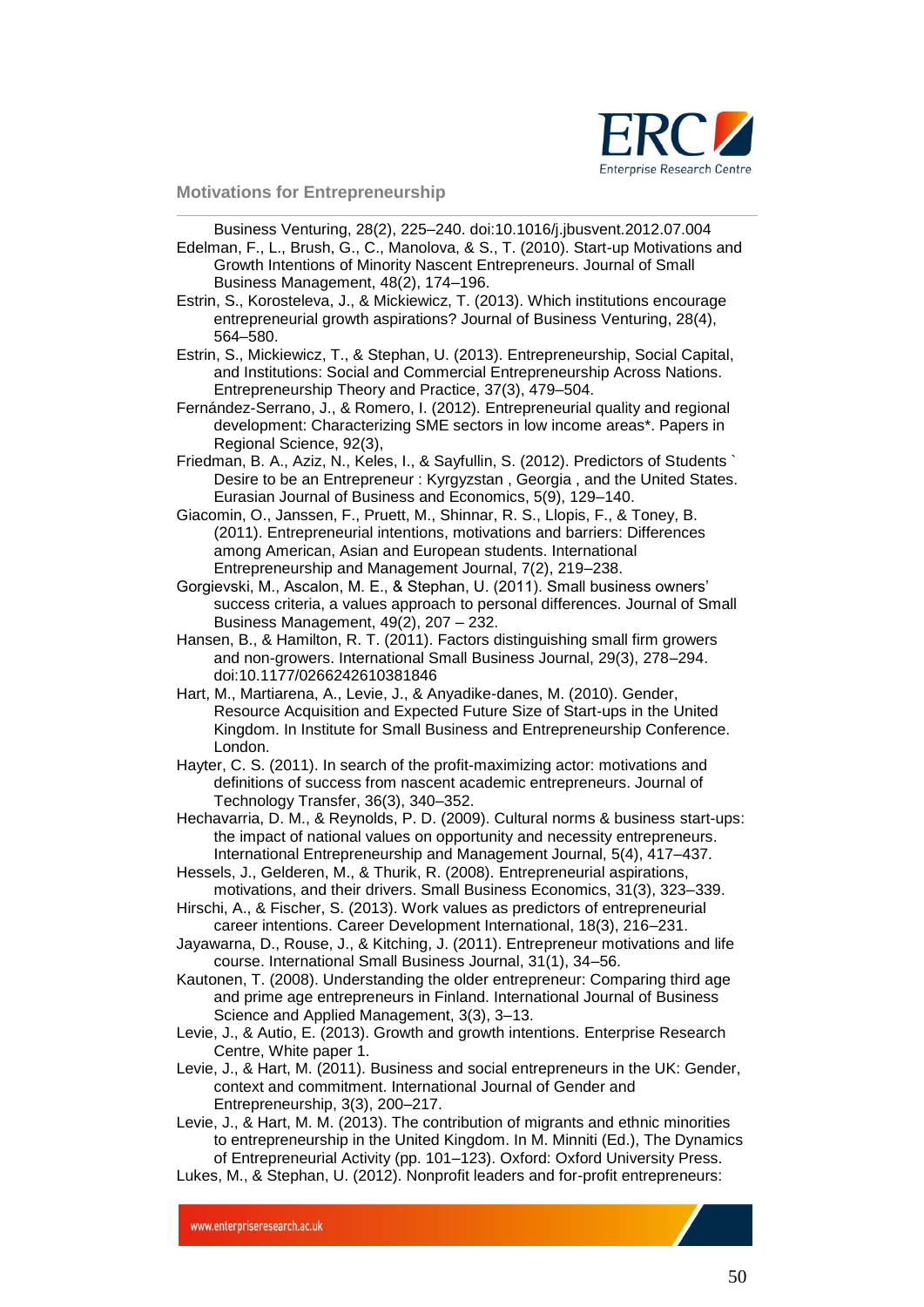Business Venturing, 28(2), 225–240. doi:10.1016/j.jbusvent.2012.07.004

Edelman, F., L., Brush, G., C., Manolova, & S., T. (2010). Start-up Motivations and Growth Intentions of Minority Nascent Entrepreneurs. Journal of Small Business Management, 48(2), 174–196.

Estrin, S., Korosteleva, J., & Mickiewicz, T. (2013). Which institutions encourage entrepreneurial growth aspirations? Journal of Business Venturing, 28(4), 564–580.

Estrin, S., Mickiewicz, T., & Stephan, U. (2013). Entrepreneurship, Social Capital, and Institutions: Social and Commercial Entrepreneurship Across Nations. Entrepreneurship Theory and Practice, 37(3), 479–504.

Fernández-Serrano, J., & Romero, I. (2012). Entrepreneurial quality and regional development: Characterizing SME sectors in low income areas*. Papers in Regional Science, 92(3),

Friedman, B. A., Aziz, N., Keles, I., & Sayfullin, S. (2012). Predictors of Students ` Desire to be an Entrepreneur : Kyrgyzstan , Georgia , and the United States. Eurasian Journal of Business and Economics, 5(9), 129–140.

Giacomin, O., Janssen, F., Pruett, M., Shinnar, R. S., Llopis, F., & Toney, B. (2011). Entrepreneurial intentions, motivations and barriers: Differences among American, Asian and European students. International Entrepreneurship and Management Journal, 7(2), 219–238.

Gorgievski, M., Ascalon, M. E., & Stephan, U. (2011). Small business owners' success criteria, a values approach to personal differences. Journal of Small Business Management, 49(2), 207 – 232.

Hansen, B., & Hamilton, R. T. (2011). Factors distinguishing small firm growers and non-growers. International Small Business Journal, 29(3), 278–294. doi:10.1177/0266242610381846

Hart, M., Martiarena, A., Levie, J., & Anyadike-danes, M. (2010). Gender, Resource Acquisition and Expected Future Size of Start-ups in the United Kingdom. In Institute for Small Business and Entrepreneurship Conference. London.

Hayter, C. S. (2011). In search of the profit-maximizing actor: motivations and definitions of success from nascent academic entrepreneurs. Journal of Technology Transfer, 36(3), 340–352.

Hechavarria, D. M., & Reynolds, P. D. (2009). Cultural norms & business start-ups: the impact of national values on opportunity and necessity entrepreneurs. International Entrepreneurship and Management Journal, 5(4), 417–437.

Hessels, J., Gelderen, M., & Thurik, R. (2008). Entrepreneurial aspirations, motivations, and their drivers. Small Business Economics, 31(3), 323–339.

Hirschi, A., & Fischer, S. (2013). Work values as predictors of entrepreneurial career intentions. Career Development International, 18(3), 216–231.

Jayawarna, D., Rouse, J., & Kitching, J. (2011). Entrepreneur motivations and life course. International Small Business Journal, 31(1), 34–56.

Kautonen, T. (2008). Understanding the older entrepreneur: Comparing third age and prime age entrepreneurs in Finland. International Journal of Business Science and Applied Management, 3(3), 3–13.

Levie, J., & Autio, E. (2013). Growth and growth intentions. Enterprise Research Centre, White paper 1.

Levie, J., & Hart, M. (2011). Business and social entrepreneurs in the UK: Gender, context and commitment. International Journal of Gender and Entrepreneurship, 3(3), 200–217.

Levie, J., & Hart, M. M. (2013). The contribution of migrants and ethnic minorities to entrepreneurship in the United Kingdom. In M. Minniti (Ed.), The Dynamics of Entrepreneurial Activity (pp. 101–123). Oxford: Oxford University Press.

Lukes, M., & Stephan, U. (2012). Nonprofit leaders and for-profit entrepreneurs: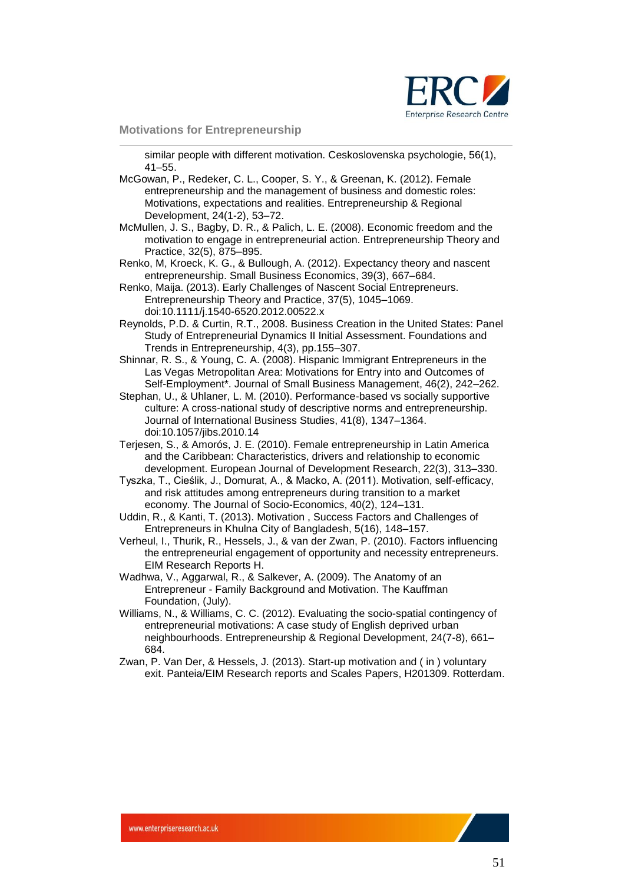similar people with different motivation. Ceskoslovenska psychologie, 56(1), 41–55.

McGowan, P., Redeker, C. L., Cooper, S. Y., & Greenan, K. (2012). Female entrepreneurship and the management of business and domestic roles: Motivations, expectations and realities. Entrepreneurship & Regional Development, 24(1-2), 53–72.

McMullen, J. S., Bagby, D. R., & Palich, L. E. (2008). Economic freedom and the motivation to engage in entrepreneurial action. Entrepreneurship Theory and Practice, 32(5), 875–895.

Renko, M, Kroeck, K. G., & Bullough, A. (2012). Expectancy theory and nascent entrepreneurship. Small Business Economics, 39(3), 667–684.

Renko, Maija. (2013). Early Challenges of Nascent Social Entrepreneurs. Entrepreneurship Theory and Practice, 37(5), 1045–1069. doi:10.1111/j.1540-6520.2012.00522.x

Reynolds, P.D. & Curtin, R.T., 2008. Business Creation in the United States: Panel Study of Entrepreneurial Dynamics II Initial Assessment. Foundations and Trends in Entrepreneurship, 4(3), pp.155–307.

Shinnar, R. S., & Young, C. A. (2008). Hispanic Immigrant Entrepreneurs in the Las Vegas Metropolitan Area: Motivations for Entry into and Outcomes of Self-Employment*. Journal of Small Business Management, 46(2), 242–262.

Stephan, U., & Uhlaner, L. M. (2010). Performance-based vs socially supportive culture: A cross-national study of descriptive norms and entrepreneurship. Journal of International Business Studies, 41(8), 1347–1364. doi:10.1057/jibs.2010.14

Terjesen, S., & Amorós, J. E. (2010). Female entrepreneurship in Latin America and the Caribbean: Characteristics, drivers and relationship to economic development. European Journal of Development Research, 22(3), 313–330.

Tyszka, T., Cieślik, J., Domurat, A., & Macko, A. (2011). Motivation, self-efficacy, and risk attitudes among entrepreneurs during transition to a market economy. The Journal of Socio-Economics, 40(2), 124–131.

Uddin, R., & Kanti, T. (2013). Motivation , Success Factors and Challenges of Entrepreneurs in Khulna City of Bangladesh, 5(16), 148–157.

Verheul, I., Thurik, R., Hessels, J., & van der Zwan, P. (2010). Factors influencing the entrepreneurial engagement of opportunity and necessity entrepreneurs. EIM Research Reports H.

Wadhwa, V., Aggarwal, R., & Salkever, A. (2009). The Anatomy of an Entrepreneur - Family Background and Motivation. The Kauffman Foundation, (July).

Williams, N., & Williams, C. C. (2012). Evaluating the socio-spatial contingency of entrepreneurial motivations: A case study of English deprived urban neighbourhoods. Entrepreneurship & Regional Development, 24(7-8), 661–684.

Zwan, P. Van Der, & Hessels, J. (2013). Start-up motivation and ( in ) voluntary exit. Panteia/EIM Research reports and Scales Papers, H201309. Rotterdam.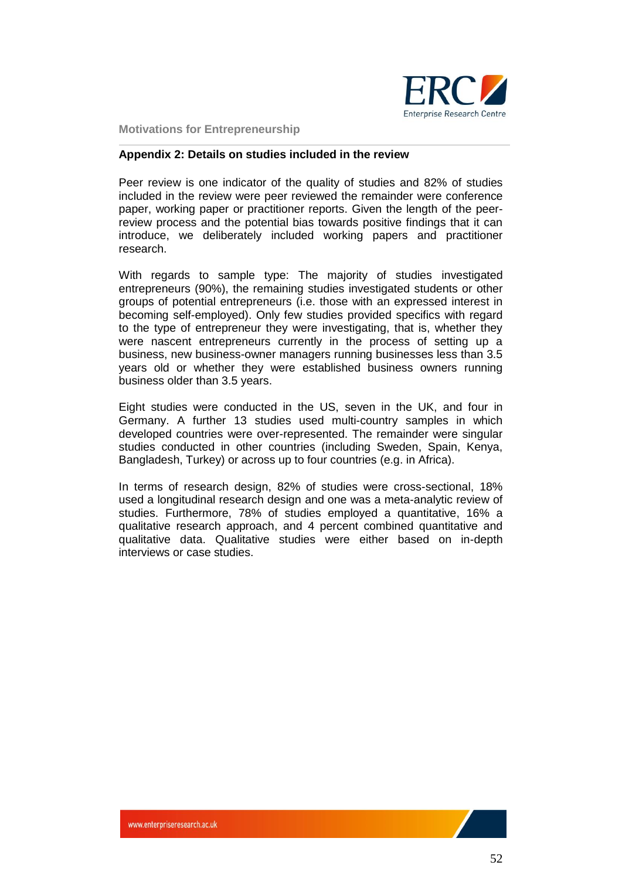## Appendix 2: Details on studies included in the review

Peer review is one indicator of the quality of studies and 82% of studies included in the review were peer reviewed the remainder were conference paper, working paper or practitioner reports. Given the length of the peer-review process and the potential bias towards positive findings that it can introduce, we deliberately included working papers and practitioner research.

With regards to sample type: The majority of studies investigated entrepreneurs (90%), the remaining studies investigated students or other groups of potential entrepreneurs (i.e. those with an expressed interest in becoming self-employed). Only few studies provided specifics with regard to the type of entrepreneur they were investigating, that is, whether they were nascent entrepreneurs currently in the process of setting up a business, new business-owner managers running businesses less than 3.5 years old or whether they were established business owners running business older than 3.5 years.

Eight studies were conducted in the US, seven in the UK, and four in Germany. A further 13 studies used multi-country samples in which developed countries were over-represented. The remainder were singular studies conducted in other countries (including Sweden, Spain, Kenya, Bangladesh, Turkey) or across up to four countries (e.g. in Africa).

In terms of research design, 82% of studies were cross-sectional, 18% used a longitudinal research design and one was a meta-analytic review of studies. Furthermore, 78% of studies employed a quantitative, 16% a qualitative research approach, and 4 percent combined quantitative and qualitative data. Qualitative studies were either based on in-depth interviews or case studies.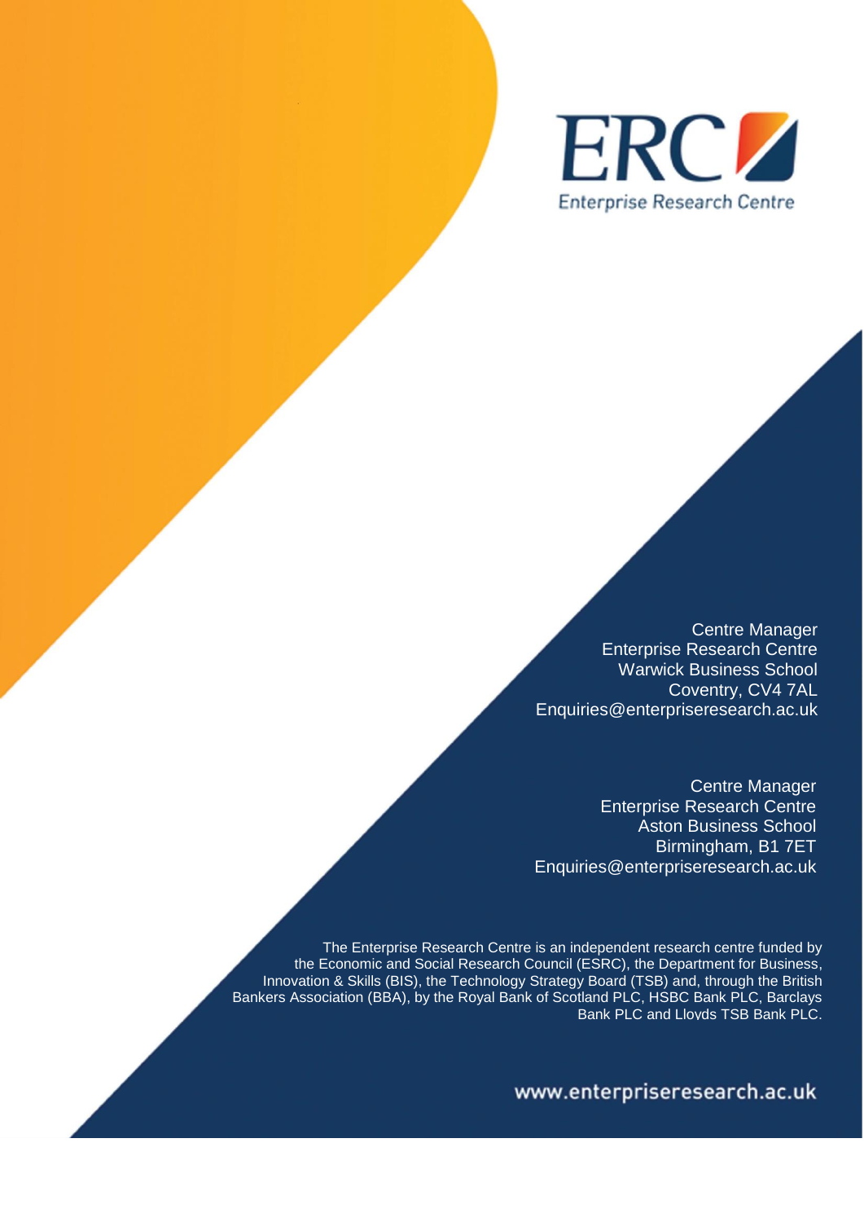ERC

Enterprise Research Centre

Centre Manager
Enterprise Research Centre
Warwick Business School
Coventry, CV4 7AL
Enquiries@enterpriseresearch.ac.uk

Centre Manager
Enterprise Research Centre
Aston Business School
Birmingham, B1 7ET
Enquiries@enterpriseresearch.ac.uk

The Enterprise Research Centre is an independent research centre funded by the Economic and Social Research Council (ESRC), the Department for Business, Innovation & Skills (BIS), the Technology Strategy Board (TSB) and, through the British Bankers Association (BBA), by the Royal Bank of Scotland PLC, HSBC Bank PLC, Barclays Bank PLC and Lloyds TSB Bank PLC.

www.enterpriseresearch.ac.uk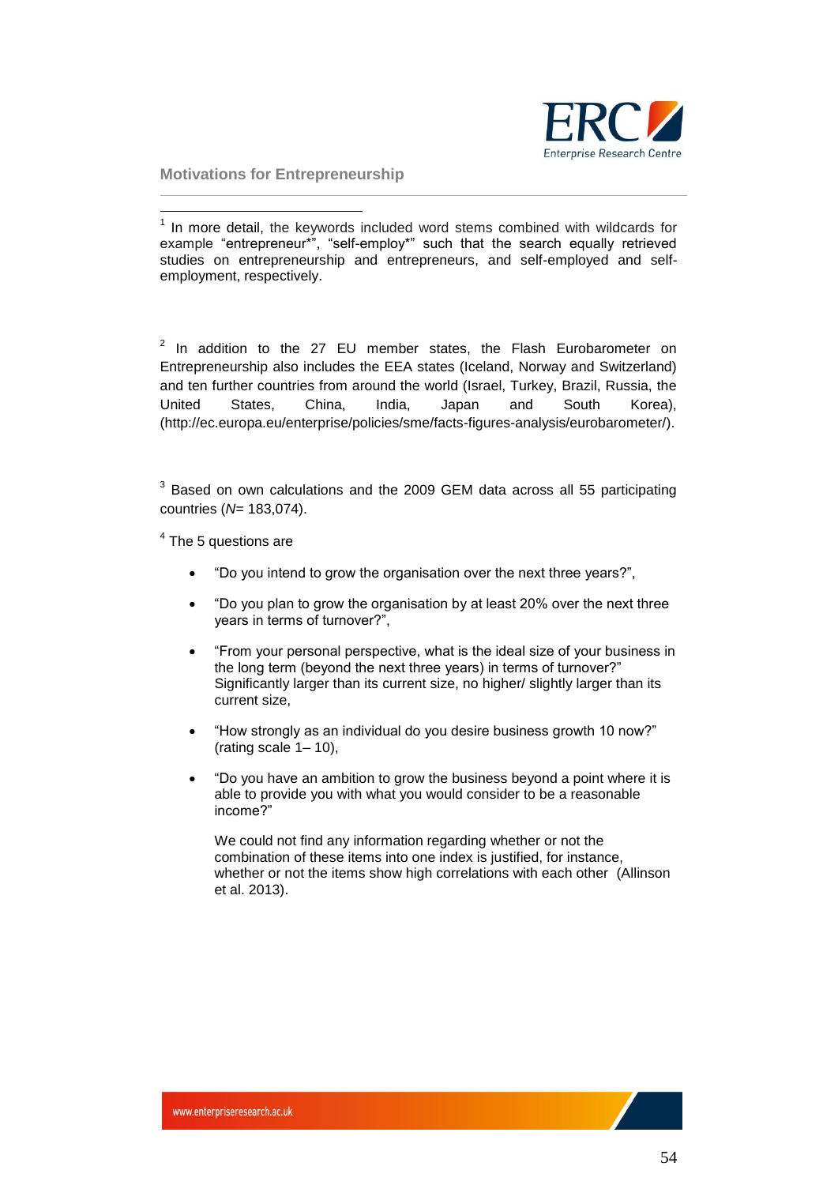[1] In more detail, the keywords included word stems combined with wildcards for example "entrepreneur*", "self-employ*" such that the search equally retrieved studies on entrepreneurship and entrepreneurs, and self-employed and self-employment, respectively.

[2] In addition to the 27 EU member states, the Flash Eurobarometer on Entrepreneurship also includes the EEA states (Iceland, Norway and Switzerland) and ten further countries from around the world (Israel, Turkey, Brazil, Russia, the United States, China, India, Japan and South Korea), (http://ec.europa.eu/enterprise/policies/sme/facts-figures-analysis/eurobarometer/).

[3] Based on own calculations and the 2009 GEM data across all 55 participating countries (*N*= 183,074).

[4] The 5 questions are

- "Do you intend to grow the organisation over the next three years?",
- "Do you plan to grow the organisation by at least 20% over the next three years in terms of turnover?",
- "From your personal perspective, what is the ideal size of your business in the long term (beyond the next three years) in terms of turnover?" Significantly larger than its current size, no higher/ slightly larger than its current size,
- "How strongly as an individual do you desire business growth 10 now?" (rating scale 1– 10),
- "Do you have an ambition to grow the business beyond a point where it is able to provide you with what you would consider to be a reasonable income?"

  We could not find any information regarding whether or not the combination of these items into one index is justified, for instance, whether or not the items show high correlations with each other (Allinson et al. 2013).